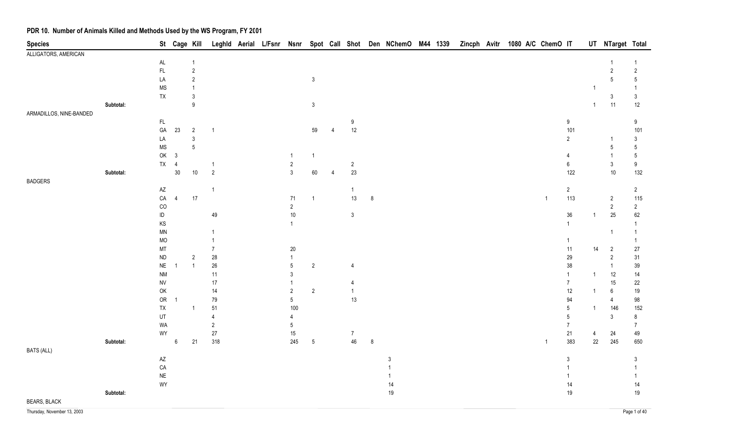# PDR 10. Number of Animals Killed and Methods Used by the WS Program, FY 2001

| Species | | St | Cage | Kill | Leghld | Aerial | L/Fsnr | Nsnr | Spot | Call | Shot | Den | NChemO | M44 | 1339 | Zincph | Avitr | 1080 | A/C | ChemO | IT | UT | NTarget | Total |
|---|---|---|---|---|---|---|---|---|---|---|---|---|---|---|---|---|---|---|---|---|---|---|---|---|
| ALLIGATORS, AMERICAN | | | | | | | | | | | | | | | | | | | | | | | | |
| | | AL | | 1 | | | | | | | | | | | | | | | | | | | 1 | 1 |
| | | FL | | 2 | | | | | | | | | | | | | | | | | | | 2 | 2 |
| | | LA | | 2 | | | | | 3 | | | | | | | | | | | | | | 5 | 5 |
| | | MS | | 1 | | | | | | | | | | | | | | | | | | 1 | | 1 |
| | | TX | | 3 | | | | | | | | | | | | | | | | | | | 3 | 3 |
| | Subtotal: | | | 9 | | | | | 3 | | | | | | | | | | | | | 1 | 11 | 12 |
| ARMADILLOS, NINE-BANDED | | | | | | | | | | | | | | | | | | | | | | | | |
| | | FL | | | | | | | | | 9 | | | | | | | | | | 9 | | | 9 |
| | | GA | 23 | 2 | 1 | | | | 59 | 4 | 12 | | | | | | | | | | 101 | | | 101 |
| | | LA | | 3 | | | | | | | | | | | | | | | | | 2 | | 1 | 3 |
| | | MS | | 5 | | | | | | | | | | | | | | | | | | | 5 | 5 |
| | | OK | 3 | | | | | 1 | 1 | | | | | | | | | | | | 4 | | 1 | 5 |
| | | TX | 4 | | 1 | | | 2 | | | 2 | | | | | | | | | | 6 | | 3 | 9 |
| | Subtotal: | | 30 | 10 | 2 | | | 3 | 60 | 4 | 23 | | | | | | | | | | 122 | | 10 | 132 |
| BADGERS | | | | | | | | | | | | | | | | | | | | | | | | |
| | | AZ | | | 1 | | | | | | 1 | | | | | | | | | | 2 | | | 2 |
| | | CA | 4 | 17 | | | | 71 | 1 | | 13 | 8 | | | | | | | | 1 | 113 | | 2 | 115 |
| | | CO | | | | | | 2 | | | | | | | | | | | | | | | 2 | 2 |
| | | ID | | | 49 | | | 10 | | | 3 | | | | | | | | | | 36 | 1 | 25 | 62 |
| | | KS | | | | | | 1 | | | | | | | | | | | | | 1 | | | 1 |
| | | MN | | | 1 | | | | | | | | | | | | | | | | | | 1 | 1 |
| | | MO | | | 1 | | | | | | | | | | | | | | | | 1 | | | 1 |
| | | MT | | | 7 | | | 20 | | | | | | | | | | | | | 11 | 14 | 2 | 27 |
| | | ND | | 2 | 28 | | | 1 | | | | | | | | | | | | | 29 | | 2 | 31 |
| | | NE | 1 | 1 | 26 | | | 5 | 2 | | 4 | | | | | | | | | | 38 | | 1 | 39 |
| | | NM | | | 11 | | | 3 | | | | | | | | | | | | | 1 | 1 | 12 | 14 |
| | | NV | | | 17 | | | 1 | | | 4 | | | | | | | | | | 7 | | 15 | 22 |
| | | OK | | | 14 | | | 2 | 2 | | 1 | | | | | | | | | | 12 | 1 | 6 | 19 |
| | | OR | 1 | | 79 | | | 5 | | | 13 | | | | | | | | | | 94 | | 4 | 98 |
| | | TX | | 1 | 51 | | | 100 | | | | | | | | | | | | | 5 | 1 | 146 | 152 |
| | | UT | | | 4 | | | 4 | | | | | | | | | | | | | 5 | | 3 | 8 |
| | | WA | | | 2 | | | 5 | | | | | | | | | | | | | 7 | | | 7 |
| | | WY | | | 27 | | | 15 | | | 7 | | | | | | | | | | 21 | 4 | 24 | 49 |
| | Subtotal: | | 6 | 21 | 318 | | | 245 | 5 | | 46 | 8 | | | | | | | | 1 | 383 | 22 | 245 | 650 |
| BATS (ALL) | | | | | | | | | | | | | | | | | | | | | | | | |
| | | AZ | | | | | | | | | | | 3 | | | | | | | | 3 | | | 3 |
| | | CA | | | | | | | | | | | 1 | | | | | | | | 1 | | | 1 |
| | | NE | | | | | | | | | | | 1 | | | | | | | | 1 | | | 1 |
| | | WY | | | | | | | | | | | 14 | | | | | | | | 14 | | | 14 |
| | Subtotal: | | | | | | | | | | | | 19 | | | | | | | | 19 | | | 19 |
| BEARS, BLACK | | | | | | | | | | | | | | | | | | | | | | | | |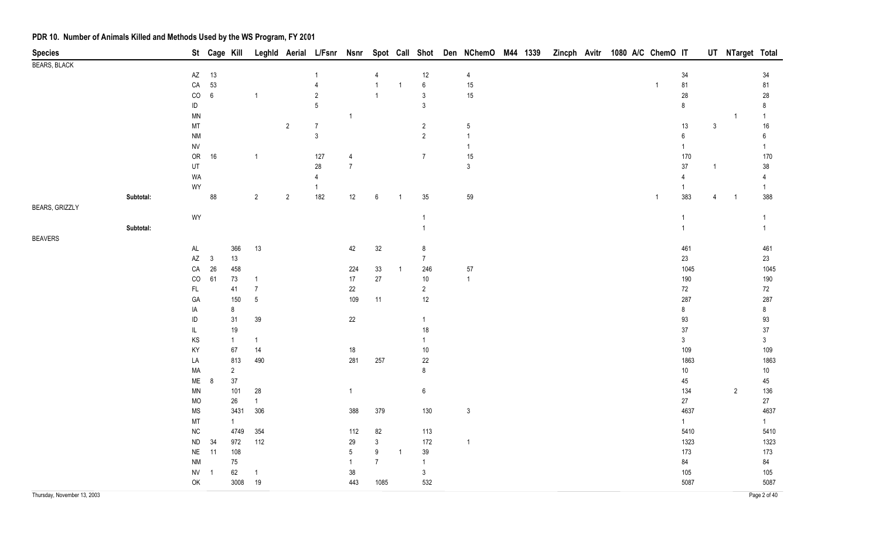# PDR 10. Number of Animals Killed and Methods Used by the WS Program, FY 2001

| Species | | St | Cage | Kill | Leghld | Aerial | L/Fsnr | Nsnr | Spot | Call | Shot | Den | NChemO | M44 | 1339 | Zincph | Avitr | 1080 | A/C | ChemO | IT | UT | NTarget | Total |
|---|---|---|---|---|---|---|---|---|---|---|---|---|---|---|---|---|---|---|---|---|---|---|---|---|
| BEARS, BLACK | | | | | | | | | | | | | | | | | | | | | | | | |
| | | AZ | 13 | | | | 1 | | 4 | | 12 | | 4 | | | | | | | | 34 | | | 34 |
| | | CA | 53 | | | | 4 | | 1 | 1 | 6 | | 15 | | | | | | | 1 | 81 | | | 81 |
| | | CO | 6 | | 1 | | 2 | | 1 | | 3 | | 15 | | | | | | | | 28 | | | 28 |
| | | ID | | | | | 5 | | | | 3 | | | | | | | | | | 8 | | | 8 |
| | | MN | | | | | | 1 | | | | | | | | | | | | | | | 1 | 1 |
| | | MT | | | | 2 | 7 | | | | 2 | | 5 | | | | | | | | 13 | 3 | | 16 |
| | | NM | | | | | 3 | | | | 2 | | 1 | | | | | | | | 6 | | | 6 |
| | | NV | | | | | | | | | | | 1 | | | | | | | | 1 | | | 1 |
| | | OR | 16 | | 1 | | 127 | 4 | | | 7 | | 15 | | | | | | | | 170 | | | 170 |
| | | UT | | | | | 28 | 7 | | | | | 3 | | | | | | | | 37 | 1 | | 38 |
| | | WA | | | | | 4 | | | | | | | | | | | | | | 4 | | | 4 |
| | | WY | | | | | 1 | | | | | | | | | | | | | | 1 | | | 1 |
| | Subtotal: | | 88 | | 2 | 2 | 182 | 12 | 6 | 1 | 35 | | 59 | | | | | | | 1 | 383 | 4 | 1 | 388 |
| BEARS, GRIZZLY | | | | | | | | | | | | | | | | | | | | | | | | |
| | | WY | | | | | | | | | 1 | | | | | | | | | | 1 | | | 1 |
| | Subtotal: | | | | | | | | | | 1 | | | | | | | | | | 1 | | | 1 |
| BEAVERS | | | | | | | | | | | | | | | | | | | | | | | | |
| | | AL | | 366 | 13 | | | 42 | 32 | | 8 | | | | | | | | | | 461 | | | 461 |
| | | AZ | 3 | 13 | | | | | | | 7 | | | | | | | | | | 23 | | | 23 |
| | | CA | 26 | 458 | | | | 224 | 33 | 1 | 246 | | 57 | | | | | | | | 1045 | | | 1045 |
| | | CO | 61 | 73 | 1 | | | 17 | 27 | | 10 | | 1 | | | | | | | | 190 | | | 190 |
| | | FL | | 41 | 7 | | | 22 | | | 2 | | | | | | | | | | 72 | | | 72 |
| | | GA | | 150 | 5 | | | 109 | 11 | | 12 | | | | | | | | | | 287 | | | 287 |
| | | IA | | 8 | | | | | | | | | | | | | | | | | 8 | | | 8 |
| | | ID | | 31 | 39 | | | 22 | | | 1 | | | | | | | | | | 93 | | | 93 |
| | | IL | | 19 | | | | | | | 18 | | | | | | | | | | 37 | | | 37 |
| | | KS | | 1 | 1 | | | | | | 1 | | | | | | | | | | 3 | | | 3 |
| | | KY | | 67 | 14 | | | 18 | | | 10 | | | | | | | | | | 109 | | | 109 |
| | | LA | | 813 | 490 | | | 281 | 257 | | 22 | | | | | | | | | | 1863 | | | 1863 |
| | | MA | | 2 | | | | | | | 8 | | | | | | | | | | 10 | | | 10 |
| | | ME | 8 | 37 | | | | | | | | | | | | | | | | | 45 | | | 45 |
| | | MN | | 101 | 28 | | | 1 | | | 6 | | | | | | | | | | 134 | | 2 | 136 |
| | | MO | | 26 | 1 | | | | | | | | | | | | | | | | 27 | | | 27 |
| | | MS | | 3431 | 306 | | | 388 | 379 | | 130 | | 3 | | | | | | | | 4637 | | | 4637 |
| | | MT | | 1 | | | | | | | | | | | | | | | | | 1 | | | 1 |
| | | NC | | 4749 | 354 | | | 112 | 82 | | 113 | | | | | | | | | | 5410 | | | 5410 |
| | | ND | 34 | 972 | 112 | | | 29 | 3 | | 172 | | 1 | | | | | | | | 1323 | | | 1323 |
| | | NE | 11 | 108 | | | | 5 | 9 | 1 | 39 | | | | | | | | | | 173 | | | 173 |
| | | NM | | 75 | | | | 1 | 7 | | 1 | | | | | | | | | | 84 | | | 84 |
| | | NV | 1 | 62 | 1 | | | 38 | | | 3 | | | | | | | | | | 105 | | | 105 |
| | | OK | | 3008 | 19 | | | 443 | 1085 | | 532 | | | | | | | | | | 5087 | | | 5087 |

Thursday, November 13, 2003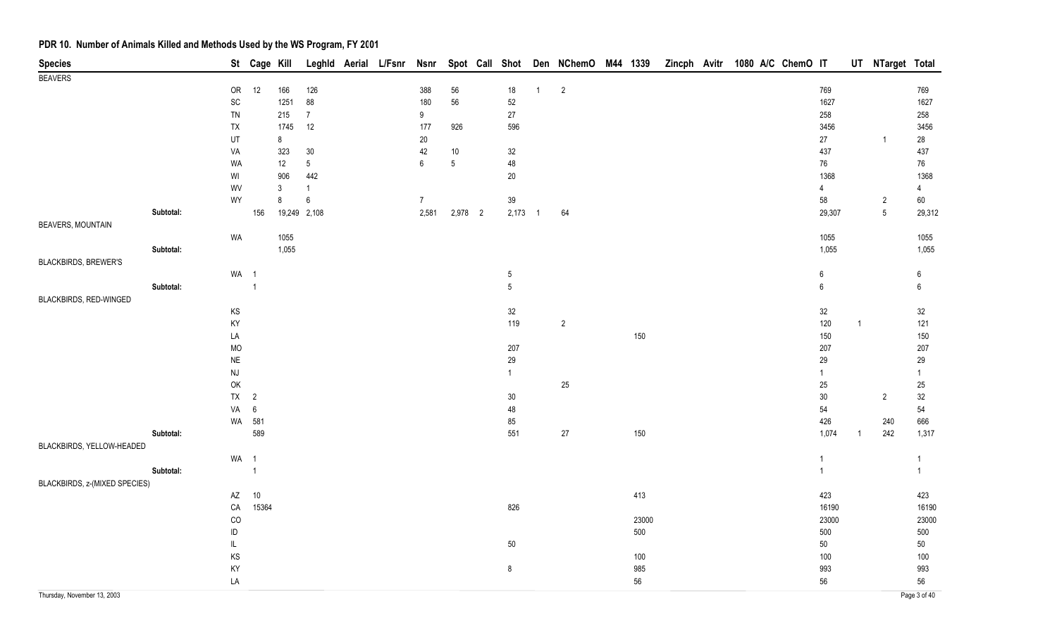## PDR 10. Number of Animals Killed and Methods Used by the WS Program, FY 2001

| Species | St | Cage | Kill | Leghld | Aerial | L/Fsnr | Nsnr | Spot | Call | Shot | Den | NChemO | M44 | 1339 | Zincph | Avitr | 1080 | A/C | ChemO | IT | UT | NTarget | Total |
|---|---|---|---|---|---|---|---|---|---|---|---|---|---|---|---|---|---|---|---|---|---|---|---|
| BEAVERS | | | | | | | | | | | | | | | | | | | | | | | |
| | OR | 12 | 166 | 126 | | | 388 | 56 | | 18 | 1 | 2 | | | | | | | | 769 | | | 769 |
| | SC | | 1251 | 88 | | | 180 | 56 | | 52 | | | | | | | | | | 1627 | | | 1627 |
| | TN | | 215 | 7 | | | 9 | | | 27 | | | | | | | | | | 258 | | | 258 |
| | TX | | 1745 | 12 | | | 177 | 926 | | 596 | | | | | | | | | | 3456 | | | 3456 |
| | UT | | 8 | | | | 20 | | | | | | | | | | | | | 27 | | 1 | 28 |
| | VA | | 323 | 30 | | | 42 | 10 | | 32 | | | | | | | | | | 437 | | | 437 |
| | WA | | 12 | 5 | | | 6 | 5 | | 48 | | | | | | | | | | 76 | | | 76 |
| | WI | | 906 | 442 | | | | | | 20 | | | | | | | | | | 1368 | | | 1368 |
| | WV | | 3 | 1 | | | | | | | | | | | | | | | | 4 | | | 4 |
| | WY | | 8 | 6 | | | 7 | | | 39 | | | | | | | | | | 58 | | 2 | 60 |
| Subtotal: | | 156 | 19,249 | 2,108 | | | 2,581 | 2,978 | 2 | 2,173 | 1 | 64 | | | | | | | | 29,307 | | 5 | 29,312 |
| BEAVERS, MOUNTAIN | | | | | | | | | | | | | | | | | | | | | | | |
| | WA | | 1055 | | | | | | | | | | | | | | | | | 1055 | | | 1055 |
| Subtotal: | | | 1,055 | | | | | | | | | | | | | | | | | 1,055 | | | 1,055 |
| BLACKBIRDS, BREWER'S | | | | | | | | | | | | | | | | | | | | | | | |
| | WA | 1 | | | | | | | | 5 | | | | | | | | | | 6 | | | 6 |
| Subtotal: | | 1 | | | | | | | | 5 | | | | | | | | | | 6 | | | 6 |
| BLACKBIRDS, RED-WINGED | | | | | | | | | | | | | | | | | | | | | | | |
| | KS | | | | | | | | | 32 | | | | | | | | | | 32 | | | 32 |
| | KY | | | | | | | | | 119 | | 2 | | | | | | | | 120 | 1 | | 121 |
| | LA | | | | | | | | | | | | | 150 | | | | | | 150 | | | 150 |
| | MO | | | | | | | | | 207 | | | | | | | | | | 207 | | | 207 |
| | NE | | | | | | | | | 29 | | | | | | | | | | 29 | | | 29 |
| | NJ | | | | | | | | | 1 | | | | | | | | | | 1 | | | 1 |
| | OK | | | | | | | | | | | 25 | | | | | | | | 25 | | | 25 |
| | TX | 2 | | | | | | | | 30 | | | | | | | | | | 30 | | 2 | 32 |
| | VA | 6 | | | | | | | | 48 | | | | | | | | | | 54 | | | 54 |
| | WA | 581 | | | | | | | | 85 | | | | | | | | | | 426 | | 240 | 666 |
| Subtotal: | | 589 | | | | | | | | 551 | | 27 | | 150 | | | | | | 1,074 | 1 | 242 | 1,317 |
| BLACKBIRDS, YELLOW-HEADED | | | | | | | | | | | | | | | | | | | | | | | |
| | WA | 1 | | | | | | | | | | | | | | | | | | 1 | | | 1 |
| Subtotal: | | 1 | | | | | | | | | | | | | | | | | | 1 | | | 1 |
| BLACKBIRDS, z-(MIXED SPECIES) | | | | | | | | | | | | | | | | | | | | | | | |
| | AZ | 10 | | | | | | | | | | | | 413 | | | | | | 423 | | | 423 |
| | CA | 15364 | | | | | | | | 826 | | | | | | | | | | 16190 | | | 16190 |
| | CO | | | | | | | | | | | | | 23000 | | | | | | 23000 | | | 23000 |
| | ID | | | | | | | | | | | | | 500 | | | | | | 500 | | | 500 |
| | IL | | | | | | | | | 50 | | | | | | | | | | 50 | | | 50 |
| | KS | | | | | | | | | | | | | 100 | | | | | | 100 | | | 100 |
| | KY | | | | | | | | | 8 | | | | 985 | | | | | | 993 | | | 993 |
| | LA | | | | | | | | | | | | | 56 | | | | | | 56 | | | 56 |

Thursday, November 13, 2003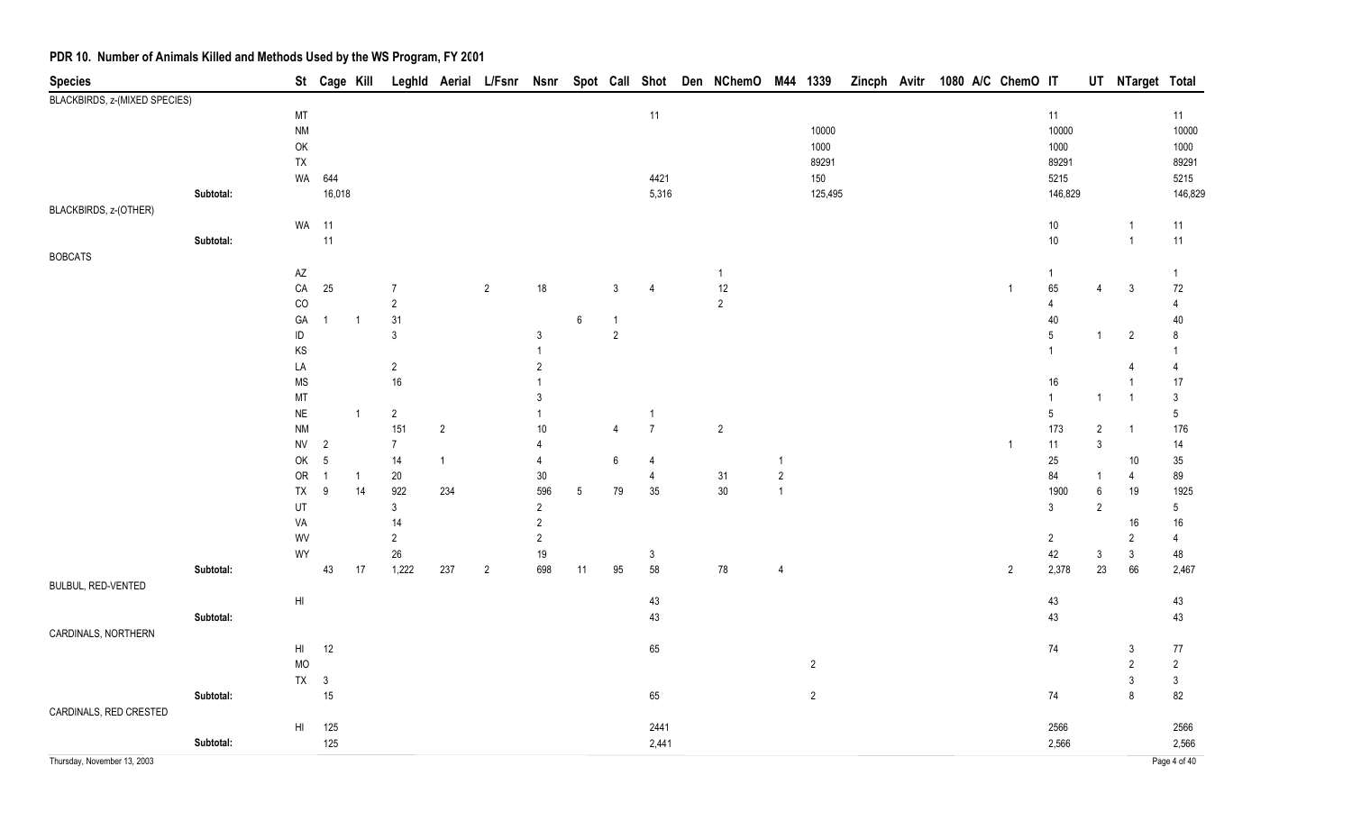## PDR 10. Number of Animals Killed and Methods Used by the WS Program, FY 2001

| Species | | St | Cage | Kill | Leghld | Aerial | L/Fsnr | Nsnr | Spot | Call | Shot | Den | NChemO | M44 | 1339 | Zincph | Avitr | 1080 | A/C | ChemO | IT | UT | NTarget | Total |
|---|---|---|---|---|---|---|---|---|---|---|---|---|---|---|---|---|---|---|---|---|---|---|---|---|
| BLACKBIRDS, z-(MIXED SPECIES) | | | | | | | | | | | | | | | | | | | | | | | | |
| | | MT | | | | | | | | | 11 | | | | | | | | | | 11 | | | 11 |
| | | NM | | | | | | | | | | | | | 10000 | | | | | | 10000 | | | 10000 |
| | | OK | | | | | | | | | | | | | 1000 | | | | | | 1000 | | | 1000 |
| | | TX | | | | | | | | | | | | | 89291 | | | | | | 89291 | | | 89291 |
| | | WA | 644 | | | | | | | | 4421 | | | | 150 | | | | | | 5215 | | | 5215 |
| | Subtotal: | | 16,018 | | | | | | | | 5,316 | | | | 125,495 | | | | | | 146,829 | | | 146,829 |
| BLACKBIRDS, z-(OTHER) | | | | | | | | | | | | | | | | | | | | | | | | |
| | | WA | 11 | | | | | | | | | | | | | | | | | | 10 | | 1 | 11 |
| | Subtotal: | | 11 | | | | | | | | | | | | | | | | | | 10 | | 1 | 11 |
| BOBCATS | | | | | | | | | | | | | | | | | | | | | | | | |
| | | AZ | | | | | | | | | | | 1 | | | | | | | | 1 | | | 1 |
| | | CA | 25 | | 7 | | 2 | 18 | | 3 | 4 | | 12 | | | | | | | 1 | 65 | 4 | 3 | 72 |
| | | CO | | | 2 | | | | | | | | 2 | | | | | | | | 4 | | | 4 |
| | | GA | 1 | 1 | 31 | | | | 6 | 1 | | | | | | | | | | | 40 | | | 40 |
| | | ID | | | 3 | | | 3 | | 2 | | | | | | | | | | | 5 | 1 | 2 | 8 |
| | | KS | | | | | | 1 | | | | | | | | | | | | | 1 | | | 1 |
| | | LA | | | 2 | | | 2 | | | | | | | | | | | | | | | 4 | 4 |
| | | MS | | | 16 | | | 1 | | | | | | | | | | | | | 16 | | 1 | 17 |
| | | MT | | | | | | 3 | | | | | | | | | | | | | 1 | 1 | 1 | 3 |
| | | NE | | 1 | 2 | | | 1 | | | 1 | | | | | | | | | | 5 | | | 5 |
| | | NM | | | 151 | 2 | | 10 | | 4 | 7 | | 2 | | | | | | | | 173 | 2 | 1 | 176 |
| | | NV | 2 | | 7 | | | 4 | | | | | | | | | | | | 1 | 11 | 3 | | 14 |
| | | OK | 5 | | 14 | 1 | | 4 | | 6 | 4 | | | 1 | | | | | | | 25 | | 10 | 35 |
| | | OR | 1 | 1 | 20 | | | 30 | | | 4 | | 31 | 2 | | | | | | | 84 | 1 | 4 | 89 |
| | | TX | 9 | 14 | 922 | 234 | | 596 | 5 | 79 | 35 | | 30 | 1 | | | | | | | 1900 | 6 | 19 | 1925 |
| | | UT | | | 3 | | | 2 | | | | | | | | | | | | | 3 | 2 | | 5 |
| | | VA | | | 14 | | | 2 | | | | | | | | | | | | | | | 16 | 16 |
| | | WV | | | 2 | | | 2 | | | | | | | | | | | | | 2 | | 2 | 4 |
| | | WY | | | 26 | | | 19 | | | 3 | | | | | | | | | | 42 | 3 | 3 | 48 |
| | Subtotal: | | 43 | 17 | 1,222 | 237 | 2 | 698 | 11 | 95 | 58 | | 78 | 4 | | | | | | 2 | 2,378 | 23 | 66 | 2,467 |
| BULBUL, RED-VENTED | | | | | | | | | | | | | | | | | | | | | | | | |
| | | HI | | | | | | | | | 43 | | | | | | | | | | 43 | | | 43 |
| | Subtotal: | | | | | | | | | | 43 | | | | | | | | | | 43 | | | 43 |
| CARDINALS, NORTHERN | | | | | | | | | | | | | | | | | | | | | | | | |
| | | HI | 12 | | | | | | | | 65 | | | | | | | | | | 74 | | 3 | 77 |
| | | MO | | | | | | | | | | | | | 2 | | | | | | | | 2 | 2 |
| | | TX | 3 | | | | | | | | | | | | | | | | | | | | 3 | 3 |
| | Subtotal: | | 15 | | | | | | | | 65 | | | | 2 | | | | | | 74 | | 8 | 82 |
| CARDINALS, RED CRESTED | | | | | | | | | | | | | | | | | | | | | | | | |
| | | HI | 125 | | | | | | | | 2441 | | | | | | | | | | 2566 | | | 2566 |
| | Subtotal: | | 125 | | | | | | | | 2,441 | | | | | | | | | | 2,566 | | | 2,566 |

Thursday, November 13, 2003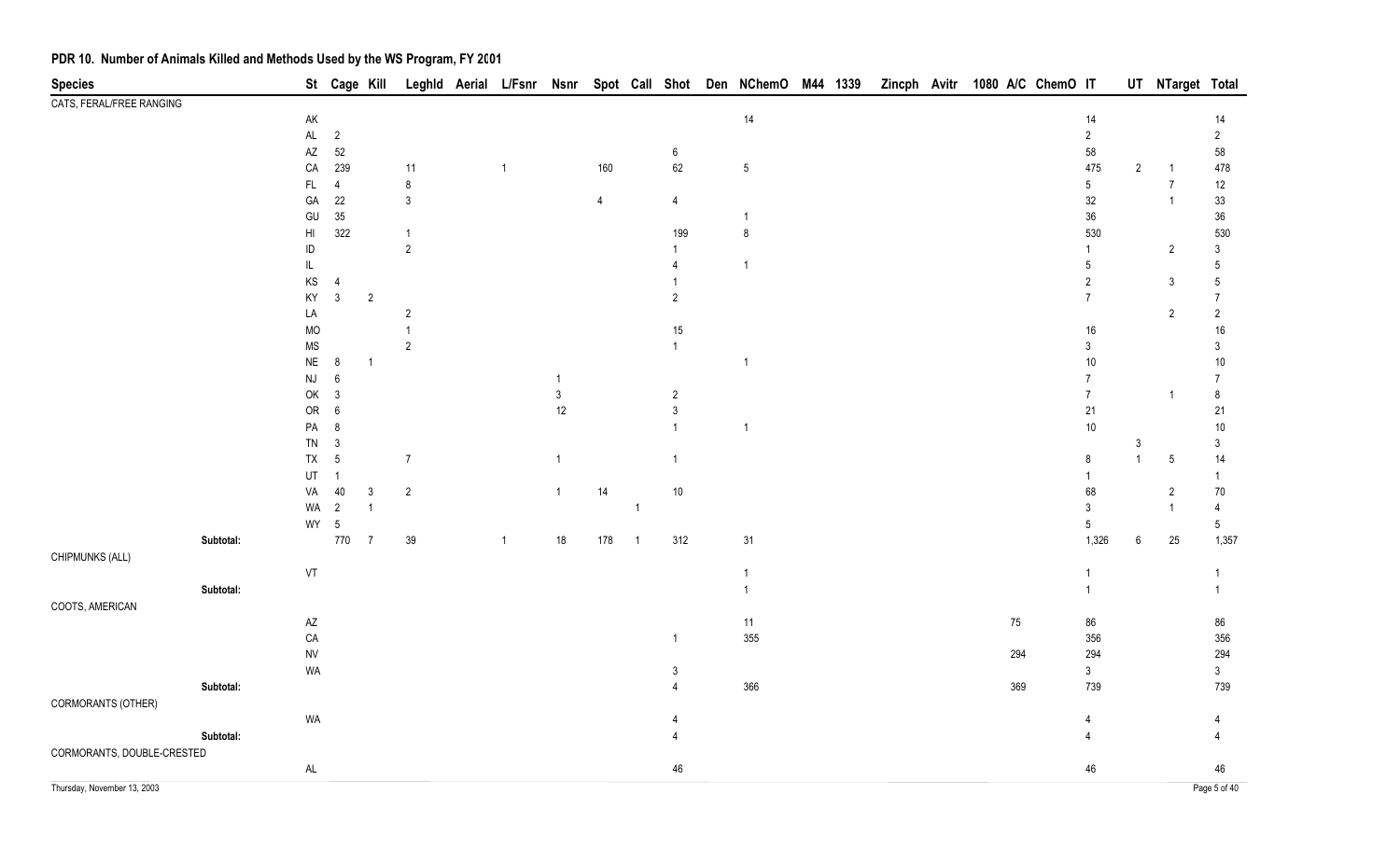## PDR 10. Number of Animals Killed and Methods Used by the WS Program, FY 2001

| Species | St | Cage | Kill | Leghld | Aerial | L/Fsnr | Nsnr | Spot | Call | Shot | Den | NChemO | M44 | 1339 | Zincph | Avitr | 1080 | A/C | ChemO | IT | UT | NTarget | Total |
|---|---|---|---|---|---|---|---|---|---|---|---|---|---|---|---|---|---|---|---|---|---|---|---|
| CATS, FERAL/FREE RANGING | | | | | | | | | | | | | | | | | | | | | | | |
| | AK | | | | | | | | | | | 14 | | | | | | | | 14 | | | 14 |
| | AL | 2 | | | | | | | | | | | | | | | | | | 2 | | | 2 |
| | AZ | 52 | | | | | | | | 6 | | | | | | | | | | 58 | | | 58 |
| | CA | 239 | | 11 | | 1 | | 160 | | 62 | | 5 | | | | | | | | 475 | 2 | 1 | 478 |
| | FL | 4 | | 8 | | | | | | | | | | | | | | | | 5 | | 7 | 12 |
| | GA | 22 | | 3 | | | | 4 | | 4 | | | | | | | | | | 32 | | 1 | 33 |
| | GU | 35 | | | | | | | | | | 1 | | | | | | | | 36 | | | 36 |
| | HI | 322 | | 1 | | | | | | 199 | | 8 | | | | | | | | 530 | | | 530 |
| | ID | | | 2 | | | | | | 1 | | | | | | | | | | 1 | | 2 | 3 |
| | IL | | | | | | | | | 4 | | 1 | | | | | | | | 5 | | | 5 |
| | KS | 4 | | | | | | | | 1 | | | | | | | | | | 2 | | 3 | 5 |
| | KY | 3 | 2 | | | | | | | 2 | | | | | | | | | | 7 | | | 7 |
| | LA | | | 2 | | | | | | | | | | | | | | | | | | 2 | 2 |
| | MO | | | 1 | | | | | | 15 | | | | | | | | | | 16 | | | 16 |
| | MS | | | 2 | | | | | | 1 | | | | | | | | | | 3 | | | 3 |
| | NE | 8 | 1 | | | | | | | | | 1 | | | | | | | | 10 | | | 10 |
| | NJ | 6 | | | | | 1 | | | | | | | | | | | | | 7 | | | 7 |
| | OK | 3 | | | | | 3 | | | 2 | | | | | | | | | | 7 | | 1 | 8 |
| | OR | 6 | | | | | 12 | | | 3 | | | | | | | | | | 21 | | | 21 |
| | PA | 8 | | | | | | | | 1 | | 1 | | | | | | | | 10 | | | 10 |
| | TN | 3 | | | | | | | | | | | | | | | | | | | 3 | | 3 |
| | TX | 5 | | 7 | | | 1 | | | 1 | | | | | | | | | | 8 | 1 | 5 | 14 |
| | UT | 1 | | | | | | | | | | | | | | | | | | 1 | | | 1 |
| | VA | 40 | 3 | 2 | | | 1 | 14 | | 10 | | | | | | | | | | 68 | | 2 | 70 |
| | WA | 2 | 1 | | | | | | 1 | | | | | | | | | | | 3 | | 1 | 4 |
| | WY | 5 | | | | | | | | | | | | | | | | | | 5 | | | 5 |
| Subtotal: | | 770 | 7 | 39 | | 1 | 18 | 178 | 1 | 312 | | 31 | | | | | | | | 1,326 | 6 | 25 | 1,357 |
| CHIPMUNKS (ALL) | | | | | | | | | | | | | | | | | | | | | | | |
| | VT | | | | | | | | | | | 1 | | | | | | | | 1 | | | 1 |
| Subtotal: | | | | | | | | | | | | 1 | | | | | | | | 1 | | | 1 |
| COOTS, AMERICAN | | | | | | | | | | | | | | | | | | | | | | | |
| | AZ | | | | | | | | | | | 11 | | | | | | 75 | | 86 | | | 86 |
| | CA | | | | | | | | | 1 | | 355 | | | | | | | | 356 | | | 356 |
| | NV | | | | | | | | | | | | | | | | | 294 | | 294 | | | 294 |
| | WA | | | | | | | | | 3 | | | | | | | | | | 3 | | | 3 |
| Subtotal: | | | | | | | | | | 4 | | 366 | | | | | | 369 | | 739 | | | 739 |
| CORMORANTS (OTHER) | | | | | | | | | | | | | | | | | | | | | | | |
| | WA | | | | | | | | | 4 | | | | | | | | | | 4 | | | 4 |
| Subtotal: | | | | | | | | | | 4 | | | | | | | | | | 4 | | | 4 |
| CORMORANTS, DOUBLE-CRESTED | | | | | | | | | | | | | | | | | | | | | | | |
| | AL | | | | | | | | | 46 | | | | | | | | | | 46 | | | 46 |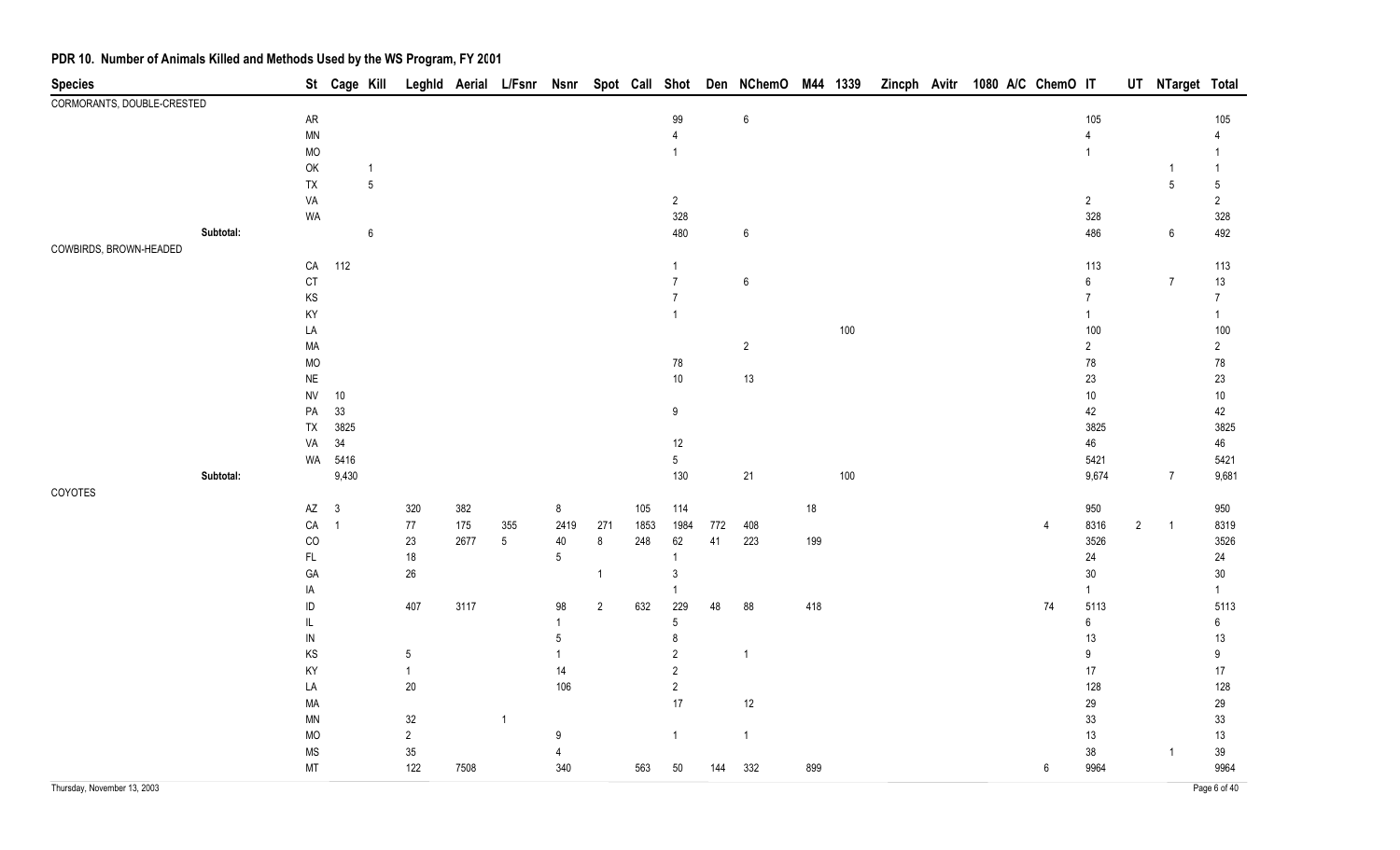# PDR 10. Number of Animals Killed and Methods Used by the WS Program, FY 2001

| Species | St | Cage | Kill | Leghld | Aerial | L/Fsnr | Nsnr | Spot | Call | Shot | Den | NChemO | M44 | 1339 | Zincph | Avitr | 1080 | A/C | ChemO | IT | UT | NTarget | Total |
|---|---|---|---|---|---|---|---|---|---|---|---|---|---|---|---|---|---|---|---|---|---|---|---|
| CORMORANTS, DOUBLE-CRESTED | | | | | | | | | | | | | | | | | | | | | | | |
| | AR | | | | | | | | | 99 | | 6 | | | | | | | | 105 | | | 105 |
| | MN | | | | | | | | | 4 | | | | | | | | | | 4 | | | 4 |
| | MO | | | | | | | | | 1 | | | | | | | | | | 1 | | | 1 |
| | OK | | 1 | | | | | | | | | | | | | | | | | | | 1 | 1 |
| | TX | | 5 | | | | | | | | | | | | | | | | | | | 5 | 5 |
| | VA | | | | | | | | | 2 | | | | | | | | | | 2 | | | 2 |
| | WA | | | | | | | | | 328 | | | | | | | | | | 328 | | | 328 |
| Subtotal: | | | 6 | | | | | | | 480 | | 6 | | | | | | | | 486 | | 6 | 492 |
| COWBIRDS, BROWN-HEADED | | | | | | | | | | | | | | | | | | | | | | | |
| | CA | 112 | | | | | | | | 1 | | | | | | | | | | 113 | | | 113 |
| | CT | | | | | | | | | 7 | | 6 | | | | | | | | 6 | | 7 | 13 |
| | KS | | | | | | | | | 7 | | | | | | | | | | 7 | | | 7 |
| | KY | | | | | | | | | 1 | | | | | | | | | | 1 | | | 1 |
| | LA | | | | | | | | | | | | | 100 | | | | | | 100 | | | 100 |
| | MA | | | | | | | | | | | 2 | | | | | | | | 2 | | | 2 |
| | MO | | | | | | | | | 78 | | | | | | | | | | 78 | | | 78 |
| | NE | | | | | | | | | 10 | | 13 | | | | | | | | 23 | | | 23 |
| | NV | 10 | | | | | | | | | | | | | | | | | | 10 | | | 10 |
| | PA | 33 | | | | | | | | 9 | | | | | | | | | | 42 | | | 42 |
| | TX | 3825 | | | | | | | | | | | | | | | | | | 3825 | | | 3825 |
| | VA | 34 | | | | | | | | 12 | | | | | | | | | | 46 | | | 46 |
| | WA | 5416 | | | | | | | | 5 | | | | | | | | | | 5421 | | | 5421 |
| Subtotal: | | 9,430 | | | | | | | | 130 | | 21 | | 100 | | | | | | 9,674 | | 7 | 9,681 |
| COYOTES | | | | | | | | | | | | | | | | | | | | | | | |
| | AZ | 3 | | 320 | 382 | | 8 | | 105 | 114 | | | 18 | | | | | | | 950 | | | 950 |
| | CA | 1 | | 77 | 175 | 355 | 2419 | 271 | 1853 | 1984 | 772 | 408 | | | | | | | 4 | 8316 | 2 | 1 | 8319 |
| | CO | | | 23 | 2677 | 5 | 40 | 8 | 248 | 62 | 41 | 223 | 199 | | | | | | | 3526 | | | 3526 |
| | FL | | | 18 | | | 5 | | | 1 | | | | | | | | | | 24 | | | 24 |
| | GA | | | 26 | | | | 1 | | 3 | | | | | | | | | | 30 | | | 30 |
| | IA | | | | | | | | | 1 | | | | | | | | | | 1 | | | 1 |
| | ID | | | 407 | 3117 | | 98 | 2 | 632 | 229 | 48 | 88 | 418 | | | | | | 74 | 5113 | | | 5113 |
| | IL | | | | | | 1 | | | 5 | | | | | | | | | | 6 | | | 6 |
| | IN | | | | | | 5 | | | 8 | | | | | | | | | | 13 | | | 13 |
| | KS | | | 5 | | | 1 | | | 2 | | 1 | | | | | | | | 9 | | | 9 |
| | KY | | | 1 | | | 14 | | | 2 | | | | | | | | | | 17 | | | 17 |
| | LA | | | 20 | | | 106 | | | 2 | | | | | | | | | | 128 | | | 128 |
| | MA | | | | | | | | | 17 | | 12 | | | | | | | | 29 | | | 29 |
| | MN | | | 32 | | 1 | | | | | | | | | | | | | | 33 | | | 33 |
| | MO | | | 2 | | | 9 | | | 1 | | 1 | | | | | | | | 13 | | | 13 |
| | MS | | | 35 | | | 4 | | | | | | | | | | | | | 38 | | 1 | 39 |
| | MT | | | 122 | 7508 | | 340 | | 563 | 50 | 144 | 332 | 899 | | | | | | 6 | 9964 | | | 9964 |

Thursday, November 13, 2003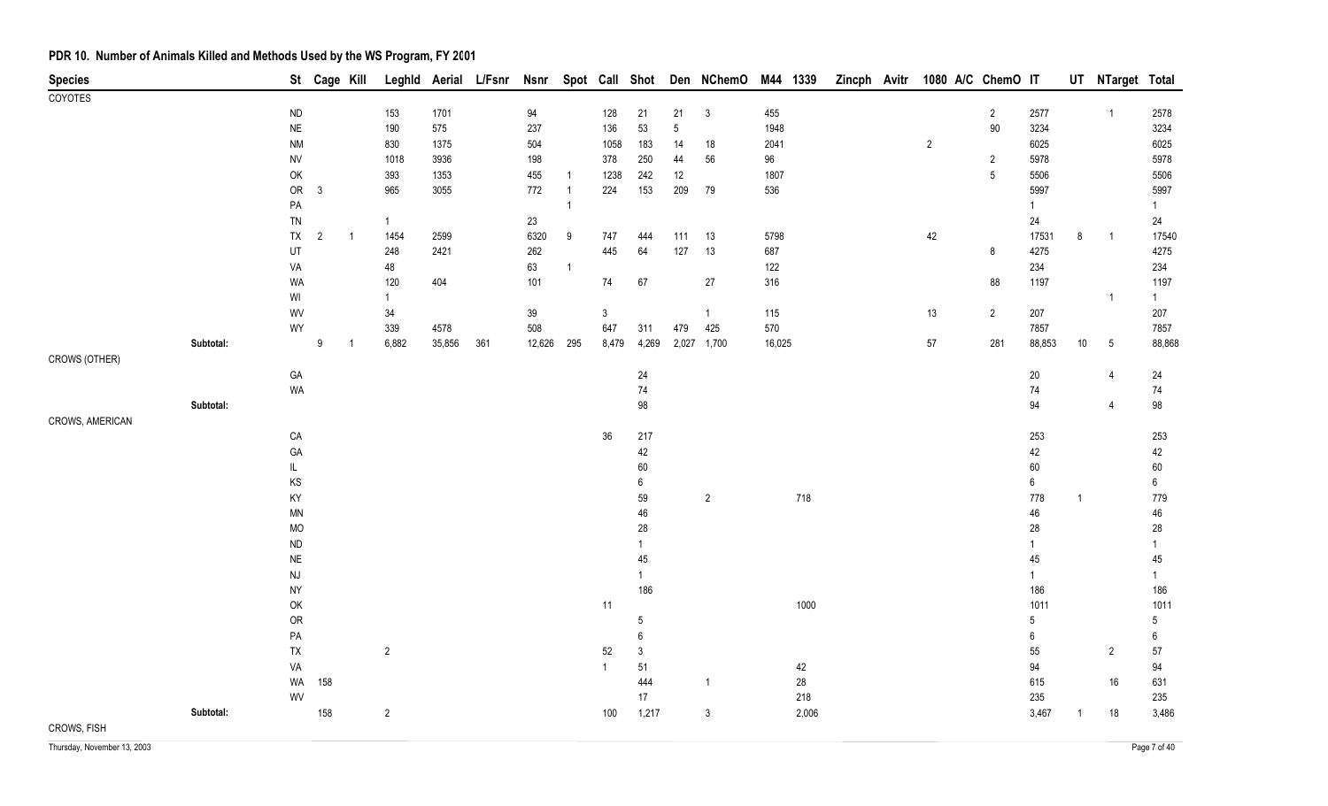# PDR 10. Number of Animals Killed and Methods Used by the WS Program, FY 2001

| Species | St | Cage | Kill | Leghld | Aerial | L/Fsnr | Nsnr | Spot | Call | Shot | Den | NChemO | M44 | 1339 | Zincph | Avitr | 1080 | A/C | ChemO | IT | UT | NTarget | Total |
|---|---|---|---|---|---|---|---|---|---|---|---|---|---|---|---|---|---|---|---|---|---|---|---|
| COYOTES | | | | | | | | | | | | | | | | | | | | | | | |
| | ND | | | 153 | 1701 | | 94 | | 128 | 21 | 21 | 3 | 455 | | | | | | 2 | 2577 | | 1 | 2578 |
| | NE | | | 190 | 575 | | 237 | | 136 | 53 | 5 | | 1948 | | | | | | 90 | 3234 | | | 3234 |
| | NM | | | 830 | 1375 | | 504 | | 1058 | 183 | 14 | 18 | 2041 | | | | 2 | | | 6025 | | | 6025 |
| | NV | | | 1018 | 3936 | | 198 | | 378 | 250 | 44 | 56 | 96 | | | | | | 2 | 5978 | | | 5978 |
| | OK | | | 393 | 1353 | | 455 | 1 | 1238 | 242 | 12 | | 1807 | | | | | | 5 | 5506 | | | 5506 |
| | OR | 3 | | 965 | 3055 | | 772 | 1 | 224 | 153 | 209 | 79 | 536 | | | | | | | 5997 | | | 5997 |
| | PA | | | | | | | 1 | | | | | | | | | | | | 1 | | | 1 |
| | TN | | | 1 | | | 23 | | | | | | | | | | | | | 24 | | | 24 |
| | TX | 2 | 1 | 1454 | 2599 | | 6320 | 9 | 747 | 444 | 111 | 13 | 5798 | | | | 42 | | | 17531 | 8 | 1 | 17540 |
| | UT | | | 248 | 2421 | | 262 | | 445 | 64 | 127 | 13 | 687 | | | | | | 8 | 4275 | | | 4275 |
| | VA | | | 48 | | | 63 | 1 | | | | | 122 | | | | | | | 234 | | | 234 |
| | WA | | | 120 | 404 | | 101 | | 74 | 67 | | 27 | 316 | | | | | | 88 | 1197 | | | 1197 |
| | WI | | | 1 | | | | | | | | | | | | | | | | | | 1 | 1 |
| | WV | | | 34 | | | 39 | | 3 | | | 1 | 115 | | | | 13 | | 2 | 207 | | | 207 |
| | WY | | | 339 | 4578 | | 508 | | 647 | 311 | 479 | 425 | 570 | | | | | | | 7857 | | | 7857 |
| Subtotal: | | 9 | 1 | 6,882 | 35,856 | 361 | 12,626 | 295 | 8,479 | 4,269 | 2,027 | 1,700 | 16,025 | | | | 57 | | 281 | 88,853 | 10 | 5 | 88,868 |
| CROWS (OTHER) | | | | | | | | | | | | | | | | | | | | | | | |
| | GA | | | | | | | | | 24 | | | | | | | | | | 20 | | 4 | 24 |
| | WA | | | | | | | | | 74 | | | | | | | | | | 74 | | | 74 |
| Subtotal: | | | | | | | | | | 98 | | | | | | | | | | 94 | | 4 | 98 |
| CROWS, AMERICAN | | | | | | | | | | | | | | | | | | | | | | | |
| | CA | | | | | | | | 36 | 217 | | | | | | | | | | 253 | | | 253 |
| | GA | | | | | | | | | 42 | | | | | | | | | | 42 | | | 42 |
| | IL | | | | | | | | | 60 | | | | | | | | | | 60 | | | 60 |
| | KS | | | | | | | | | 6 | | | | | | | | | | 6 | | | 6 |
| | KY | | | | | | | | | 59 | | 2 | | 718 | | | | | | 778 | 1 | | 779 |
| | MN | | | | | | | | | 46 | | | | | | | | | | 46 | | | 46 |
| | MO | | | | | | | | | 28 | | | | | | | | | | 28 | | | 28 |
| | ND | | | | | | | | | 1 | | | | | | | | | | 1 | | | 1 |
| | NE | | | | | | | | | 45 | | | | | | | | | | 45 | | | 45 |
| | NJ | | | | | | | | | 1 | | | | | | | | | | 1 | | | 1 |
| | NY | | | | | | | | | 186 | | | | | | | | | | 186 | | | 186 |
| | OK | | | | | | | | 11 | | | | | 1000 | | | | | | 1011 | | | 1011 |
| | OR | | | | | | | | | 5 | | | | | | | | | | 5 | | | 5 |
| | PA | | | | | | | | | 6 | | | | | | | | | | 6 | | | 6 |
| | TX | | | 2 | | | | | 52 | 3 | | | | | | | | | | 55 | | 2 | 57 |
| | VA | | | | | | | | 1 | 51 | | | | 42 | | | | | | 94 | | | 94 |
| | WA | 158 | | | | | | | | 444 | | 1 | | 28 | | | | | | 615 | | 16 | 631 |
| | WV | | | | | | | | | 17 | | | | 218 | | | | | | 235 | | | 235 |
| Subtotal: | | 158 | | 2 | | | | | 100 | 1,217 | | 3 | | 2,006 | | | | | | 3,467 | 1 | 18 | 3,486 |
| CROWS, FISH | | | | | | | | | | | | | | | | | | | | | | | |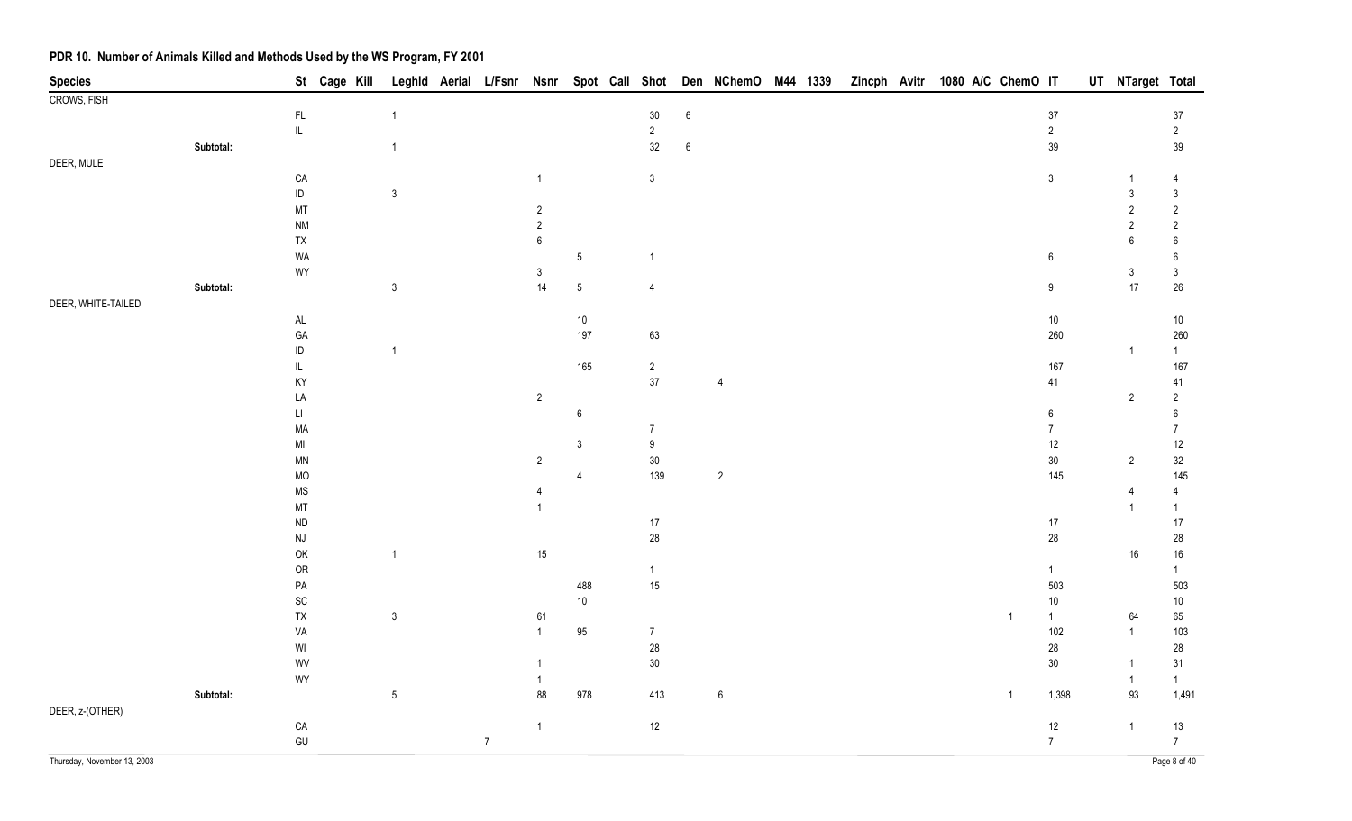# PDR 10. Number of Animals Killed and Methods Used by the WS Program, FY 2001

| Species | St | Cage | Kill | Leghld | Aerial | L/Fsnr | Nsnr | Spot | Call | Shot | Den | NChemO | M44 | 1339 | Zincph | Avitr | 1080 | A/C | ChemO | IT | UT | NTarget | Total |
|---|---|---|---|---|---|---|---|---|---|---|---|---|---|---|---|---|---|---|---|---|---|---|---|
| CROWS, FISH | | | | | | | | | | | | | | | | | | | | | | | |
| | FL | | | 1 | | | | | | 30 | 6 | | | | | | | | | 37 | | | 37 |
| | IL | | | | | | | | | 2 | | | | | | | | | | 2 | | | 2 |
| Subtotal: | | | | 1 | | | | | | 32 | 6 | | | | | | | | | 39 | | | 39 |
| DEER, MULE | | | | | | | | | | | | | | | | | | | | | | | |
| | CA | | | | | | 1 | | | 3 | | | | | | | | | | 3 | | 1 | 4 |
| | ID | | | 3 | | | | | | | | | | | | | | | | | | 3 | 3 |
| | MT | | | | | | 2 | | | | | | | | | | | | | | | 2 | 2 |
| | NM | | | | | | 2 | | | | | | | | | | | | | | | 2 | 2 |
| | TX | | | | | | 6 | | | | | | | | | | | | | | | 6 | 6 |
| | WA | | | | | | | 5 | | 1 | | | | | | | | | | 6 | | | 6 |
| | WY | | | | | | 3 | | | | | | | | | | | | | | | 3 | 3 |
| Subtotal: | | | | 3 | | | 14 | 5 | | 4 | | | | | | | | | | 9 | | 17 | 26 |
| DEER, WHITE-TAILED | | | | | | | | | | | | | | | | | | | | | | | |
| | AL | | | | | | | 10 | | | | | | | | | | | | 10 | | | 10 |
| | GA | | | | | | | 197 | | 63 | | | | | | | | | | 260 | | | 260 |
| | ID | | | 1 | | | | | | | | | | | | | | | | | | 1 | 1 |
| | IL | | | | | | | 165 | | 2 | | | | | | | | | | 167 | | | 167 |
| | KY | | | | | | | | | 37 | | 4 | | | | | | | | 41 | | | 41 |
| | LA | | | | | | 2 | | | | | | | | | | | | | | | 2 | 2 |
| | LI | | | | | | | 6 | | | | | | | | | | | | 6 | | | 6 |
| | MA | | | | | | | | | 7 | | | | | | | | | | 7 | | | 7 |
| | MI | | | | | | | 3 | | 9 | | | | | | | | | | 12 | | | 12 |
| | MN | | | | | | 2 | | | 30 | | | | | | | | | | 30 | | 2 | 32 |
| | MO | | | | | | | 4 | | 139 | | 2 | | | | | | | | 145 | | | 145 |
| | MS | | | | | | 4 | | | | | | | | | | | | | | | 4 | 4 |
| | MT | | | | | | 1 | | | | | | | | | | | | | | | 1 | 1 |
| | ND | | | | | | | | | 17 | | | | | | | | | | 17 | | | 17 |
| | NJ | | | | | | | | | 28 | | | | | | | | | | 28 | | | 28 |
| | OK | | | 1 | | | 15 | | | | | | | | | | | | | | | 16 | 16 |
| | OR | | | | | | | | | 1 | | | | | | | | | | 1 | | | 1 |
| | PA | | | | | | | 488 | | 15 | | | | | | | | | | 503 | | | 503 |
| | SC | | | | | | | 10 | | | | | | | | | | | | 10 | | | 10 |
| | TX | | | 3 | | | 61 | | | | | | | | | | | | 1 | 1 | | 64 | 65 |
| | VA | | | | | | 1 | 95 | | 7 | | | | | | | | | | 102 | | 1 | 103 |
| | WI | | | | | | | | | 28 | | | | | | | | | | 28 | | | 28 |
| | WV | | | | | | 1 | | | 30 | | | | | | | | | | 30 | | 1 | 31 |
| | WY | | | | | | 1 | | | | | | | | | | | | | | | 1 | 1 |
| Subtotal: | | | | 5 | | | 88 | 978 | | 413 | | 6 | | | | | | | 1 | 1,398 | | 93 | 1,491 |
| DEER, z-(OTHER) | | | | | | | | | | | | | | | | | | | | | | | |
| | CA | | | | | | 1 | | | 12 | | | | | | | | | | 12 | | 1 | 13 |
| | GU | | | | | 7 | | | | | | | | | | | | | | 7 | | | 7 |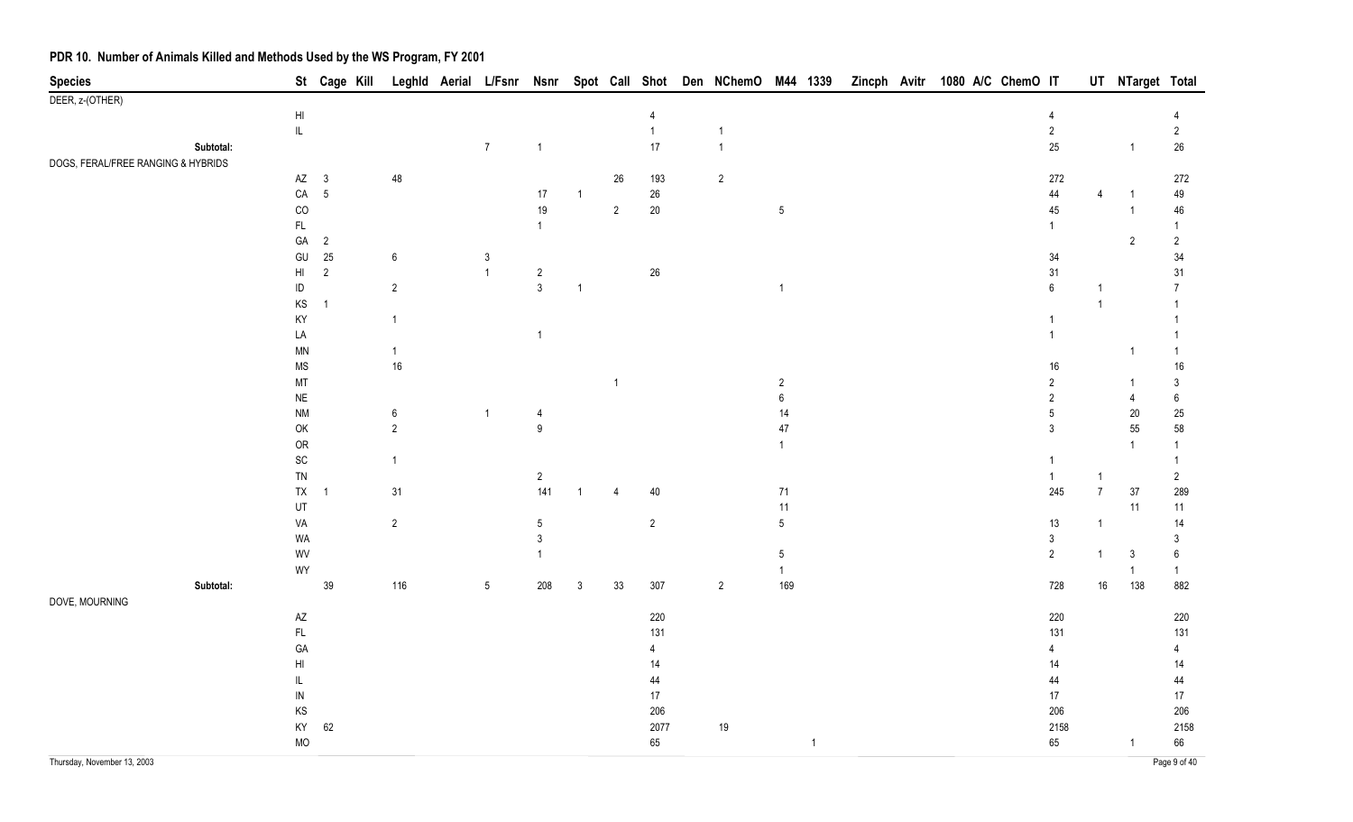# PDR 10. Number of Animals Killed and Methods Used by the WS Program, FY 2001

| Species | St | Cage | Kill | Leghld | Aerial | L/Fsnr | Nsnr | Spot | Call | Shot | Den | NChemO | M44 | 1339 | Zincph | Avitr | 1080 | A/C | ChemO | IT | UT | NTarget | Total |
|---|---|---|---|---|---|---|---|---|---|---|---|---|---|---|---|---|---|---|---|---|---|---|---|
| DEER, z-(OTHER) | | | | | | | | | | | | | | | | | | | | | | | |
| | HI | | | | | | | | | 4 | | | | | | | | | | 4 | | | 4 |
| | IL | | | | | | | | | 1 | | 1 | | | | | | | | 2 | | | 2 |
| **Subtotal:** | | | | | | 7 | 1 | | | 17 | | 1 | | | | | | | | 25 | | 1 | 26 |
| DOGS, FERAL/FREE RANGING & HYBRIDS | | | | | | | | | | | | | | | | | | | | | | | |
| | AZ | 3 | | 48 | | | | | 26 | 193 | | 2 | | | | | | | | 272 | | | 272 |
| | CA | 5 | | | | | 17 | 1 | | 26 | | | | | | | | | | 44 | 4 | 1 | 49 |
| | CO | | | | | | 19 | | 2 | 20 | | | 5 | | | | | | | 45 | | 1 | 46 |
| | FL | | | | | | 1 | | | | | | | | | | | | | 1 | | | 1 |
| | GA | 2 | | | | | | | | | | | | | | | | | | | | 2 | 2 |
| | GU | 25 | | 6 | | 3 | | | | | | | | | | | | | | 34 | | | 34 |
| | HI | 2 | | | | 1 | 2 | | | 26 | | | | | | | | | | 31 | | | 31 |
| | ID | | | 2 | | | 3 | 1 | | | | | 1 | | | | | | | 6 | 1 | | 7 |
| | KS | 1 | | | | | | | | | | | | | | | | | | | 1 | | 1 |
| | KY | | | 1 | | | | | | | | | | | | | | | | 1 | | | 1 |
| | LA | | | | | | 1 | | | | | | | | | | | | | 1 | | | 1 |
| | MN | | | 1 | | | | | | | | | | | | | | | | | | 1 | 1 |
| | MS | | | 16 | | | | | | | | | | | | | | | | 16 | | | 16 |
| | MT | | | | | | | | 1 | | | | 2 | | | | | | | 2 | | 1 | 3 |
| | NE | | | | | | | | | | | | 6 | | | | | | | 2 | | 4 | 6 |
| | NM | | | 6 | | 1 | 4 | | | | | | 14 | | | | | | | 5 | | 20 | 25 |
| | OK | | | 2 | | | 9 | | | | | | 47 | | | | | | | 3 | | 55 | 58 |
| | OR | | | | | | | | | | | | 1 | | | | | | | | | 1 | 1 |
| | SC | | | 1 | | | | | | | | | | | | | | | | 1 | | | 1 |
| | TN | | | | | | 2 | | | | | | | | | | | | | 1 | 1 | | 2 |
| | TX | 1 | | 31 | | | 141 | 1 | 4 | 40 | | | 71 | | | | | | | 245 | 7 | 37 | 289 |
| | UT | | | | | | | | | | | | 11 | | | | | | | | | 11 | 11 |
| | VA | | | 2 | | | 5 | | | 2 | | | 5 | | | | | | | 13 | 1 | | 14 |
| | WA | | | | | | 3 | | | | | | | | | | | | | 3 | | | 3 |
| | WV | | | | | | 1 | | | | | | 5 | | | | | | | 2 | 1 | 3 | 6 |
| | WY | | | | | | | | | | | | 1 | | | | | | | | | 1 | 1 |
| **Subtotal:** | | 39 | | 116 | | 5 | 208 | 3 | 33 | 307 | | 2 | 169 | | | | | | | 728 | 16 | 138 | 882 |
| DOVE, MOURNING | | | | | | | | | | | | | | | | | | | | | | | |
| | AZ | | | | | | | | | 220 | | | | | | | | | | 220 | | | 220 |
| | FL | | | | | | | | | 131 | | | | | | | | | | 131 | | | 131 |
| | GA | | | | | | | | | 4 | | | | | | | | | | 4 | | | 4 |
| | HI | | | | | | | | | 14 | | | | | | | | | | 14 | | | 14 |
| | IL | | | | | | | | | 44 | | | | | | | | | | 44 | | | 44 |
| | IN | | | | | | | | | 17 | | | | | | | | | | 17 | | | 17 |
| | KS | | | | | | | | | 206 | | | | | | | | | | 206 | | | 206 |
| | KY | 62 | | | | | | | | 2077 | | 19 | | | | | | | | 2158 | | | 2158 |
| | MO | | | | | | | | | 65 | | | | 1 | | | | | | 65 | | 1 | 66 |

Thursday, November 13, 2003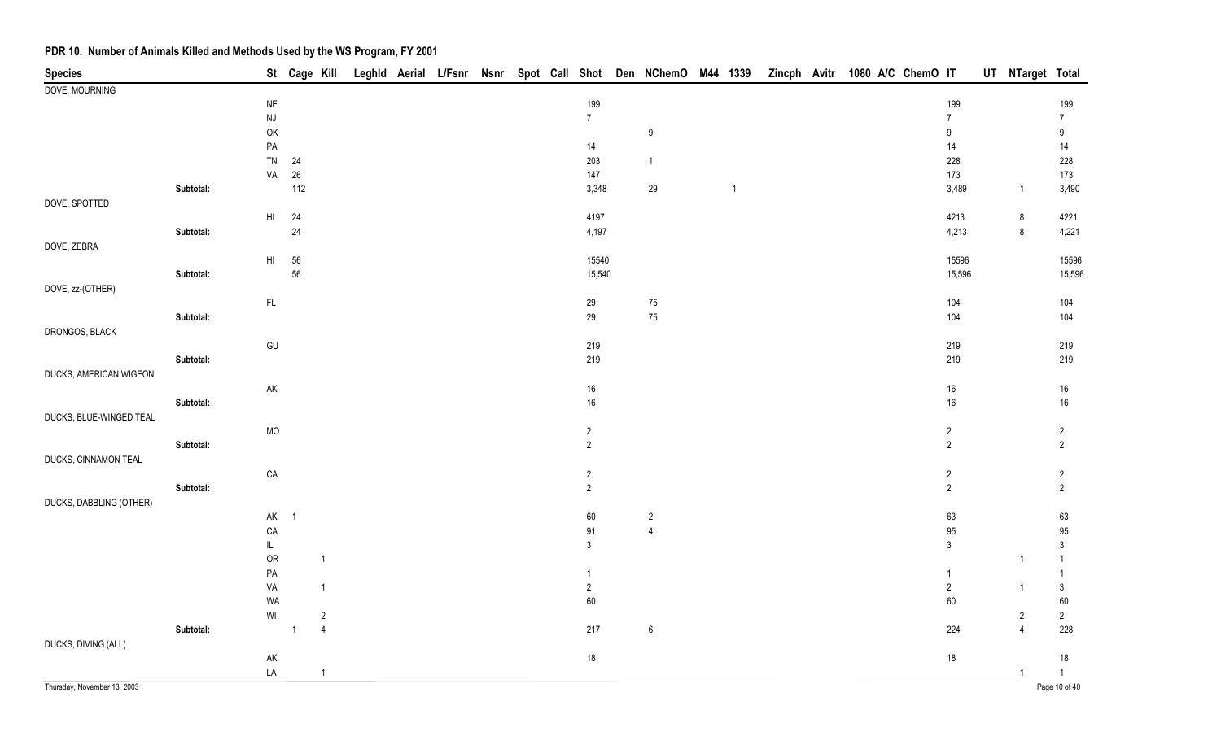## PDR 10. Number of Animals Killed and Methods Used by the WS Program, FY 2001

| Species | | St | Cage | Kill | Leghld | Aerial | L/Fsnr | Nsnr | Spot | Call | Shot | Den | NChemO | M44 | 1339 | Zincph | Avitr | 1080 | A/C | ChemO | IT | UT | NTarget | Total |
|---|---|---|---|---|---|---|---|---|---|---|---|---|---|---|---|---|---|---|---|---|---|---|---|---|
| DOVE, MOURNING | | | | | | | | | | | | | | | | | | | | | | | | |
| | | NE | | | | | | | | | 199 | | | | | | | | | | 199 | | | 199 |
| | | NJ | | | | | | | | | 7 | | | | | | | | | | 7 | | | 7 |
| | | OK | | | | | | | | | | | 9 | | | | | | | | 9 | | | 9 |
| | | PA | | | | | | | | | 14 | | | | | | | | | | 14 | | | 14 |
| | | TN | 24 | | | | | | | | 203 | | 1 | | | | | | | | 228 | | | 228 |
| | | VA | 26 | | | | | | | | 147 | | | | | | | | | | 173 | | | 173 |
| | Subtotal: | | 112 | | | | | | | | 3,348 | | 29 | | 1 | | | | | | 3,489 | | 1 | 3,490 |
| DOVE, SPOTTED | | | | | | | | | | | | | | | | | | | | | | | | |
| | | HI | 24 | | | | | | | | 4197 | | | | | | | | | | 4213 | | 8 | 4221 |
| | Subtotal: | | 24 | | | | | | | | 4,197 | | | | | | | | | | 4,213 | | 8 | 4,221 |
| DOVE, ZEBRA | | | | | | | | | | | | | | | | | | | | | | | | |
| | | HI | 56 | | | | | | | | 15540 | | | | | | | | | | 15596 | | | 15596 |
| | Subtotal: | | 56 | | | | | | | | 15,540 | | | | | | | | | | 15,596 | | | 15,596 |
| DOVE, zz-(OTHER) | | | | | | | | | | | | | | | | | | | | | | | | |
| | | FL | | | | | | | | | 29 | | 75 | | | | | | | | 104 | | | 104 |
| | Subtotal: | | | | | | | | | | 29 | | 75 | | | | | | | | 104 | | | 104 |
| DRONGOS, BLACK | | | | | | | | | | | | | | | | | | | | | | | | |
| | | GU | | | | | | | | | 219 | | | | | | | | | | 219 | | | 219 |
| | Subtotal: | | | | | | | | | | 219 | | | | | | | | | | 219 | | | 219 |
| DUCKS, AMERICAN WIGEON | | | | | | | | | | | | | | | | | | | | | | | | |
| | | AK | | | | | | | | | 16 | | | | | | | | | | 16 | | | 16 |
| | Subtotal: | | | | | | | | | | 16 | | | | | | | | | | 16 | | | 16 |
| DUCKS, BLUE-WINGED TEAL | | | | | | | | | | | | | | | | | | | | | | | | |
| | | MO | | | | | | | | | 2 | | | | | | | | | | 2 | | | 2 |
| | Subtotal: | | | | | | | | | | 2 | | | | | | | | | | 2 | | | 2 |
| DUCKS, CINNAMON TEAL | | | | | | | | | | | | | | | | | | | | | | | | |
| | | CA | | | | | | | | | 2 | | | | | | | | | | 2 | | | 2 |
| | Subtotal: | | | | | | | | | | 2 | | | | | | | | | | 2 | | | 2 |
| DUCKS, DABBLING (OTHER) | | | | | | | | | | | | | | | | | | | | | | | | |
| | | AK | 1 | | | | | | | | 60 | | 2 | | | | | | | | 63 | | | 63 |
| | | CA | | | | | | | | | 91 | | 4 | | | | | | | | 95 | | | 95 |
| | | IL | | | | | | | | | 3 | | | | | | | | | | 3 | | | 3 |
| | | OR | | 1 | | | | | | | | | | | | | | | | | | | 1 | 1 |
| | | PA | | | | | | | | | 1 | | | | | | | | | | 1 | | | 1 |
| | | VA | | 1 | | | | | | | 2 | | | | | | | | | | 2 | | 1 | 3 |
| | | WA | | | | | | | | | 60 | | | | | | | | | | 60 | | | 60 |
| | | WI | | 2 | | | | | | | | | | | | | | | | | | | 2 | 2 |
| | Subtotal: | | 1 | 4 | | | | | | | 217 | | 6 | | | | | | | | 224 | | 4 | 228 |
| DUCKS, DIVING (ALL) | | | | | | | | | | | | | | | | | | | | | | | | |
| | | AK | | | | | | | | | 18 | | | | | | | | | | 18 | | | 18 |
| | | LA | | 1 | | | | | | | | | | | | | | | | | | | 1 | 1 |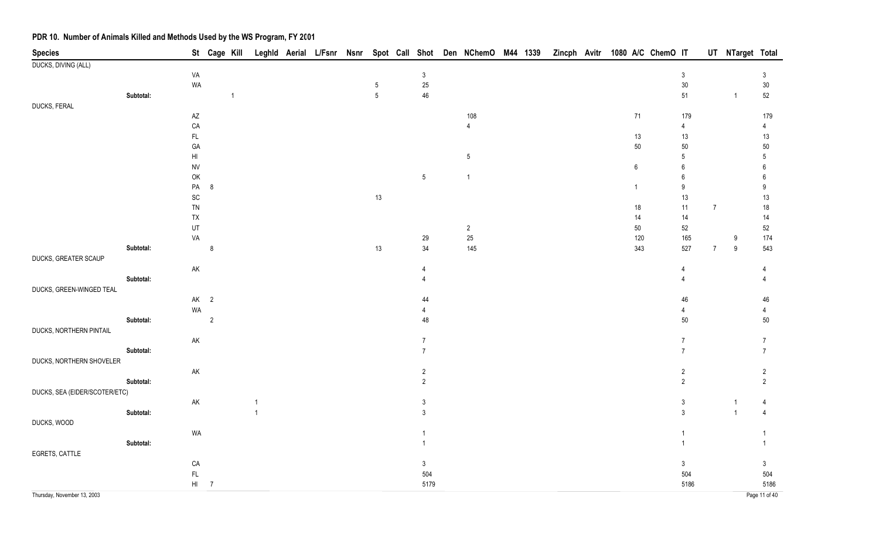# PDR 10. Number of Animals Killed and Methods Used by the WS Program, FY 2001

| Species | | St | Cage | Kill | Leghld | Aerial | L/Fsnr | Nsnr | Spot | Call | Shot | Den | NChemO | M44 | 1339 | Zincph | Avitr | 1080 | A/C | ChemO | IT | UT | NTarget | Total |
|---|---|---|---|---|---|---|---|---|---|---|---|---|---|---|---|---|---|---|---|---|---|---|---|---|
| DUCKS, DIVING (ALL) | | | | | | | | | | | | | | | | | | | | | | | | |
| | | VA | | | | | | | | | 3 | | | | | | | | | | 3 | | | 3 |
| | | WA | | | | | | | 5 | | 25 | | | | | | | | | | 30 | | | 30 |
| | Subtotal: | | | 1 | | | | | 5 | | 46 | | | | | | | | | | 51 | | 1 | 52 |
| DUCKS, FERAL | | | | | | | | | | | | | | | | | | | | | | | | |
| | | AZ | | | | | | | | | | | 108 | | | | | | 71 | | 179 | | | 179 |
| | | CA | | | | | | | | | | | 4 | | | | | | | | 4 | | | 4 |
| | | FL | | | | | | | | | | | | | | | | | 13 | | 13 | | | 13 |
| | | GA | | | | | | | | | | | | | | | | | 50 | | 50 | | | 50 |
| | | HI | | | | | | | | | | | 5 | | | | | | | | 5 | | | 5 |
| | | NV | | | | | | | | | | | | | | | | | 6 | | 6 | | | 6 |
| | | OK | | | | | | | | | 5 | | 1 | | | | | | | | 6 | | | 6 |
| | | PA | 8 | | | | | | | | | | | | | | | | 1 | | 9 | | | 9 |
| | | SC | | | | | | | 13 | | | | | | | | | | | | 13 | | | 13 |
| | | TN | | | | | | | | | | | | | | | | | 18 | | 11 | 7 | | 18 |
| | | TX | | | | | | | | | | | | | | | | | 14 | | 14 | | | 14 |
| | | UT | | | | | | | | | | | 2 | | | | | | 50 | | 52 | | | 52 |
| | | VA | | | | | | | | | 29 | | 25 | | | | | | 120 | | 165 | | 9 | 174 |
| | Subtotal: | | 8 | | | | | | 13 | | 34 | | 145 | | | | | | 343 | | 527 | 7 | 9 | 543 |
| DUCKS, GREATER SCAUP | | | | | | | | | | | | | | | | | | | | | | | | |
| | | AK | | | | | | | | | 4 | | | | | | | | | | 4 | | | 4 |
| | Subtotal: | | | | | | | | | | 4 | | | | | | | | | | 4 | | | 4 |
| DUCKS, GREEN-WINGED TEAL | | | | | | | | | | | | | | | | | | | | | | | | |
| | | AK | 2 | | | | | | | | 44 | | | | | | | | | | 46 | | | 46 |
| | | WA | | | | | | | | | 4 | | | | | | | | | | 4 | | | 4 |
| | Subtotal: | | 2 | | | | | | | | 48 | | | | | | | | | | 50 | | | 50 |
| DUCKS, NORTHERN PINTAIL | | | | | | | | | | | | | | | | | | | | | | | | |
| | | AK | | | | | | | | | 7 | | | | | | | | | | 7 | | | 7 |
| | Subtotal: | | | | | | | | | | 7 | | | | | | | | | | 7 | | | 7 |
| DUCKS, NORTHERN SHOVELER | | | | | | | | | | | | | | | | | | | | | | | | |
| | | AK | | | | | | | | | 2 | | | | | | | | | | 2 | | | 2 |
| | Subtotal: | | | | | | | | | | 2 | | | | | | | | | | 2 | | | 2 |
| DUCKS, SEA (EIDER/SCOTER/ETC) | | | | | | | | | | | | | | | | | | | | | | | | |
| | | AK | | | 1 | | | | | | 3 | | | | | | | | | | 3 | | 1 | 4 |
| | Subtotal: | | | | 1 | | | | | | 3 | | | | | | | | | | 3 | | 1 | 4 |
| DUCKS, WOOD | | | | | | | | | | | | | | | | | | | | | | | | |
| | | WA | | | | | | | | | 1 | | | | | | | | | | 1 | | | 1 |
| | Subtotal: | | | | | | | | | | 1 | | | | | | | | | | 1 | | | 1 |
| EGRETS, CATTLE | | | | | | | | | | | | | | | | | | | | | | | | |
| | | CA | | | | | | | | | 3 | | | | | | | | | | 3 | | | 3 |
| | | FL | | | | | | | | | 504 | | | | | | | | | | 504 | | | 504 |
| | | HI | 7 | | | | | | | | 5179 | | | | | | | | | | 5186 | | | 5186 |

Thursday, November 13, 2003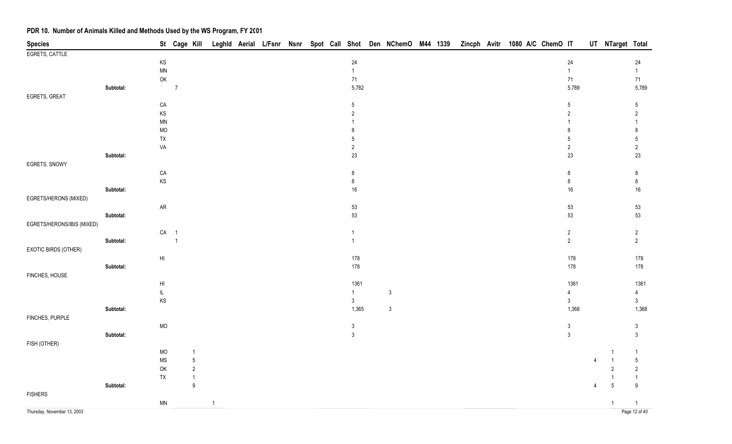## PDR 10. Number of Animals Killed and Methods Used by the WS Program, FY 2001

| Species | | St | Cage | Kill | Leghld | Aerial | L/Fsnr | Nsnr | Spot | Call | Shot | Den | NChemO | M44 | 1339 | Zincph | Avitr | 1080 | A/C | ChemO | IT | UT | NTarget | Total |
|---|---|---|---|---|---|---|---|---|---|---|---|---|---|---|---|---|---|---|---|---|---|---|---|---|
| EGRETS, CATTLE | | | | | | | | | | | | | | | | | | | | | | | | |
| | | KS | | | | | | | | | 24 | | | | | | | | | | 24 | | | 24 |
| | | MN | | | | | | | | | 1 | | | | | | | | | | 1 | | | 1 |
| | | OK | | | | | | | | | 71 | | | | | | | | | | 71 | | | 71 |
| | **Subtotal:** | | 7 | | | | | | | | 5,782 | | | | | | | | | | 5,789 | | | 5,789 |
| EGRETS, GREAT | | | | | | | | | | | | | | | | | | | | | | | | |
| | | CA | | | | | | | | | 5 | | | | | | | | | | 5 | | | 5 |
| | | KS | | | | | | | | | 2 | | | | | | | | | | 2 | | | 2 |
| | | MN | | | | | | | | | 1 | | | | | | | | | | 1 | | | 1 |
| | | MO | | | | | | | | | 8 | | | | | | | | | | 8 | | | 8 |
| | | TX | | | | | | | | | 5 | | | | | | | | | | 5 | | | 5 |
| | | VA | | | | | | | | | 2 | | | | | | | | | | 2 | | | 2 |
| | **Subtotal:** | | | | | | | | | | 23 | | | | | | | | | | 23 | | | 23 |
| EGRETS, SNOWY | | | | | | | | | | | | | | | | | | | | | | | | |
| | | CA | | | | | | | | | 8 | | | | | | | | | | 8 | | | 8 |
| | | KS | | | | | | | | | 8 | | | | | | | | | | 8 | | | 8 |
| | **Subtotal:** | | | | | | | | | | 16 | | | | | | | | | | 16 | | | 16 |
| EGRETS/HERONS (MIXED) | | | | | | | | | | | | | | | | | | | | | | | | |
| | | AR | | | | | | | | | 53 | | | | | | | | | | 53 | | | 53 |
| | **Subtotal:** | | | | | | | | | | 53 | | | | | | | | | | 53 | | | 53 |
| EGRETS/HERONS/IBIS (MIXED) | | | | | | | | | | | | | | | | | | | | | | | | |
| | | CA | 1 | | | | | | | | 1 | | | | | | | | | | 2 | | | 2 |
| | **Subtotal:** | | 1 | | | | | | | | 1 | | | | | | | | | | 2 | | | 2 |
| EXOTIC BIRDS (OTHER) | | | | | | | | | | | | | | | | | | | | | | | | |
| | | HI | | | | | | | | | 178 | | | | | | | | | | 178 | | | 178 |
| | **Subtotal:** | | | | | | | | | | 178 | | | | | | | | | | 178 | | | 178 |
| FINCHES, HOUSE | | | | | | | | | | | | | | | | | | | | | | | | |
| | | HI | | | | | | | | | 1361 | | | | | | | | | | 1361 | | | 1361 |
| | | IL | | | | | | | | | 1 | | 3 | | | | | | | | 4 | | | 4 |
| | | KS | | | | | | | | | 3 | | | | | | | | | | 3 | | | 3 |
| | **Subtotal:** | | | | | | | | | | 1,365 | | 3 | | | | | | | | 1,368 | | | 1,368 |
| FINCHES, PURPLE | | | | | | | | | | | | | | | | | | | | | | | | |
| | | MO | | | | | | | | | 3 | | | | | | | | | | 3 | | | 3 |
| | **Subtotal:** | | | | | | | | | | 3 | | | | | | | | | | 3 | | | 3 |
| FISH (OTHER) | | | | | | | | | | | | | | | | | | | | | | | | |
| | | MO | | 1 | | | | | | | | | | | | | | | | | | | 1 | 1 |
| | | MS | | 5 | | | | | | | | | | | | | | | | | | 4 | 1 | 5 |
| | | OK | | 2 | | | | | | | | | | | | | | | | | | | 2 | 2 |
| | | TX | | 1 | | | | | | | | | | | | | | | | | | | 1 | 1 |
| | **Subtotal:** | | | 9 | | | | | | | | | | | | | | | | | | 4 | 5 | 9 |
| FISHERS | | | | | | | | | | | | | | | | | | | | | | | | |
| | | MN | | | 1 | | | | | | | | | | | | | | | | | | 1 | 1 |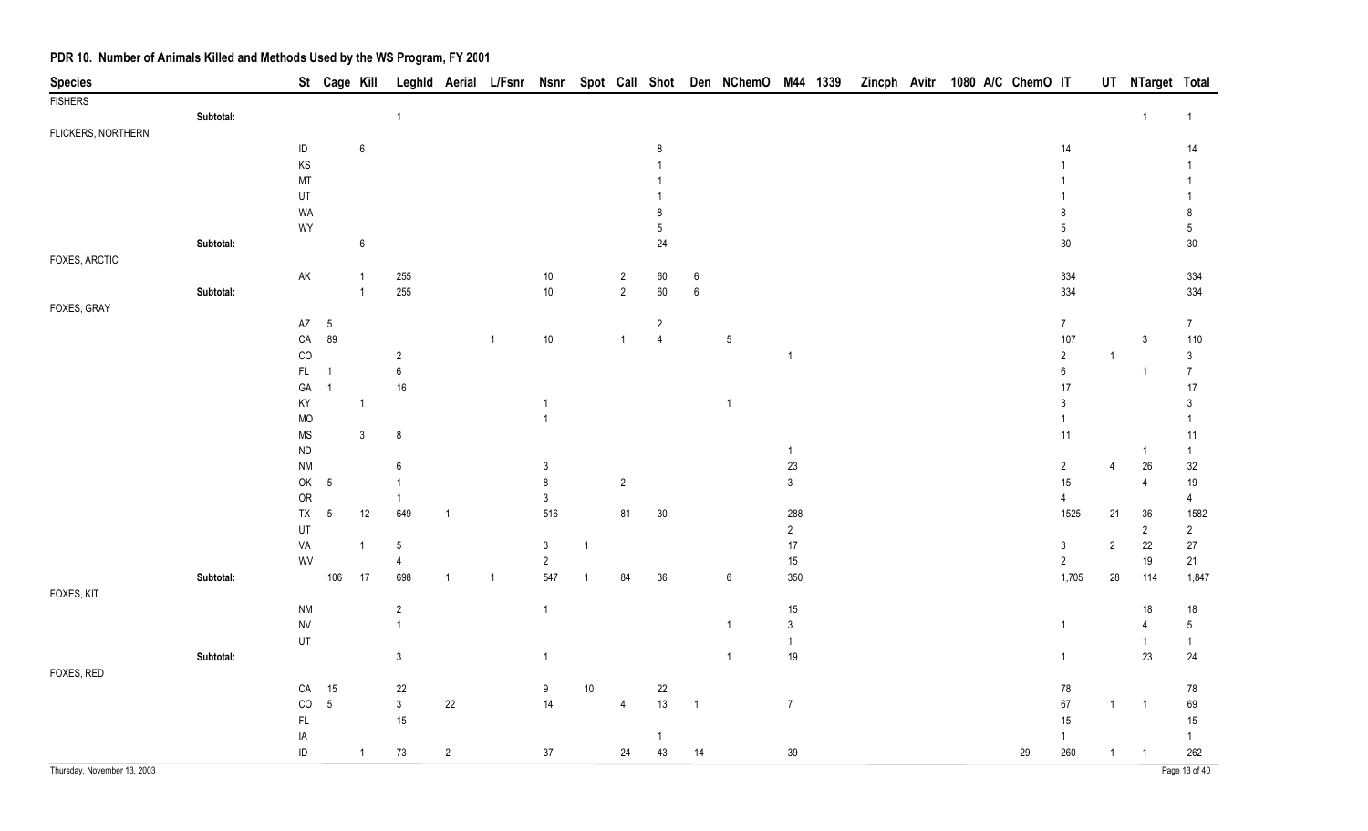## PDR 10. Number of Animals Killed and Methods Used by the WS Program, FY 2001

| Species | | St | Cage | Kill | Leghld | Aerial | L/Fsnr | Nsnr | Spot | Call | Shot | Den | NChemO | M44 | 1339 | Zincph | Avitr | 1080 | A/C | ChemO | IT | UT | NTarget | Total |
|---|---|---|---|---|---|---|---|---|---|---|---|---|---|---|---|---|---|---|---|---|---|---|---|---|
| FISHERS | | | | | | | | | | | | | | | | | | | | | | | | |
| | Subtotal: | | | | 1 | | | | | | | | | | | | | | | | | | 1 | 1 |
| FLICKERS, NORTHERN | | | | | | | | | | | | | | | | | | | | | | | | |
| | | ID | | 6 | | | | | | | 8 | | | | | | | | | | 14 | | | 14 |
| | | KS | | | | | | | | | 1 | | | | | | | | | | 1 | | | 1 |
| | | MT | | | | | | | | | 1 | | | | | | | | | | 1 | | | 1 |
| | | UT | | | | | | | | | 1 | | | | | | | | | | 1 | | | 1 |
| | | WA | | | | | | | | | 8 | | | | | | | | | | 8 | | | 8 |
| | | WY | | | | | | | | | 5 | | | | | | | | | | 5 | | | 5 |
| | Subtotal: | | | 6 | | | | | | | 24 | | | | | | | | | | 30 | | | 30 |
| FOXES, ARCTIC | | | | | | | | | | | | | | | | | | | | | | | | |
| | | AK | | 1 | 255 | | | 10 | | 2 | 60 | 6 | | | | | | | | | 334 | | | 334 |
| | Subtotal: | | | 1 | 255 | | | 10 | | 2 | 60 | 6 | | | | | | | | | 334 | | | 334 |
| FOXES, GRAY | | | | | | | | | | | | | | | | | | | | | | | | |
| | | AZ | 5 | | | | | | | | 2 | | | | | | | | | | 7 | | | 7 |
| | | CA | 89 | | | | 1 | 10 | | 1 | 4 | | 5 | | | | | | | | 107 | | 3 | 110 |
| | | CO | | | 2 | | | | | | | | | 1 | | | | | | | 2 | 1 | | 3 |
| | | FL | 1 | | 6 | | | | | | | | | | | | | | | | 6 | | 1 | 7 |
| | | GA | 1 | | 16 | | | | | | | | | | | | | | | | 17 | | | 17 |
| | | KY | | 1 | | | | 1 | | | | | 1 | | | | | | | | 3 | | | 3 |
| | | MO | | | | | | 1 | | | | | | | | | | | | | 1 | | | 1 |
| | | MS | | 3 | 8 | | | | | | | | | | | | | | | | 11 | | | 11 |
| | | ND | | | | | | | | | | | | 1 | | | | | | | | | 1 | 1 |
| | | NM | | | 6 | | | 3 | | | | | | 23 | | | | | | | 2 | 4 | 26 | 32 |
| | | OK | 5 | | 1 | | | 8 | | 2 | | | | 3 | | | | | | | 15 | | 4 | 19 |
| | | OR | | | 1 | | | 3 | | | | | | | | | | | | | 4 | | | 4 |
| | | TX | 5 | 12 | 649 | 1 | | 516 | | 81 | 30 | | | 288 | | | | | | | 1525 | 21 | 36 | 1582 |
| | | UT | | | | | | | | | | | | 2 | | | | | | | | | 2 | 2 |
| | | VA | | 1 | 5 | | | 3 | 1 | | | | | 17 | | | | | | | 3 | 2 | 22 | 27 |
| | | WV | | | 4 | | | 2 | | | | | | 15 | | | | | | | 2 | | 19 | 21 |
| | Subtotal: | | 106 | 17 | 698 | 1 | 1 | 547 | 1 | 84 | 36 | | 6 | 350 | | | | | | | 1,705 | 28 | 114 | 1,847 |
| FOXES, KIT | | | | | | | | | | | | | | | | | | | | | | | | |
| | | NM | | | 2 | | | 1 | | | | | | 15 | | | | | | | | | 18 | 18 |
| | | NV | | | 1 | | | | | | | | 1 | 3 | | | | | | | 1 | | 4 | 5 |
| | | UT | | | | | | | | | | | | 1 | | | | | | | | | 1 | 1 |
| | Subtotal: | | | | 3 | | | 1 | | | | | 1 | 19 | | | | | | | 1 | | 23 | 24 |
| FOXES, RED | | | | | | | | | | | | | | | | | | | | | | | | |
| | | CA | 15 | | 22 | | | 9 | 10 | | 22 | | | | | | | | | | 78 | | | 78 |
| | | CO | 5 | | 3 | 22 | | 14 | | 4 | 13 | 1 | | 7 | | | | | | | 67 | 1 | 1 | 69 |
| | | FL | | | 15 | | | | | | | | | | | | | | | | 15 | | | 15 |
| | | IA | | | | | | | | | 1 | | | | | | | | | | 1 | | | 1 |
| | | ID | | 1 | 73 | 2 | | 37 | | 24 | 43 | 14 | | 39 | | | | | | 29 | 260 | 1 | 1 | 262 |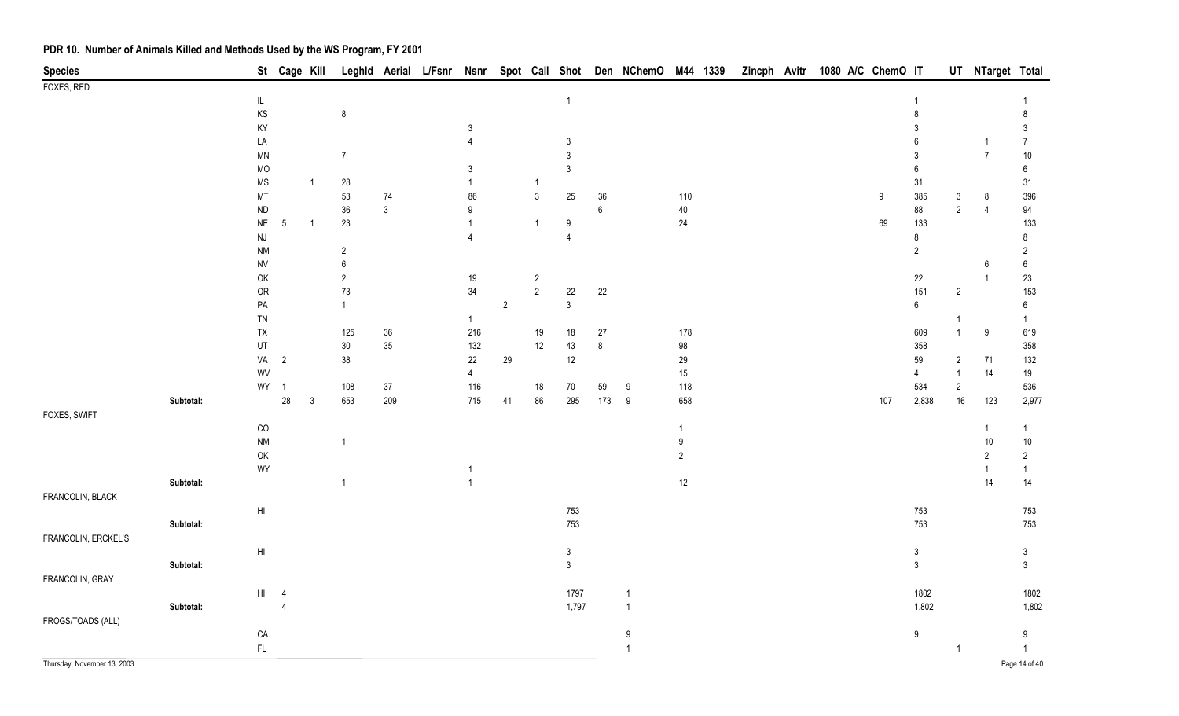## PDR 10. Number of Animals Killed and Methods Used by the WS Program, FY 2001

| Species | | St | Cage | Kill | Leghld | Aerial | L/Fsnr | Nsnr | Spot | Call | Shot | Den | NChemO | M44 | 1339 | Zincph | Avitr | 1080 | A/C | ChemO | IT | UT | NTarget | Total |
|---|---|---|---|---|---|---|---|---|---|---|---|---|---|---|---|---|---|---|---|---|---|---|---|---|
| FOXES, RED | | | | | | | | | | | | | | | | | | | | | | | | |
| | | IL | | | | | | | | | 1 | | | | | | | | | | 1 | | | 1 |
| | | KS | | | 8 | | | | | | | | | | | | | | | | 8 | | | 8 |
| | | KY | | | | | | 3 | | | | | | | | | | | | | 3 | | | 3 |
| | | LA | | | | | | 4 | | | 3 | | | | | | | | | | 6 | | 1 | 7 |
| | | MN | | | 7 | | | | | | 3 | | | | | | | | | | 3 | | 7 | 10 |
| | | MO | | | | | | 3 | | | 3 | | | | | | | | | | 6 | | | 6 |
| | | MS | | 1 | 28 | | | 1 | | 1 | | | | | | | | | | | 31 | | | 31 |
| | | MT | | | 53 | 74 | | 86 | | 3 | 25 | 36 | | 110 | | | | | | 9 | 385 | 3 | 8 | 396 |
| | | ND | | | 36 | 3 | | 9 | | | | 6 | | 40 | | | | | | | 88 | 2 | 4 | 94 |
| | | NE | 5 | 1 | 23 | | | 1 | | 1 | 9 | | | 24 | | | | | | 69 | 133 | | | 133 |
| | | NJ | | | | | | 4 | | | 4 | | | | | | | | | | 8 | | | 8 |
| | | NM | | | 2 | | | | | | | | | | | | | | | | 2 | | | 2 |
| | | NV | | | 6 | | | | | | | | | | | | | | | | | | 6 | 6 |
| | | OK | | | 2 | | | 19 | | 2 | | | | | | | | | | | 22 | | 1 | 23 |
| | | OR | | | 73 | | | 34 | | 2 | 22 | 22 | | | | | | | | | 151 | 2 | | 153 |
| | | PA | | | 1 | | | | 2 | | 3 | | | | | | | | | | 6 | | | 6 |
| | | TN | | | | | | 1 | | | | | | | | | | | | | | 1 | | 1 |
| | | TX | | | 125 | 36 | | 216 | | 19 | 18 | 27 | | 178 | | | | | | | 609 | 1 | 9 | 619 |
| | | UT | | | 30 | 35 | | 132 | | 12 | 43 | 8 | | 98 | | | | | | | 358 | | | 358 |
| | | VA | 2 | | 38 | | | 22 | 29 | | 12 | | | 29 | | | | | | | 59 | 2 | 71 | 132 |
| | | WV | | | | | | 4 | | | | | | 15 | | | | | | | 4 | 1 | 14 | 19 |
| | | WY | 1 | | 108 | 37 | | 116 | | 18 | 70 | 59 | 9 | 118 | | | | | | | 534 | 2 | | 536 |
| | Subtotal: | | 28 | 3 | 653 | 209 | | 715 | 41 | 86 | 295 | 173 | 9 | 658 | | | | | | 107 | 2,838 | 16 | 123 | 2,977 |
| FOXES, SWIFT | | | | | | | | | | | | | | | | | | | | | | | | |
| | | CO | | | | | | | | | | | | 1 | | | | | | | | | 1 | 1 |
| | | NM | | | 1 | | | | | | | | | 9 | | | | | | | | | 10 | 10 |
| | | OK | | | | | | | | | | | | 2 | | | | | | | | | 2 | 2 |
| | | WY | | | | | | 1 | | | | | | | | | | | | | | | 1 | 1 |
| | Subtotal: | | | | 1 | | | 1 | | | | | | 12 | | | | | | | | | 14 | 14 |
| FRANCOLIN, BLACK | | | | | | | | | | | | | | | | | | | | | | | | |
| | | HI | | | | | | | | | 753 | | | | | | | | | | 753 | | | 753 |
| | Subtotal: | | | | | | | | | | 753 | | | | | | | | | | 753 | | | 753 |
| FRANCOLIN, ERCKEL'S | | | | | | | | | | | | | | | | | | | | | | | | |
| | | HI | | | | | | | | | 3 | | | | | | | | | | 3 | | | 3 |
| | Subtotal: | | | | | | | | | | 3 | | | | | | | | | | 3 | | | 3 |
| FRANCOLIN, GRAY | | | | | | | | | | | | | | | | | | | | | | | | |
| | | HI | 4 | | | | | | | | 1797 | | 1 | | | | | | | | 1802 | | | 1802 |
| | Subtotal: | | 4 | | | | | | | | 1,797 | | 1 | | | | | | | | 1,802 | | | 1,802 |
| FROGS/TOADS (ALL) | | | | | | | | | | | | | | | | | | | | | | | | |
| | | CA | | | | | | | | | | | 9 | | | | | | | | 9 | | | 9 |
| | | FL | | | | | | | | | | | 1 | | | | | | | | | 1 | | 1 |

Thursday, November 13, 2003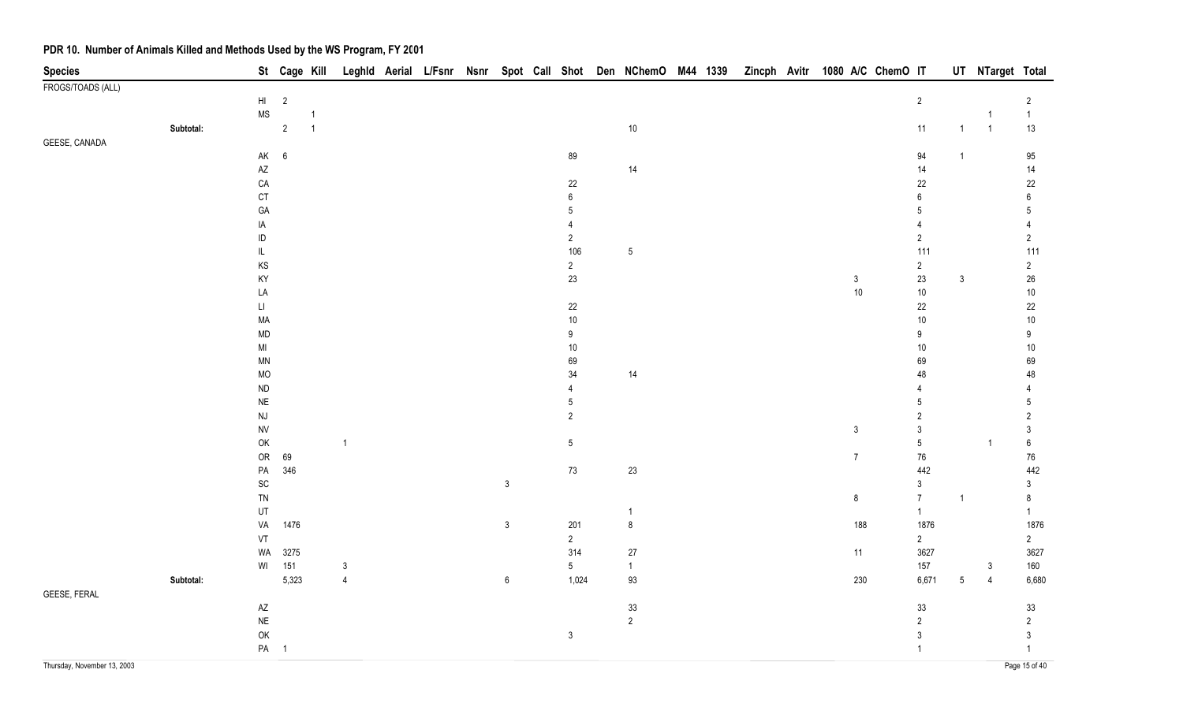# PDR 10. Number of Animals Killed and Methods Used by the WS Program, FY 2001

| Species | | St | Cage | Kill | Leghld | Aerial | L/Fsnr | Nsnr | Spot | Call | Shot | Den | NChemO | M44 | 1339 | Zincph | Avitr | 1080 | A/C | ChemO | IT | UT | NTarget | Total |
|---|---|---|---|---|---|---|---|---|---|---|---|---|---|---|---|---|---|---|---|---|---|---|---|---|
| FROGS/TOADS (ALL) | | | | | | | | | | | | | | | | | | | | | | | | |
| | | HI | 2 | | | | | | | | | | | | | | | | | | 2 | | | 2 |
| | | MS | | 1 | | | | | | | | | | | | | | | | | | | 1 | 1 |
| | Subtotal: | | 2 | 1 | | | | | | | | | 10 | | | | | | | | 11 | 1 | 1 | 13 |
| GEESE, CANADA | | | | | | | | | | | | | | | | | | | | | | | | |
| | | AK | 6 | | | | | | | | 89 | | | | | | | | | | 94 | 1 | | 95 |
| | | AZ | | | | | | | | | | | 14 | | | | | | | | 14 | | | 14 |
| | | CA | | | | | | | | | 22 | | | | | | | | | | 22 | | | 22 |
| | | CT | | | | | | | | | 6 | | | | | | | | | | 6 | | | 6 |
| | | GA | | | | | | | | | 5 | | | | | | | | | | 5 | | | 5 |
| | | IA | | | | | | | | | 4 | | | | | | | | | | 4 | | | 4 |
| | | ID | | | | | | | | | 2 | | | | | | | | | | 2 | | | 2 |
| | | IL | | | | | | | | | 106 | | 5 | | | | | | | | 111 | | | 111 |
| | | KS | | | | | | | | | 2 | | | | | | | | | | 2 | | | 2 |
| | | KY | | | | | | | | | 23 | | | | | | | | 3 | | 23 | 3 | | 26 |
| | | LA | | | | | | | | | | | | | | | | | 10 | | 10 | | | 10 |
| | | LI | | | | | | | | | 22 | | | | | | | | | | 22 | | | 22 |
| | | MA | | | | | | | | | 10 | | | | | | | | | | 10 | | | 10 |
| | | MD | | | | | | | | | 9 | | | | | | | | | | 9 | | | 9 |
| | | MI | | | | | | | | | 10 | | | | | | | | | | 10 | | | 10 |
| | | MN | | | | | | | | | 69 | | | | | | | | | | 69 | | | 69 |
| | | MO | | | | | | | | | 34 | | 14 | | | | | | | | 48 | | | 48 |
| | | ND | | | | | | | | | 4 | | | | | | | | | | 4 | | | 4 |
| | | NE | | | | | | | | | 5 | | | | | | | | | | 5 | | | 5 |
| | | NJ | | | | | | | | | 2 | | | | | | | | | | 2 | | | 2 |
| | | NV | | | | | | | | | | | | | | | | | 3 | | 3 | | | 3 |
| | | OK | | | 1 | | | | | | 5 | | | | | | | | | | 5 | | 1 | 6 |
| | | OR | 69 | | | | | | | | | | | | | | | | 7 | | 76 | | | 76 |
| | | PA | 346 | | | | | | | | 73 | | 23 | | | | | | | | 442 | | | 442 |
| | | SC | | | | | | | 3 | | | | | | | | | | | | 3 | | | 3 |
| | | TN | | | | | | | | | | | | | | | | | 8 | | 7 | 1 | | 8 |
| | | UT | | | | | | | | | | | 1 | | | | | | | | 1 | | | 1 |
| | | VA | 1476 | | | | | | 3 | | 201 | | 8 | | | | | | 188 | | 1876 | | | 1876 |
| | | VT | | | | | | | | | 2 | | | | | | | | | | 2 | | | 2 |
| | | WA | 3275 | | | | | | | | 314 | | 27 | | | | | | 11 | | 3627 | | | 3627 |
| | | WI | 151 | | 3 | | | | | | 5 | | 1 | | | | | | | | 157 | | 3 | 160 |
| | Subtotal: | | 5,323 | | 4 | | | | 6 | | 1,024 | | 93 | | | | | | 230 | | 6,671 | 5 | 4 | 6,680 |
| GEESE, FERAL | | | | | | | | | | | | | | | | | | | | | | | | |
| | | AZ | | | | | | | | | | | 33 | | | | | | | | 33 | | | 33 |
| | | NE | | | | | | | | | | | 2 | | | | | | | | 2 | | | 2 |
| | | OK | | | | | | | | | 3 | | | | | | | | | | 3 | | | 3 |
| | | PA | 1 | | | | | | | | | | | | | | | | | | 1 | | | 1 |

Thursday, November 13, 2003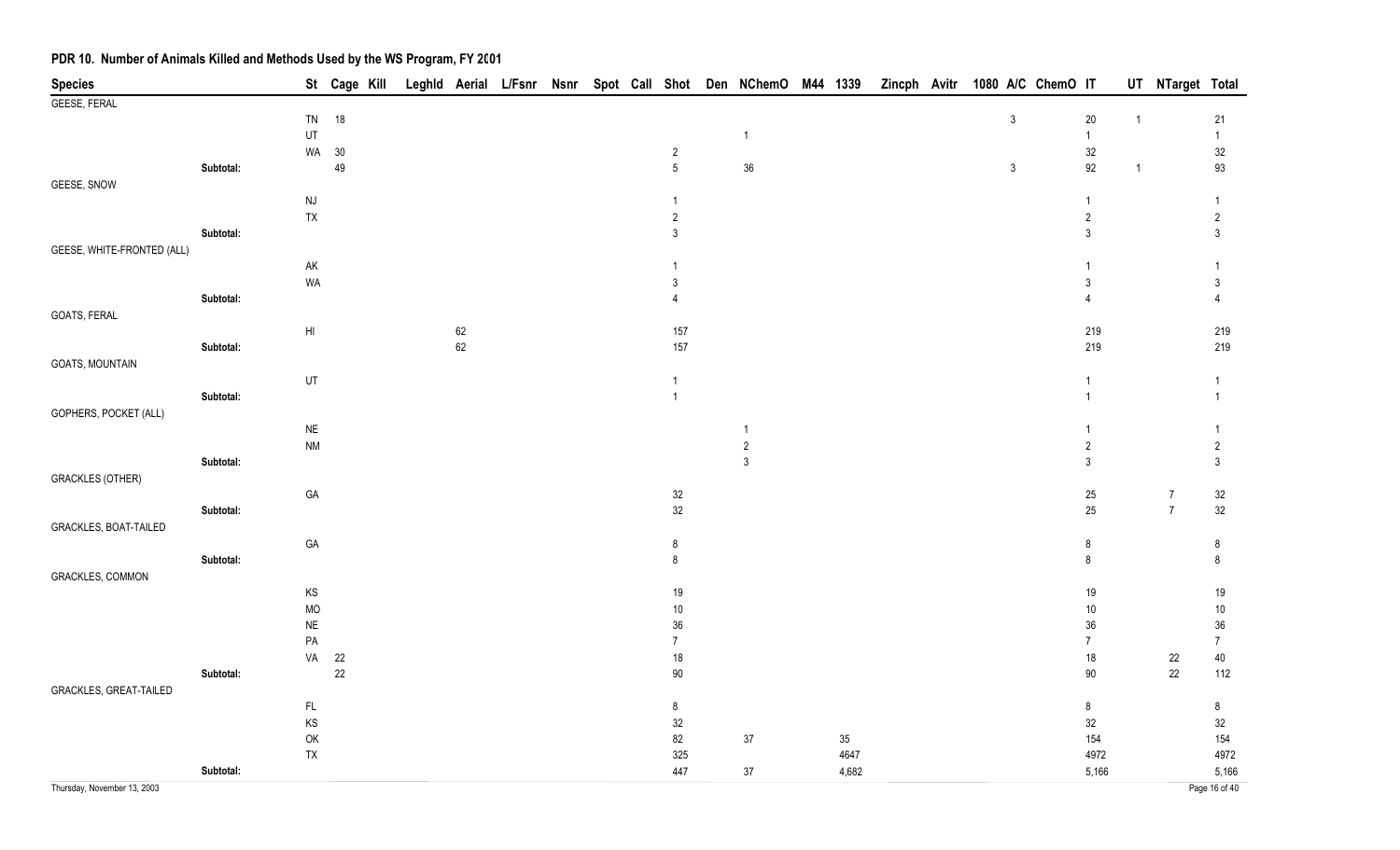## PDR 10. Number of Animals Killed and Methods Used by the WS Program, FY 2001

| Species | | St | Cage | Kill | Leghld | Aerial | L/Fsnr | Nsnr | Spot | Call | Shot | Den | NChemO | M44 | 1339 | Zincph | Avitr | 1080 | A/C | ChemO | IT | UT | NTarget | Total |
|---|---|---|---|---|---|---|---|---|---|---|---|---|---|---|---|---|---|---|---|---|---|---|---|---|
| GEESE, FERAL | | | | | | | | | | | | | | | | | | | | | | | | |
| | | TN | 18 | | | | | | | | | | | | | | | | 3 | | 20 | 1 | | 21 |
| | | UT | | | | | | | | | | | 1 | | | | | | | | 1 | | | 1 |
| | | WA | 30 | | | | | | | | 2 | | | | | | | | | | 32 | | | 32 |
| | Subtotal: | | 49 | | | | | | | | 5 | | 36 | | | | | | 3 | | 92 | 1 | | 93 |
| GEESE, SNOW | | | | | | | | | | | | | | | | | | | | | | | | |
| | | NJ | | | | | | | | | 1 | | | | | | | | | | 1 | | | 1 |
| | | TX | | | | | | | | | 2 | | | | | | | | | | 2 | | | 2 |
| | Subtotal: | | | | | | | | | | 3 | | | | | | | | | | 3 | | | 3 |
| GEESE, WHITE-FRONTED (ALL) | | | | | | | | | | | | | | | | | | | | | | | | |
| | | AK | | | | | | | | | 1 | | | | | | | | | | 1 | | | 1 |
| | | WA | | | | | | | | | 3 | | | | | | | | | | 3 | | | 3 |
| | Subtotal: | | | | | | | | | | 4 | | | | | | | | | | 4 | | | 4 |
| GOATS, FERAL | | | | | | | | | | | | | | | | | | | | | | | | |
| | | HI | | | | 62 | | | | | 157 | | | | | | | | | | 219 | | | 219 |
| | Subtotal: | | | | | 62 | | | | | 157 | | | | | | | | | | 219 | | | 219 |
| GOATS, MOUNTAIN | | | | | | | | | | | | | | | | | | | | | | | | |
| | | UT | | | | | | | | | 1 | | | | | | | | | | 1 | | | 1 |
| | Subtotal: | | | | | | | | | | 1 | | | | | | | | | | 1 | | | 1 |
| GOPHERS, POCKET (ALL) | | | | | | | | | | | | | | | | | | | | | | | | |
| | | NE | | | | | | | | | | | 1 | | | | | | | | 1 | | | 1 |
| | | NM | | | | | | | | | | | 2 | | | | | | | | 2 | | | 2 |
| | Subtotal: | | | | | | | | | | | | 3 | | | | | | | | 3 | | | 3 |
| GRACKLES (OTHER) | | | | | | | | | | | | | | | | | | | | | | | | |
| | | GA | | | | | | | | | 32 | | | | | | | | | | 25 | | 7 | 32 |
| | Subtotal: | | | | | | | | | | 32 | | | | | | | | | | 25 | | 7 | 32 |
| GRACKLES, BOAT-TAILED | | | | | | | | | | | | | | | | | | | | | | | | |
| | | GA | | | | | | | | | 8 | | | | | | | | | | 8 | | | 8 |
| | Subtotal: | | | | | | | | | | 8 | | | | | | | | | | 8 | | | 8 |
| GRACKLES, COMMON | | | | | | | | | | | | | | | | | | | | | | | | |
| | | KS | | | | | | | | | 19 | | | | | | | | | | 19 | | | 19 |
| | | MO | | | | | | | | | 10 | | | | | | | | | | 10 | | | 10 |
| | | NE | | | | | | | | | 36 | | | | | | | | | | 36 | | | 36 |
| | | PA | | | | | | | | | 7 | | | | | | | | | | 7 | | | 7 |
| | | VA | 22 | | | | | | | | 18 | | | | | | | | | | 18 | | 22 | 40 |
| | Subtotal: | | 22 | | | | | | | | 90 | | | | | | | | | | 90 | | 22 | 112 |
| GRACKLES, GREAT-TAILED | | | | | | | | | | | | | | | | | | | | | | | | |
| | | FL | | | | | | | | | 8 | | | | | | | | | | 8 | | | 8 |
| | | KS | | | | | | | | | 32 | | | | | | | | | | 32 | | | 32 |
| | | OK | | | | | | | | | 82 | | 37 | | 35 | | | | | | 154 | | | 154 |
| | | TX | | | | | | | | | 325 | | | | 4647 | | | | | | 4972 | | | 4972 |
| | Subtotal: | | | | | | | | | | 447 | | 37 | | 4,682 | | | | | | 5,166 | | | 5,166 |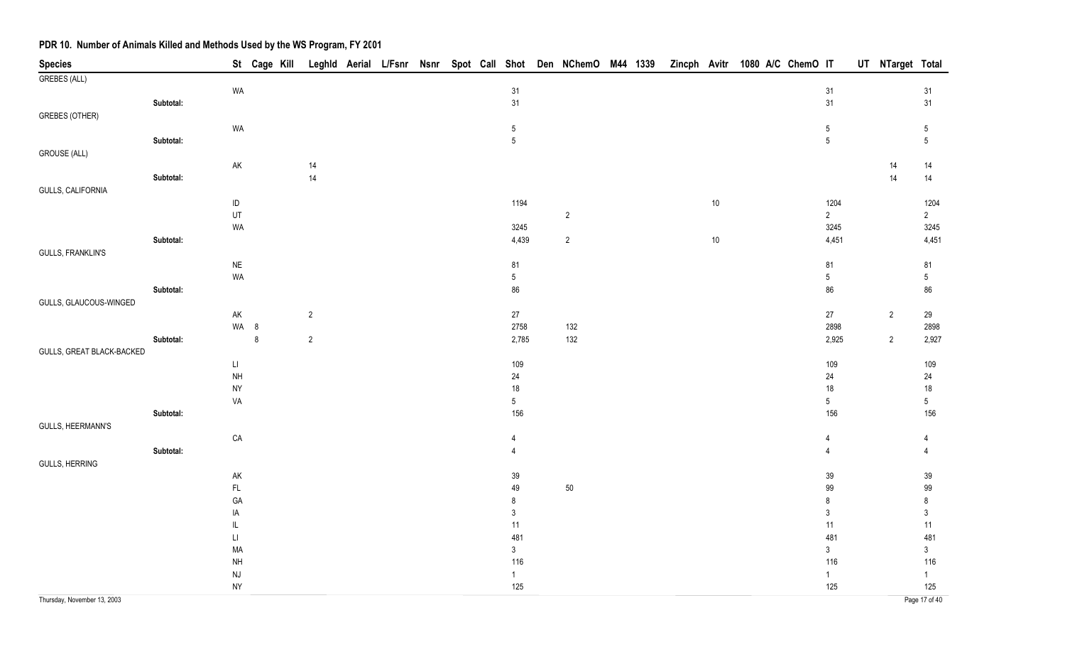## PDR 10. Number of Animals Killed and Methods Used by the WS Program, FY 2001

| Species | | St | Cage | Kill | Leghld | Aerial | L/Fsnr | Nsnr | Spot | Call | Shot | Den | NChemO | M44 | 1339 | Zincph | Avitr | 1080 | A/C | ChemO | IT | UT | NTarget | Total |
|---|---|---|---|---|---|---|---|---|---|---|---|---|---|---|---|---|---|---|---|---|---|---|---|---|
| GREBES (ALL) | | | | | | | | | | | | | | | | | | | | | | | | |
| | | WA | | | | | | | | | 31 | | | | | | | | | | 31 | | | 31 |
| | Subtotal: | | | | | | | | | | 31 | | | | | | | | | | 31 | | | 31 |
| GREBES (OTHER) | | | | | | | | | | | | | | | | | | | | | | | | |
| | | WA | | | | | | | | | 5 | | | | | | | | | | 5 | | | 5 |
| | Subtotal: | | | | | | | | | | 5 | | | | | | | | | | 5 | | | 5 |
| GROUSE (ALL) | | | | | | | | | | | | | | | | | | | | | | | | |
| | | AK | | | 14 | | | | | | | | | | | | | | | | | | 14 | 14 |
| | Subtotal: | | | | 14 | | | | | | | | | | | | | | | | | | 14 | 14 |
| GULLS, CALIFORNIA | | | | | | | | | | | | | | | | | | | | | | | | |
| | | ID | | | | | | | | | 1194 | | | | | | 10 | | | | 1204 | | | 1204 |
| | | UT | | | | | | | | | | | 2 | | | | | | | | 2 | | | 2 |
| | | WA | | | | | | | | | 3245 | | | | | | | | | | 3245 | | | 3245 |
| | Subtotal: | | | | | | | | | | 4,439 | | 2 | | | | 10 | | | | 4,451 | | | 4,451 |
| GULLS, FRANKLIN'S | | | | | | | | | | | | | | | | | | | | | | | | |
| | | NE | | | | | | | | | 81 | | | | | | | | | | 81 | | | 81 |
| | | WA | | | | | | | | | 5 | | | | | | | | | | 5 | | | 5 |
| | Subtotal: | | | | | | | | | | 86 | | | | | | | | | | 86 | | | 86 |
| GULLS, GLAUCOUS-WINGED | | | | | | | | | | | | | | | | | | | | | | | | |
| | | AK | | | 2 | | | | | | 27 | | | | | | | | | | 27 | | 2 | 29 |
| | | WA | 8 | | | | | | | | 2758 | | 132 | | | | | | | | 2898 | | | 2898 |
| | Subtotal: | | 8 | | 2 | | | | | | 2,785 | | 132 | | | | | | | | 2,925 | | 2 | 2,927 |
| GULLS, GREAT BLACK-BACKED | | | | | | | | | | | | | | | | | | | | | | | | |
| | | LI | | | | | | | | | 109 | | | | | | | | | | 109 | | | 109 |
| | | NH | | | | | | | | | 24 | | | | | | | | | | 24 | | | 24 |
| | | NY | | | | | | | | | 18 | | | | | | | | | | 18 | | | 18 |
| | | VA | | | | | | | | | 5 | | | | | | | | | | 5 | | | 5 |
| | Subtotal: | | | | | | | | | | 156 | | | | | | | | | | 156 | | | 156 |
| GULLS, HEERMANN'S | | | | | | | | | | | | | | | | | | | | | | | | |
| | | CA | | | | | | | | | 4 | | | | | | | | | | 4 | | | 4 |
| | Subtotal: | | | | | | | | | | 4 | | | | | | | | | | 4 | | | 4 |
| GULLS, HERRING | | | | | | | | | | | | | | | | | | | | | | | | |
| | | AK | | | | | | | | | 39 | | | | | | | | | | 39 | | | 39 |
| | | FL | | | | | | | | | 49 | | 50 | | | | | | | | 99 | | | 99 |
| | | GA | | | | | | | | | 8 | | | | | | | | | | 8 | | | 8 |
| | | IA | | | | | | | | | 3 | | | | | | | | | | 3 | | | 3 |
| | | IL | | | | | | | | | 11 | | | | | | | | | | 11 | | | 11 |
| | | LI | | | | | | | | | 481 | | | | | | | | | | 481 | | | 481 |
| | | MA | | | | | | | | | 3 | | | | | | | | | | 3 | | | 3 |
| | | NH | | | | | | | | | 116 | | | | | | | | | | 116 | | | 116 |
| | | NJ | | | | | | | | | 1 | | | | | | | | | | 1 | | | 1 |
| | | NY | | | | | | | | | 125 | | | | | | | | | | 125 | | | 125 |

Thursday, November 13, 2003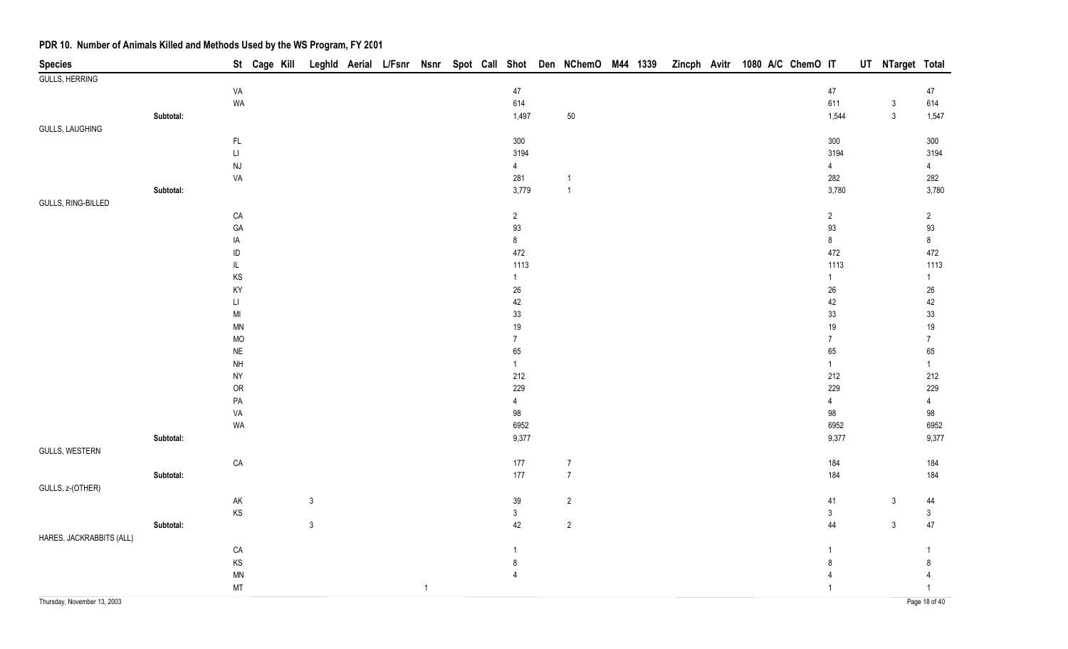## PDR 10. Number of Animals Killed and Methods Used by the WS Program, FY 2001

| Species | | St | Cage | Kill | Leghld | Aerial | L/Fsnr | Nsnr | Spot | Call | Shot | Den | NChemO | M44 | 1339 | Zincph | Avitr | 1080 | A/C | ChemO | IT | UT | NTarget | Total |
|---|---|---|---|---|---|---|---|---|---|---|---|---|---|---|---|---|---|---|---|---|---|---|---|---|
| GULLS, HERRING | | | | | | | | | | | | | | | | | | | | | | | | |
| | | VA | | | | | | | | | 47 | | | | | | | | | | 47 | | | 47 |
| | | WA | | | | | | | | | 614 | | | | | | | | | | 611 | | 3 | 614 |
| | Subtotal: | | | | | | | | | | 1,497 | | 50 | | | | | | | | 1,544 | | 3 | 1,547 |
| GULLS, LAUGHING | | | | | | | | | | | | | | | | | | | | | | | | |
| | | FL | | | | | | | | | 300 | | | | | | | | | | 300 | | | 300 |
| | | LI | | | | | | | | | 3194 | | | | | | | | | | 3194 | | | 3194 |
| | | NJ | | | | | | | | | 4 | | | | | | | | | | 4 | | | 4 |
| | | VA | | | | | | | | | 281 | | 1 | | | | | | | | 282 | | | 282 |
| | Subtotal: | | | | | | | | | | 3,779 | | 1 | | | | | | | | 3,780 | | | 3,780 |
| GULLS, RING-BILLED | | | | | | | | | | | | | | | | | | | | | | | | |
| | | CA | | | | | | | | | 2 | | | | | | | | | | 2 | | | 2 |
| | | GA | | | | | | | | | 93 | | | | | | | | | | 93 | | | 93 |
| | | IA | | | | | | | | | 8 | | | | | | | | | | 8 | | | 8 |
| | | ID | | | | | | | | | 472 | | | | | | | | | | 472 | | | 472 |
| | | IL | | | | | | | | | 1113 | | | | | | | | | | 1113 | | | 1113 |
| | | KS | | | | | | | | | 1 | | | | | | | | | | 1 | | | 1 |
| | | KY | | | | | | | | | 26 | | | | | | | | | | 26 | | | 26 |
| | | LI | | | | | | | | | 42 | | | | | | | | | | 42 | | | 42 |
| | | MI | | | | | | | | | 33 | | | | | | | | | | 33 | | | 33 |
| | | MN | | | | | | | | | 19 | | | | | | | | | | 19 | | | 19 |
| | | MO | | | | | | | | | 7 | | | | | | | | | | 7 | | | 7 |
| | | NE | | | | | | | | | 65 | | | | | | | | | | 65 | | | 65 |
| | | NH | | | | | | | | | 1 | | | | | | | | | | 1 | | | 1 |
| | | NY | | | | | | | | | 212 | | | | | | | | | | 212 | | | 212 |
| | | OR | | | | | | | | | 229 | | | | | | | | | | 229 | | | 229 |
| | | PA | | | | | | | | | 4 | | | | | | | | | | 4 | | | 4 |
| | | VA | | | | | | | | | 98 | | | | | | | | | | 98 | | | 98 |
| | | WA | | | | | | | | | 6952 | | | | | | | | | | 6952 | | | 6952 |
| | Subtotal: | | | | | | | | | | 9,377 | | | | | | | | | | 9,377 | | | 9,377 |
| GULLS, WESTERN | | | | | | | | | | | | | | | | | | | | | | | | |
| | | CA | | | | | | | | | 177 | | 7 | | | | | | | | 184 | | | 184 |
| | Subtotal: | | | | | | | | | | 177 | | 7 | | | | | | | | 184 | | | 184 |
| GULLS, z-(OTHER) | | | | | | | | | | | | | | | | | | | | | | | | |
| | | AK | | | 3 | | | | | | 39 | | 2 | | | | | | | | 41 | | 3 | 44 |
| | | KS | | | | | | | | | 3 | | | | | | | | | | 3 | | | 3 |
| | Subtotal: | | | | 3 | | | | | | 42 | | 2 | | | | | | | | 44 | | 3 | 47 |
| HARES, JACKRABBITS (ALL) | | | | | | | | | | | | | | | | | | | | | | | | |
| | | CA | | | | | | | | | 1 | | | | | | | | | | 1 | | | 1 |
| | | KS | | | | | | | | | 8 | | | | | | | | | | 8 | | | 8 |
| | | MN | | | | | | | | | 4 | | | | | | | | | | 4 | | | 4 |
| | | MT | | | | | | 1 | | | | | | | | | | | | | 1 | | | 1 |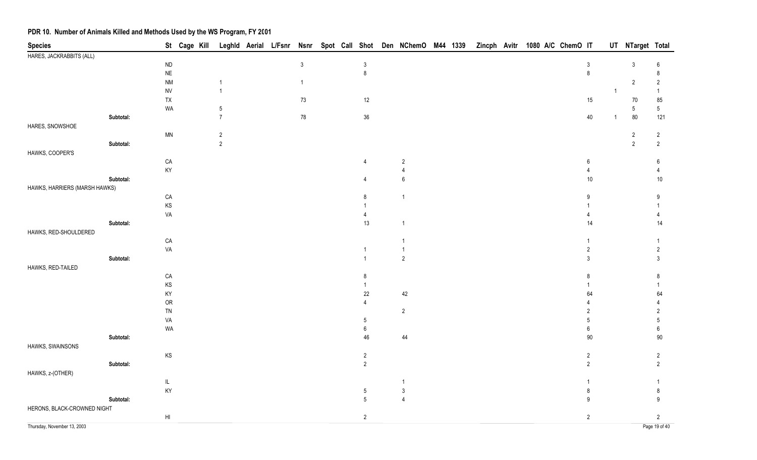## PDR 10. Number of Animals Killed and Methods Used by the WS Program, FY 2001

| Species | St | Cage | Kill | Leghld | Aerial | L/Fsnr | Nsnr | Spot | Call | Shot | Den | NChemO | M44 | 1339 | Zincph | Avitr | 1080 | A/C | ChemO | IT | UT | NTarget | Total |
|---|---|---|---|---|---|---|---|---|---|---|---|---|---|---|---|---|---|---|---|---|---|---|---|
| HARES, JACKRABBITS (ALL) | | | | | | | | | | | | | | | | | | | | | | | |
| | ND | | | | | | 3 | | | 3 | | | | | | | | | | 3 | | 3 | 6 |
| | NE | | | | | | | | | 8 | | | | | | | | | | 8 | | | 8 |
| | NM | | | 1 | | | 1 | | | | | | | | | | | | | | | 2 | 2 |
| | NV | | | 1 | | | | | | | | | | | | | | | | | 1 | | 1 |
| | TX | | | | | | 73 | | | 12 | | | | | | | | | | 15 | | 70 | 85 |
| | WA | | | 5 | | | | | | | | | | | | | | | | | | 5 | 5 |
| Subtotal: | | | | 7 | | | 78 | | | 36 | | | | | | | | | | 40 | 1 | 80 | 121 |
| HARES, SNOWSHOE | | | | | | | | | | | | | | | | | | | | | | | |
| | MN | | | 2 | | | | | | | | | | | | | | | | | | 2 | 2 |
| Subtotal: | | | | 2 | | | | | | | | | | | | | | | | | | 2 | 2 |
| HAWKS, COOPER'S | | | | | | | | | | | | | | | | | | | | | | | |
| | CA | | | | | | | | | 4 | | 2 | | | | | | | | 6 | | | 6 |
| | KY | | | | | | | | | | | 4 | | | | | | | | 4 | | | 4 |
| Subtotal: | | | | | | | | | | 4 | | 6 | | | | | | | | 10 | | | 10 |
| HAWKS, HARRIERS (MARSH HAWKS) | | | | | | | | | | | | | | | | | | | | | | | |
| | CA | | | | | | | | | 8 | | 1 | | | | | | | | 9 | | | 9 |
| | KS | | | | | | | | | 1 | | | | | | | | | | 1 | | | 1 |
| | VA | | | | | | | | | 4 | | | | | | | | | | 4 | | | 4 |
| Subtotal: | | | | | | | | | | 13 | | 1 | | | | | | | | 14 | | | 14 |
| HAWKS, RED-SHOULDERED | | | | | | | | | | | | | | | | | | | | | | | |
| | CA | | | | | | | | | | | 1 | | | | | | | | 1 | | | 1 |
| | VA | | | | | | | | | 1 | | 1 | | | | | | | | 2 | | | 2 |
| Subtotal: | | | | | | | | | | 1 | | 2 | | | | | | | | 3 | | | 3 |
| HAWKS, RED-TAILED | | | | | | | | | | | | | | | | | | | | | | | |
| | CA | | | | | | | | | 8 | | | | | | | | | | 8 | | | 8 |
| | KS | | | | | | | | | 1 | | | | | | | | | | 1 | | | 1 |
| | KY | | | | | | | | | 22 | | 42 | | | | | | | | 64 | | | 64 |
| | OR | | | | | | | | | 4 | | | | | | | | | | 4 | | | 4 |
| | TN | | | | | | | | | | | 2 | | | | | | | | 2 | | | 2 |
| | VA | | | | | | | | | 5 | | | | | | | | | | 5 | | | 5 |
| | WA | | | | | | | | | 6 | | | | | | | | | | 6 | | | 6 |
| Subtotal: | | | | | | | | | | 46 | | 44 | | | | | | | | 90 | | | 90 |
| HAWKS, SWAINSONS | | | | | | | | | | | | | | | | | | | | | | | |
| | KS | | | | | | | | | 2 | | | | | | | | | | 2 | | | 2 |
| Subtotal: | | | | | | | | | | 2 | | | | | | | | | | 2 | | | 2 |
| HAWKS, z-(OTHER) | | | | | | | | | | | | | | | | | | | | | | | |
| | IL | | | | | | | | | | | 1 | | | | | | | | 1 | | | 1 |
| | KY | | | | | | | | | 5 | | 3 | | | | | | | | 8 | | | 8 |
| Subtotal: | | | | | | | | | | 5 | | 4 | | | | | | | | 9 | | | 9 |
| HERONS, BLACK-CROWNED NIGHT | | | | | | | | | | | | | | | | | | | | | | | |
| | HI | | | | | | | | | 2 | | | | | | | | | | 2 | | | 2 |

Thursday, November 13, 2003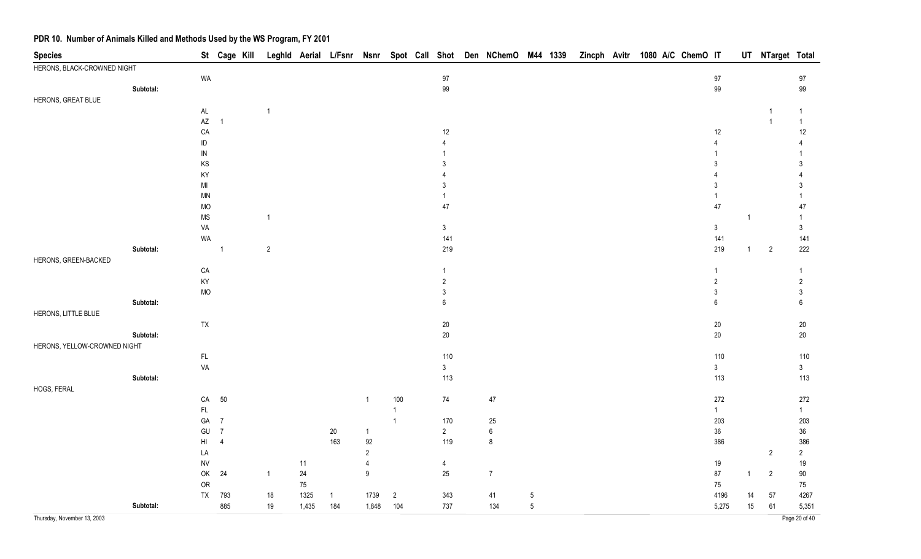## PDR 10. Number of Animals Killed and Methods Used by the WS Program, FY 2001

| Species | St | Cage | Kill | Leghld | Aerial | L/Fsnr | Nsnr | Spot | Call | Shot | Den | NChemO | M44 | 1339 | Zincph | Avitr | 1080 | A/C | ChemO | IT | UT | NTarget | Total |
|---|---|---|---|---|---|---|---|---|---|---|---|---|---|---|---|---|---|---|---|---|---|---|---|
| HERONS, BLACK-CROWNED NIGHT | | | | | | | | | | | | | | | | | | | | | | | |
| | WA | | | | | | | | | 97 | | | | | | | | | | 97 | | | 97 |
| Subtotal: | | | | | | | | | | 99 | | | | | | | | | | 99 | | | 99 |
| HERONS, GREAT BLUE | | | | | | | | | | | | | | | | | | | | | | | |
| | AL | | | 1 | | | | | | | | | | | | | | | | | | 1 | 1 |
| | AZ | 1 | | | | | | | | | | | | | | | | | | | | 1 | 1 |
| | CA | | | | | | | | | 12 | | | | | | | | | | 12 | | | 12 |
| | ID | | | | | | | | | 4 | | | | | | | | | | 4 | | | 4 |
| | IN | | | | | | | | | 1 | | | | | | | | | | 1 | | | 1 |
| | KS | | | | | | | | | 3 | | | | | | | | | | 3 | | | 3 |
| | KY | | | | | | | | | 4 | | | | | | | | | | 4 | | | 4 |
| | MI | | | | | | | | | 3 | | | | | | | | | | 3 | | | 3 |
| | MN | | | | | | | | | 1 | | | | | | | | | | 1 | | | 1 |
| | MO | | | | | | | | | 47 | | | | | | | | | | 47 | | | 47 |
| | MS | | | 1 | | | | | | | | | | | | | | | | | 1 | | 1 |
| | VA | | | | | | | | | 3 | | | | | | | | | | 3 | | | 3 |
| | WA | | | | | | | | | 141 | | | | | | | | | | 141 | | | 141 |
| Subtotal: | | 1 | | 2 | | | | | | 219 | | | | | | | | | | 219 | 1 | 2 | 222 |
| HERONS, GREEN-BACKED | | | | | | | | | | | | | | | | | | | | | | | |
| | CA | | | | | | | | | 1 | | | | | | | | | | 1 | | | 1 |
| | KY | | | | | | | | | 2 | | | | | | | | | | 2 | | | 2 |
| | MO | | | | | | | | | 3 | | | | | | | | | | 3 | | | 3 |
| Subtotal: | | | | | | | | | | 6 | | | | | | | | | | 6 | | | 6 |
| HERONS, LITTLE BLUE | | | | | | | | | | | | | | | | | | | | | | | |
| | TX | | | | | | | | | 20 | | | | | | | | | | 20 | | | 20 |
| Subtotal: | | | | | | | | | | 20 | | | | | | | | | | 20 | | | 20 |
| HERONS, YELLOW-CROWNED NIGHT | | | | | | | | | | | | | | | | | | | | | | | |
| | FL | | | | | | | | | 110 | | | | | | | | | | 110 | | | 110 |
| | VA | | | | | | | | | 3 | | | | | | | | | | 3 | | | 3 |
| Subtotal: | | | | | | | | | | 113 | | | | | | | | | | 113 | | | 113 |
| HOGS, FERAL | | | | | | | | | | | | | | | | | | | | | | | |
| | CA | 50 | | | | | 1 | 100 | | 74 | | 47 | | | | | | | | 272 | | | 272 |
| | FL | | | | | | | 1 | | | | | | | | | | | | 1 | | | 1 |
| | GA | 7 | | | | | | 1 | | 170 | | 25 | | | | | | | | 203 | | | 203 |
| | GU | 7 | | | | 20 | 1 | | | 2 | | 6 | | | | | | | | 36 | | | 36 |
| | HI | 4 | | | | 163 | 92 | | | 119 | | 8 | | | | | | | | 386 | | | 386 |
| | LA | | | | | | 2 | | | | | | | | | | | | | | | 2 | 2 |
| | NV | | | | 11 | | 4 | | | 4 | | | | | | | | | | 19 | | | 19 |
| | OK | 24 | | 1 | 24 | | 9 | | | 25 | | 7 | | | | | | | | 87 | 1 | 2 | 90 |
| | OR | | | | 75 | | | | | | | | | | | | | | | 75 | | | 75 |
| | TX | 793 | | 18 | 1325 | 1 | 1739 | 2 | | 343 | | 41 | 5 | | | | | | | 4196 | 14 | 57 | 4267 |
| Subtotal: | | 885 | | 19 | 1,435 | 184 | 1,848 | 104 | | 737 | | 134 | 5 | | | | | | | 5,275 | 15 | 61 | 5,351 |

Thursday, November 13, 2003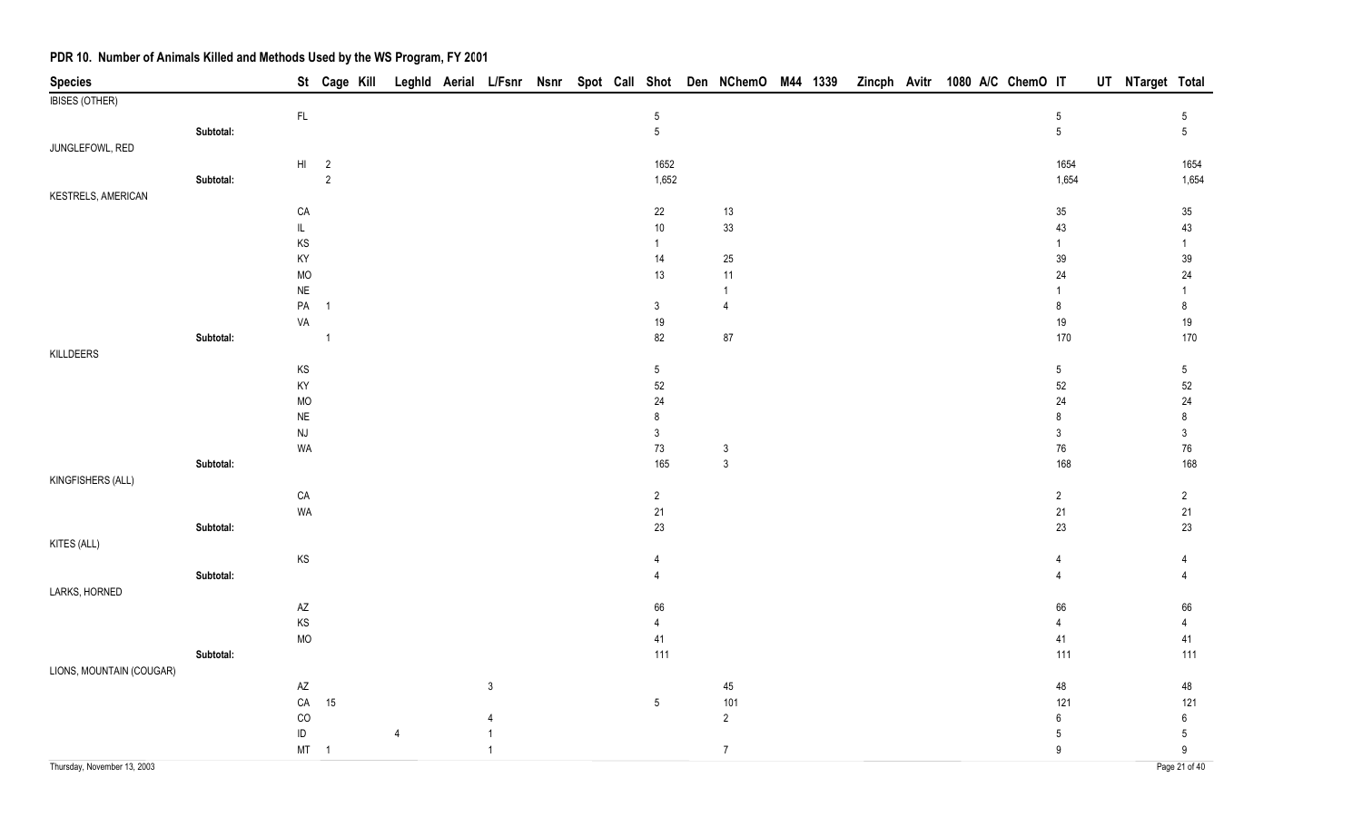## PDR 10. Number of Animals Killed and Methods Used by the WS Program, FY 2001

| Species | | St | Cage | Kill | Leghld | Aerial | L/Fsnr | Nsnr | Spot | Call | Shot | Den | NChemO | M44 | 1339 | Zincph | Avitr | 1080 | A/C | ChemO | IT | UT | NTarget | Total |
|---|---|---|---|---|---|---|---|---|---|---|---|---|---|---|---|---|---|---|---|---|---|---|---|---|
| IBISES (OTHER) | | | | | | | | | | | | | | | | | | | | | | | | |
| | | FL | | | | | | | | | 5 | | | | | | | | | | 5 | | | 5 |
| | Subtotal: | | | | | | | | | | 5 | | | | | | | | | | 5 | | | 5 |
| JUNGLEFOWL, RED | | | | | | | | | | | | | | | | | | | | | | | | |
| | | HI | 2 | | | | | | | | 1652 | | | | | | | | | | 1654 | | | 1654 |
| | Subtotal: | | 2 | | | | | | | | 1,652 | | | | | | | | | | 1,654 | | | 1,654 |
| KESTRELS, AMERICAN | | | | | | | | | | | | | | | | | | | | | | | | |
| | | CA | | | | | | | | | 22 | | 13 | | | | | | | | 35 | | | 35 |
| | | IL | | | | | | | | | 10 | | 33 | | | | | | | | 43 | | | 43 |
| | | KS | | | | | | | | | 1 | | | | | | | | | | 1 | | | 1 |
| | | KY | | | | | | | | | 14 | | 25 | | | | | | | | 39 | | | 39 |
| | | MO | | | | | | | | | 13 | | 11 | | | | | | | | 24 | | | 24 |
| | | NE | | | | | | | | | | | 1 | | | | | | | | 1 | | | 1 |
| | | PA | 1 | | | | | | | | 3 | | 4 | | | | | | | | 8 | | | 8 |
| | | VA | | | | | | | | | 19 | | | | | | | | | | 19 | | | 19 |
| | Subtotal: | | 1 | | | | | | | | 82 | | 87 | | | | | | | | 170 | | | 170 |
| KILLDEERS | | | | | | | | | | | | | | | | | | | | | | | | |
| | | KS | | | | | | | | | 5 | | | | | | | | | | 5 | | | 5 |
| | | KY | | | | | | | | | 52 | | | | | | | | | | 52 | | | 52 |
| | | MO | | | | | | | | | 24 | | | | | | | | | | 24 | | | 24 |
| | | NE | | | | | | | | | 8 | | | | | | | | | | 8 | | | 8 |
| | | NJ | | | | | | | | | 3 | | | | | | | | | | 3 | | | 3 |
| | | WA | | | | | | | | | 73 | | 3 | | | | | | | | 76 | | | 76 |
| | Subtotal: | | | | | | | | | | 165 | | 3 | | | | | | | | 168 | | | 168 |
| KINGFISHERS (ALL) | | | | | | | | | | | | | | | | | | | | | | | | |
| | | CA | | | | | | | | | 2 | | | | | | | | | | 2 | | | 2 |
| | | WA | | | | | | | | | 21 | | | | | | | | | | 21 | | | 21 |
| | Subtotal: | | | | | | | | | | 23 | | | | | | | | | | 23 | | | 23 |
| KITES (ALL) | | | | | | | | | | | | | | | | | | | | | | | | |
| | | KS | | | | | | | | | 4 | | | | | | | | | | 4 | | | 4 |
| | Subtotal: | | | | | | | | | | 4 | | | | | | | | | | 4 | | | 4 |
| LARKS, HORNED | | | | | | | | | | | | | | | | | | | | | | | | |
| | | AZ | | | | | | | | | 66 | | | | | | | | | | 66 | | | 66 |
| | | KS | | | | | | | | | 4 | | | | | | | | | | 4 | | | 4 |
| | | MO | | | | | | | | | 41 | | | | | | | | | | 41 | | | 41 |
| | Subtotal: | | | | | | | | | | 111 | | | | | | | | | | 111 | | | 111 |
| LIONS, MOUNTAIN (COUGAR) | | | | | | | | | | | | | | | | | | | | | | | | |
| | | AZ | | | | | 3 | | | | | | 45 | | | | | | | | 48 | | | 48 |
| | | CA | 15 | | | | | | | | 5 | | 101 | | | | | | | | 121 | | | 121 |
| | | CO | | | | | 4 | | | | | | 2 | | | | | | | | 6 | | | 6 |
| | | ID | | | 4 | | 1 | | | | | | | | | | | | | | 5 | | | 5 |
| | | MT | 1 | | | | 1 | | | | | | 7 | | | | | | | | 9 | | | 9 |

Thursday, November 13, 2003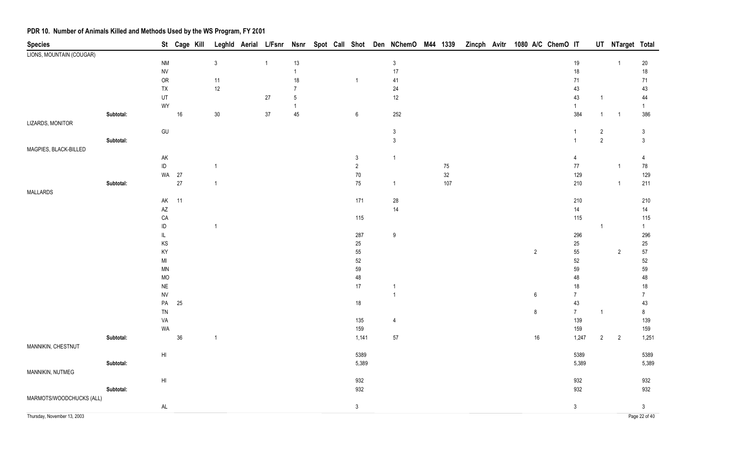## PDR 10. Number of Animals Killed and Methods Used by the WS Program, FY 2001

| Species | | St | Cage | Kill | Leghld | Aerial | L/Fsnr | Nsnr | Spot | Call | Shot | Den | NChemO | M44 | 1339 | Zincph | Avitr | 1080 | A/C | ChemO | IT | UT | NTarget | Total |
|---|---|---|---|---|---|---|---|---|---|---|---|---|---|---|---|---|---|---|---|---|---|---|---|---|
| LIONS, MOUNTAIN (COUGAR) | | | | | | | | | | | | | | | | | | | | | | | | |
| | | NM | | | 3 | | 1 | 13 | | | | | 3 | | | | | | | | 19 | | 1 | 20 |
| | | NV | | | | | | 1 | | | | | 17 | | | | | | | | 18 | | | 18 |
| | | OR | | | 11 | | | 18 | | | 1 | | 41 | | | | | | | | 71 | | | 71 |
| | | TX | | | 12 | | | 7 | | | | | 24 | | | | | | | | 43 | | | 43 |
| | | UT | | | | | 27 | 5 | | | | | 12 | | | | | | | | 43 | 1 | | 44 |
| | | WY | | | | | | 1 | | | | | | | | | | | | | 1 | | | 1 |
| | Subtotal: | | 16 | | 30 | | 37 | 45 | | | 6 | | 252 | | | | | | | | 384 | 1 | 1 | 386 |
| LIZARDS, MONITOR | | | | | | | | | | | | | | | | | | | | | | | | |
| | | GU | | | | | | | | | | | 3 | | | | | | | | 1 | 2 | | 3 |
| | Subtotal: | | | | | | | | | | | | 3 | | | | | | | | 1 | 2 | | 3 |
| MAGPIES, BLACK-BILLED | | | | | | | | | | | | | | | | | | | | | | | | |
| | | AK | | | | | | | | | 3 | | 1 | | | | | | | | 4 | | | 4 |
| | | ID | | | 1 | | | | | | 2 | | | | 75 | | | | | | 77 | | 1 | 78 |
| | | WA | 27 | | | | | | | | 70 | | | | 32 | | | | | | 129 | | | 129 |
| | Subtotal: | | 27 | | 1 | | | | | | 75 | | 1 | | 107 | | | | | | 210 | | 1 | 211 |
| MALLARDS | | | | | | | | | | | | | | | | | | | | | | | | |
| | | AK | 11 | | | | | | | | 171 | | 28 | | | | | | | | 210 | | | 210 |
| | | AZ | | | | | | | | | | | 14 | | | | | | | | 14 | | | 14 |
| | | CA | | | | | | | | | 115 | | | | | | | | | | 115 | | | 115 |
| | | ID | | | 1 | | | | | | | | | | | | | | | | | 1 | | 1 |
| | | IL | | | | | | | | | 287 | | 9 | | | | | | | | 296 | | | 296 |
| | | KS | | | | | | | | | 25 | | | | | | | | | | 25 | | | 25 |
| | | KY | | | | | | | | | 55 | | | | | | | | 2 | | 55 | | 2 | 57 |
| | | MI | | | | | | | | | 52 | | | | | | | | | | 52 | | | 52 |
| | | MN | | | | | | | | | 59 | | | | | | | | | | 59 | | | 59 |
| | | MO | | | | | | | | | 48 | | | | | | | | | | 48 | | | 48 |
| | | NE | | | | | | | | | 17 | | 1 | | | | | | | | 18 | | | 18 |
| | | NV | | | | | | | | | | | 1 | | | | | | 6 | | 7 | | | 7 |
| | | PA | 25 | | | | | | | | 18 | | | | | | | | | | 43 | | | 43 |
| | | TN | | | | | | | | | | | | | | | | | 8 | | 7 | 1 | | 8 |
| | | VA | | | | | | | | | 135 | | 4 | | | | | | | | 139 | | | 139 |
| | | WA | | | | | | | | | 159 | | | | | | | | | | 159 | | | 159 |
| | Subtotal: | | 36 | | 1 | | | | | | 1,141 | | 57 | | | | | | 16 | | 1,247 | 2 | 2 | 1,251 |
| MANNIKIN, CHESTNUT | | | | | | | | | | | | | | | | | | | | | | | | |
| | | HI | | | | | | | | | 5389 | | | | | | | | | | 5389 | | | 5389 |
| | Subtotal: | | | | | | | | | | 5,389 | | | | | | | | | | 5,389 | | | 5,389 |
| MANNIKIN, NUTMEG | | | | | | | | | | | | | | | | | | | | | | | | |
| | | HI | | | | | | | | | 932 | | | | | | | | | | 932 | | | 932 |
| | Subtotal: | | | | | | | | | | 932 | | | | | | | | | | 932 | | | 932 |
| MARMOTS/WOODCHUCKS (ALL) | | | | | | | | | | | | | | | | | | | | | | | | |
| | | AL | | | | | | | | | 3 | | | | | | | | | | 3 | | | 3 |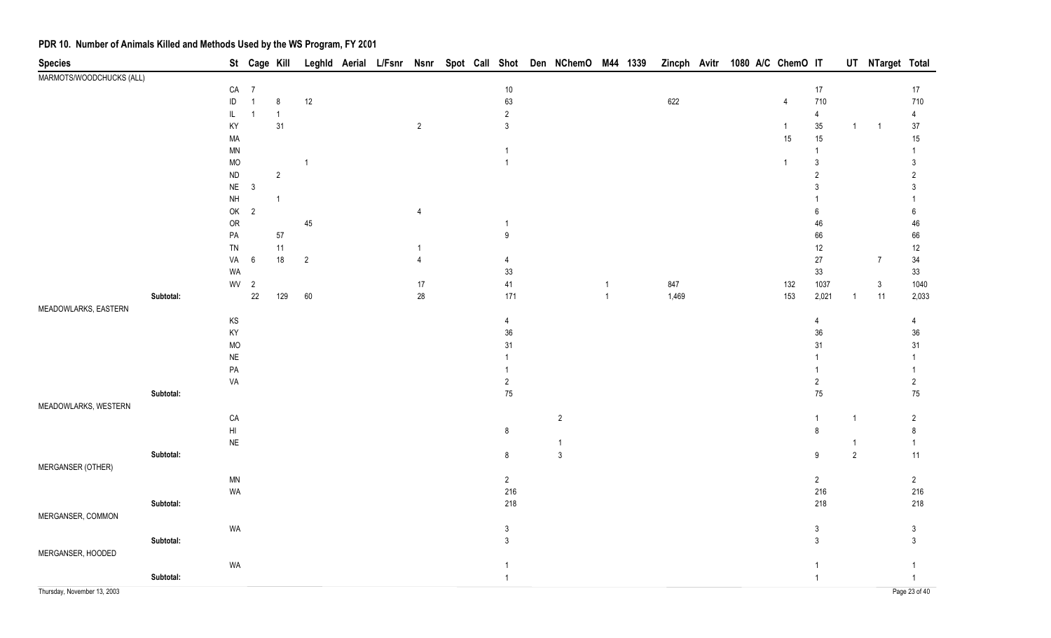## PDR 10. Number of Animals Killed and Methods Used by the WS Program, FY 2001

| Species | | St | Cage | Kill | Leghld | Aerial | L/Fsnr | Nsnr | Spot | Call | Shot | Den | NChemO | M44 | 1339 | Zincph | Avitr | 1080 | A/C | ChemO | IT | UT | NTarget | Total |
|---|---|---|---|---|---|---|---|---|---|---|---|---|---|---|---|---|---|---|---|---|---|---|---|---|
| MARMOTS/WOODCHUCKS (ALL) | | | | | | | | | | | | | | | | | | | | | | | | |
| | | CA | 7 | | | | | | | | 10 | | | | | | | | | | 17 | | | 17 |
| | | ID | 1 | 8 | 12 | | | | | | 63 | | | | | 622 | | | | 4 | 710 | | | 710 |
| | | IL | 1 | 1 | | | | | | | 2 | | | | | | | | | | 4 | | | 4 |
| | | KY | | 31 | | | | 2 | | | 3 | | | | | | | | | 1 | 35 | 1 | 1 | 37 |
| | | MA | | | | | | | | | | | | | | | | | | 15 | 15 | | | 15 |
| | | MN | | | | | | | | | 1 | | | | | | | | | | 1 | | | 1 |
| | | MO | | | 1 | | | | | | 1 | | | | | | | | | 1 | 3 | | | 3 |
| | | ND | | 2 | | | | | | | | | | | | | | | | | 2 | | | 2 |
| | | NE | 3 | | | | | | | | | | | | | | | | | | 3 | | | 3 |
| | | NH | | 1 | | | | | | | | | | | | | | | | | 1 | | | 1 |
| | | OK | 2 | | | | | 4 | | | | | | | | | | | | | 6 | | | 6 |
| | | OR | | | 45 | | | | | | 1 | | | | | | | | | | 46 | | | 46 |
| | | PA | | 57 | | | | | | | 9 | | | | | | | | | | 66 | | | 66 |
| | | TN | | 11 | | | | 1 | | | | | | | | | | | | | 12 | | | 12 |
| | | VA | 6 | 18 | 2 | | | 4 | | | 4 | | | | | | | | | | 27 | | 7 | 34 |
| | | WA | | | | | | | | | 33 | | | | | | | | | | 33 | | | 33 |
| | | WV | 2 | | | | | 17 | | | 41 | | | 1 | | 847 | | | | 132 | 1037 | | 3 | 1040 |
| | Subtotal: | | 22 | 129 | 60 | | | 28 | | | 171 | | | 1 | | 1,469 | | | | 153 | 2,021 | 1 | 11 | 2,033 |
| MEADOWLARKS, EASTERN | | | | | | | | | | | | | | | | | | | | | | | | |
| | | KS | | | | | | | | | 4 | | | | | | | | | | 4 | | | 4 |
| | | KY | | | | | | | | | 36 | | | | | | | | | | 36 | | | 36 |
| | | MO | | | | | | | | | 31 | | | | | | | | | | 31 | | | 31 |
| | | NE | | | | | | | | | 1 | | | | | | | | | | 1 | | | 1 |
| | | PA | | | | | | | | | 1 | | | | | | | | | | 1 | | | 1 |
| | | VA | | | | | | | | | 2 | | | | | | | | | | 2 | | | 2 |
| | Subtotal: | | | | | | | | | | 75 | | | | | | | | | | 75 | | | 75 |
| MEADOWLARKS, WESTERN | | | | | | | | | | | | | | | | | | | | | | | | |
| | | CA | | | | | | | | | | | 2 | | | | | | | | 1 | 1 | | 2 |
| | | HI | | | | | | | | | 8 | | | | | | | | | | 8 | | | 8 |
| | | NE | | | | | | | | | | | 1 | | | | | | | | | 1 | | 1 |
| | Subtotal: | | | | | | | | | | 8 | | 3 | | | | | | | | 9 | 2 | | 11 |
| MERGANSER (OTHER) | | | | | | | | | | | | | | | | | | | | | | | | |
| | | MN | | | | | | | | | 2 | | | | | | | | | | 2 | | | 2 |
| | | WA | | | | | | | | | 216 | | | | | | | | | | 216 | | | 216 |
| | Subtotal: | | | | | | | | | | 218 | | | | | | | | | | 218 | | | 218 |
| MERGANSER, COMMON | | | | | | | | | | | | | | | | | | | | | | | | |
| | | WA | | | | | | | | | 3 | | | | | | | | | | 3 | | | 3 |
| | Subtotal: | | | | | | | | | | 3 | | | | | | | | | | 3 | | | 3 |
| MERGANSER, HOODED | | | | | | | | | | | | | | | | | | | | | | | | |
| | | WA | | | | | | | | | 1 | | | | | | | | | | 1 | | | 1 |
| | Subtotal: | | | | | | | | | | 1 | | | | | | | | | | 1 | | | 1 |

Thursday, November 13, 2003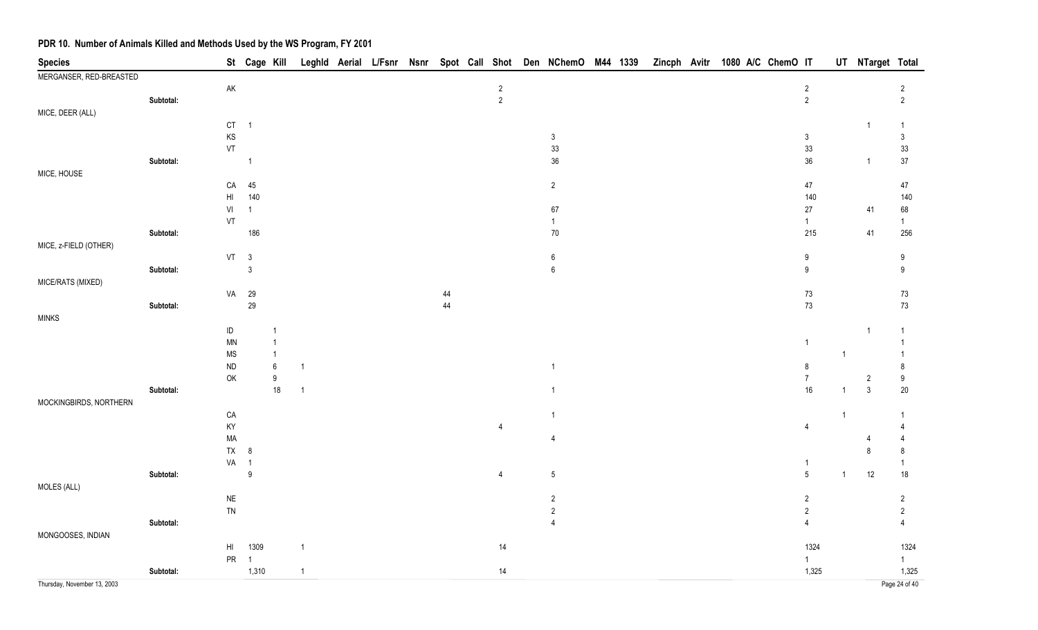## PDR 10. Number of Animals Killed and Methods Used by the WS Program, FY 2001

| Species | | St | Cage | Kill | Leghld | Aerial | L/Fsnr | Nsnr | Spot | Call | Shot | Den | NChemO | M44 | 1339 | Zincph | Avitr | 1080 | A/C | ChemO | IT | UT | NTarget | Total |
|---|---|---|---|---|---|---|---|---|---|---|---|---|---|---|---|---|---|---|---|---|---|---|---|---|
| MERGANSER, RED-BREASTED | | | | | | | | | | | | | | | | | | | | | | | | |
| | | AK | | | | | | | | | 2 | | | | | | | | | | 2 | | | 2 |
| | Subtotal: | | | | | | | | | | 2 | | | | | | | | | | 2 | | | 2 |
| MICE, DEER (ALL) | | | | | | | | | | | | | | | | | | | | | | | | |
| | | CT | 1 | | | | | | | | | | | | | | | | | | | | 1 | 1 |
| | | KS | | | | | | | | | | | 3 | | | | | | | | 3 | | | 3 |
| | | VT | | | | | | | | | | | 33 | | | | | | | | 33 | | | 33 |
| | Subtotal: | | 1 | | | | | | | | | | 36 | | | | | | | | 36 | | 1 | 37 |
| MICE, HOUSE | | | | | | | | | | | | | | | | | | | | | | | | |
| | | CA | 45 | | | | | | | | | | 2 | | | | | | | | 47 | | | 47 |
| | | HI | 140 | | | | | | | | | | | | | | | | | | 140 | | | 140 |
| | | VI | 1 | | | | | | | | | | 67 | | | | | | | | 27 | | 41 | 68 |
| | | VT | | | | | | | | | | | 1 | | | | | | | | 1 | | | 1 |
| | Subtotal: | | 186 | | | | | | | | | | 70 | | | | | | | | 215 | | 41 | 256 |
| MICE, z-FIELD (OTHER) | | | | | | | | | | | | | | | | | | | | | | | | |
| | | VT | 3 | | | | | | | | | | 6 | | | | | | | | 9 | | | 9 |
| | Subtotal: | | 3 | | | | | | | | | | 6 | | | | | | | | 9 | | | 9 |
| MICE/RATS (MIXED) | | | | | | | | | | | | | | | | | | | | | | | | |
| | | VA | 29 | | | | | | | 44 | | | | | | | | | | | 73 | | | 73 |
| | Subtotal: | | 29 | | | | | | | 44 | | | | | | | | | | | 73 | | | 73 |
| MINKS | | | | | | | | | | | | | | | | | | | | | | | | |
| | | ID | | 1 | | | | | | | | | | | | | | | | | | | 1 | 1 |
| | | MN | | 1 | | | | | | | | | | | | | | | | | 1 | | | 1 |
| | | MS | | 1 | | | | | | | | | | | | | | | | | | 1 | | 1 |
| | | ND | | 6 | 1 | | | | | | | | 1 | | | | | | | | 8 | | | 8 |
| | | OK | | 9 | | | | | | | | | | | | | | | | | 7 | | 2 | 9 |
| | Subtotal: | | | 18 | 1 | | | | | | | | 1 | | | | | | | | 16 | 1 | 3 | 20 |
| MOCKINGBIRDS, NORTHERN | | | | | | | | | | | | | | | | | | | | | | | | |
| | | CA | | | | | | | | | | | 1 | | | | | | | | | 1 | | 1 |
| | | KY | | | | | | | | | 4 | | | | | | | | | | 4 | | | 4 |
| | | MA | | | | | | | | | | | 4 | | | | | | | | | | 4 | 4 |
| | | TX | 8 | | | | | | | | | | | | | | | | | | | | 8 | 8 |
| | | VA | 1 | | | | | | | | | | | | | | | | | | 1 | | | 1 |
| | Subtotal: | | 9 | | | | | | | | 4 | | 5 | | | | | | | | 5 | 1 | 12 | 18 |
| MOLES (ALL) | | | | | | | | | | | | | | | | | | | | | | | | |
| | | NE | | | | | | | | | | | 2 | | | | | | | | 2 | | | 2 |
| | | TN | | | | | | | | | | | 2 | | | | | | | | 2 | | | 2 |
| | Subtotal: | | | | | | | | | | | | 4 | | | | | | | | 4 | | | 4 |
| MONGOOSES, INDIAN | | | | | | | | | | | | | | | | | | | | | | | | |
| | | HI | 1309 | | 1 | | | | | | 14 | | | | | | | | | | 1324 | | | 1324 |
| | | PR | 1 | | | | | | | | | | | | | | | | | | 1 | | | 1 |
| | Subtotal: | | 1,310 | | 1 | | | | | | 14 | | | | | | | | | | 1,325 | | | 1,325 |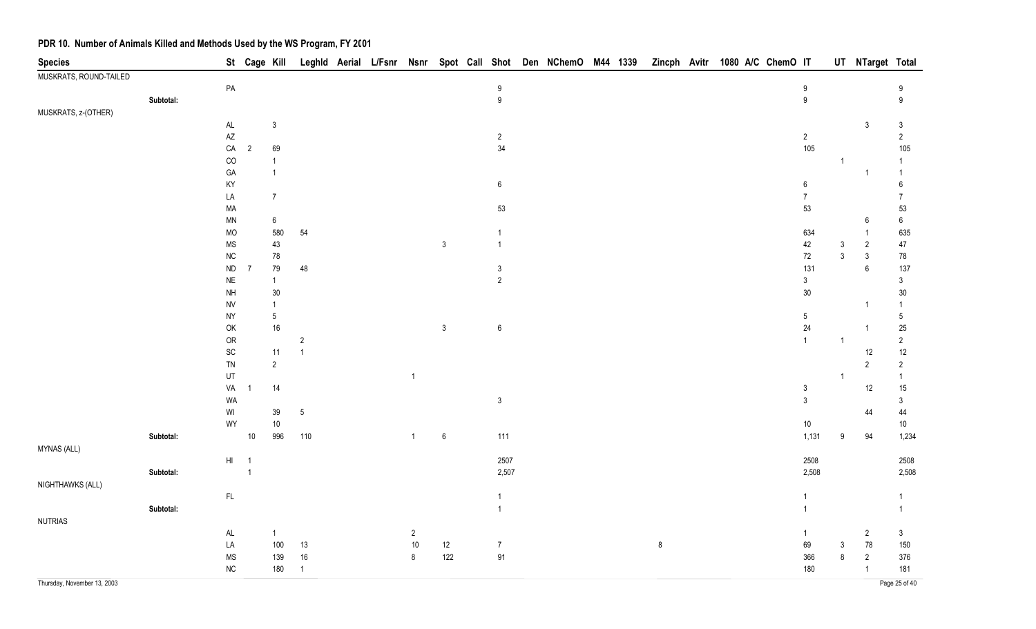## PDR 10. Number of Animals Killed and Methods Used by the WS Program, FY 2001

| Species | St | Cage | Kill | Leghld | Aerial | L/Fsnr | Nsnr | Spot | Call | Shot | Den | NChemO | M44 | 1339 | Zincph | Avitr | 1080 | A/C | ChemO | IT | UT | NTarget | Total |
|---|---|---|---|---|---|---|---|---|---|---|---|---|---|---|---|---|---|---|---|---|---|---|---|
| MUSKRATS, ROUND-TAILED | | | | | | | | | | | | | | | | | | | | | | | |
| | PA | | | | | | | | | 9 | | | | | | | | | | 9 | | | 9 |
| Subtotal: | | | | | | | | | | 9 | | | | | | | | | | 9 | | | 9 |
| MUSKRATS, z-(OTHER) | | | | | | | | | | | | | | | | | | | | | | | |
| | AL | | 3 | | | | | | | | | | | | | | | | | | | 3 | 3 |
| | AZ | | | | | | | | | 2 | | | | | | | | | | 2 | | | 2 |
| | CA | 2 | 69 | | | | | | | 34 | | | | | | | | | | 105 | | | 105 |
| | CO | | 1 | | | | | | | | | | | | | | | | | | 1 | | 1 |
| | GA | | 1 | | | | | | | | | | | | | | | | | | | 1 | 1 |
| | KY | | | | | | | | | 6 | | | | | | | | | | 6 | | | 6 |
| | LA | | 7 | | | | | | | | | | | | | | | | | 7 | | | 7 |
| | MA | | | | | | | | | 53 | | | | | | | | | | 53 | | | 53 |
| | MN | | 6 | | | | | | | | | | | | | | | | | | | 6 | 6 |
| | MO | | 580 | 54 | | | | | | 1 | | | | | | | | | | 634 | | 1 | 635 |
| | MS | | 43 | | | | | 3 | | 1 | | | | | | | | | | 42 | 3 | 2 | 47 |
| | NC | | 78 | | | | | | | | | | | | | | | | | 72 | 3 | 3 | 78 |
| | ND | 7 | 79 | 48 | | | | | | 3 | | | | | | | | | | 131 | | 6 | 137 |
| | NE | | 1 | | | | | | | 2 | | | | | | | | | | 3 | | | 3 |
| | NH | | 30 | | | | | | | | | | | | | | | | | 30 | | | 30 |
| | NV | | 1 | | | | | | | | | | | | | | | | | | | 1 | 1 |
| | NY | | 5 | | | | | | | | | | | | | | | | | 5 | | | 5 |
| | OK | | 16 | | | | | 3 | | 6 | | | | | | | | | | 24 | | 1 | 25 |
| | OR | | | 2 | | | | | | | | | | | | | | | | 1 | 1 | | 2 |
| | SC | | 11 | 1 | | | | | | | | | | | | | | | | | | 12 | 12 |
| | TN | | 2 | | | | | | | | | | | | | | | | | | | 2 | 2 |
| | UT | | | | | | 1 | | | | | | | | | | | | | | 1 | | 1 |
| | VA | 1 | 14 | | | | | | | | | | | | | | | | | 3 | | 12 | 15 |
| | WA | | | | | | | | | 3 | | | | | | | | | | 3 | | | 3 |
| | WI | | 39 | 5 | | | | | | | | | | | | | | | | | | 44 | 44 |
| | WY | | 10 | | | | | | | | | | | | | | | | | 10 | | | 10 |
| Subtotal: | | 10 | 996 | 110 | | | 1 | 6 | | 111 | | | | | | | | | | 1,131 | 9 | 94 | 1,234 |
| MYNAS (ALL) | | | | | | | | | | | | | | | | | | | | | | | |
| | HI | 1 | | | | | | | | 2507 | | | | | | | | | | 2508 | | | 2508 |
| Subtotal: | | 1 | | | | | | | | 2,507 | | | | | | | | | | 2,508 | | | 2,508 |
| NIGHTHAWKS (ALL) | | | | | | | | | | | | | | | | | | | | | | | |
| | FL | | | | | | | | | 1 | | | | | | | | | | 1 | | | 1 |
| Subtotal: | | | | | | | | | | 1 | | | | | | | | | | 1 | | | 1 |
| NUTRIAS | | | | | | | | | | | | | | | | | | | | | | | |
| | AL | | 1 | | | | 2 | | | | | | | | | | | | | 1 | | 2 | 3 |
| | LA | | 100 | 13 | | | 10 | 12 | | 7 | | | | | 8 | | | | | 69 | 3 | 78 | 150 |
| | MS | | 139 | 16 | | | 8 | 122 | | 91 | | | | | | | | | | 366 | 8 | 2 | 376 |
| | NC | | 180 | 1 | | | | | | | | | | | | | | | | 180 | | 1 | 181 |

Thursday, November 13, 2003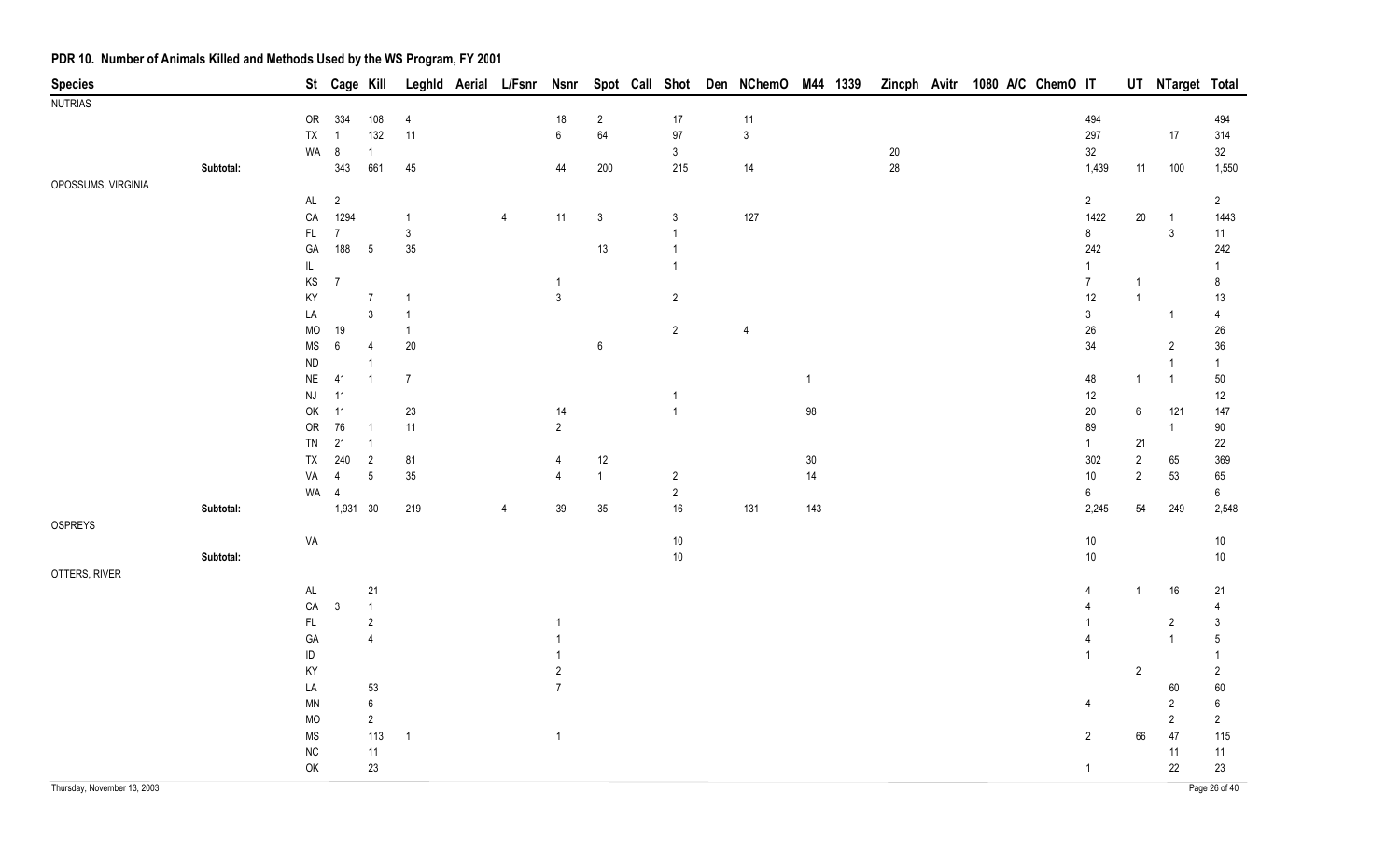## PDR 10. Number of Animals Killed and Methods Used by the WS Program, FY 2001

| Species | St | Cage | Kill | Leghld | Aerial | L/Fsnr | Nsnr | Spot | Call | Shot | Den | NChemO | M44 | 1339 | Zincph | Avitr | 1080 | A/C | ChemO | IT | UT | NTarget | Total |
|---|---|---|---|---|---|---|---|---|---|---|---|---|---|---|---|---|---|---|---|---|---|---|---|
| NUTRIAS | | | | | | | | | | | | | | | | | | | | | | | |
| | OR | 334 | 108 | 4 | | | 18 | 2 | | 17 | | 11 | | | | | | | | 494 | | | 494 |
| | TX | 1 | 132 | 11 | | | 6 | 64 | | 97 | | 3 | | | | | | | | 297 | | 17 | 314 |
| | WA | 8 | 1 | | | | | | | 3 | | | | | 20 | | | | | 32 | | | 32 |
| Subtotal: | | 343 | 661 | 45 | | | 44 | 200 | | 215 | | 14 | | | 28 | | | | | 1,439 | 11 | 100 | 1,550 |
| OPOSSUMS, VIRGINIA | | | | | | | | | | | | | | | | | | | | | | | |
| | AL | 2 | | | | | | | | | | | | | | | | | | 2 | | | 2 |
| | CA | 1294 | | 1 | | 4 | 11 | 3 | | 3 | | 127 | | | | | | | | 1422 | 20 | 1 | 1443 |
| | FL | 7 | | 3 | | | | | | 1 | | | | | | | | | | 8 | | 3 | 11 |
| | GA | 188 | 5 | 35 | | | | 13 | | 1 | | | | | | | | | | 242 | | | 242 |
| | IL | | | | | | | | | 1 | | | | | | | | | | 1 | | | 1 |
| | KS | 7 | | | | | 1 | | | | | | | | | | | | | 7 | 1 | | 8 |
| | KY | | 7 | 1 | | | 3 | | | 2 | | | | | | | | | | 12 | 1 | | 13 |
| | LA | | 3 | 1 | | | | | | | | | | | | | | | | 3 | | 1 | 4 |
| | MO | 19 | | 1 | | | | | | 2 | | 4 | | | | | | | | 26 | | | 26 |
| | MS | 6 | 4 | 20 | | | | 6 | | | | | | | | | | | | 34 | | 2 | 36 |
| | ND | | 1 | | | | | | | | | | | | | | | | | | | 1 | 1 |
| | NE | 41 | 1 | 7 | | | | | | | | | 1 | | | | | | | 48 | 1 | 1 | 50 |
| | NJ | 11 | | | | | | | | 1 | | | | | | | | | | 12 | | | 12 |
| | OK | 11 | | 23 | | | 14 | | | 1 | | | 98 | | | | | | | 20 | 6 | 121 | 147 |
| | OR | 76 | 1 | 11 | | | 2 | | | | | | | | | | | | | 89 | | 1 | 90 |
| | TN | 21 | 1 | | | | | | | | | | | | | | | | | 1 | 21 | | 22 |
| | TX | 240 | 2 | 81 | | | 4 | 12 | | | | | 30 | | | | | | | 302 | 2 | 65 | 369 |
| | VA | 4 | 5 | 35 | | | 4 | 1 | | 2 | | | 14 | | | | | | | 10 | 2 | 53 | 65 |
| | WA | 4 | | | | | | | | 2 | | | | | | | | | | 6 | | | 6 |
| Subtotal: | | 1,931 | 30 | 219 | | 4 | 39 | 35 | | 16 | | 131 | 143 | | | | | | | 2,245 | 54 | 249 | 2,548 |
| OSPREYS | | | | | | | | | | | | | | | | | | | | | | | |
| | VA | | | | | | | | | 10 | | | | | | | | | | 10 | | | 10 |
| Subtotal: | | | | | | | | | | 10 | | | | | | | | | | 10 | | | 10 |
| OTTERS, RIVER | | | | | | | | | | | | | | | | | | | | | | | |
| | AL | | 21 | | | | | | | | | | | | | | | | | 4 | 1 | 16 | 21 |
| | CA | 3 | 1 | | | | | | | | | | | | | | | | | 4 | | | 4 |
| | FL | | 2 | | | | 1 | | | | | | | | | | | | | 1 | | 2 | 3 |
| | GA | | 4 | | | | 1 | | | | | | | | | | | | | 4 | | 1 | 5 |
| | ID | | | | | | 1 | | | | | | | | | | | | | 1 | | | 1 |
| | KY | | | | | | 2 | | | | | | | | | | | | | | 2 | | 2 |
| | LA | | 53 | | | | 7 | | | | | | | | | | | | | | | 60 | 60 |
| | MN | | 6 | | | | | | | | | | | | | | | | | 4 | | 2 | 6 |
| | MO | | 2 | | | | | | | | | | | | | | | | | | | 2 | 2 |
| | MS | | 113 | 1 | | | 1 | | | | | | | | | | | | | 2 | 66 | 47 | 115 |
| | NC | | 11 | | | | | | | | | | | | | | | | | | | 11 | 11 |
| | OK | | 23 | | | | | | | | | | | | | | | | | 1 | | 22 | 23 |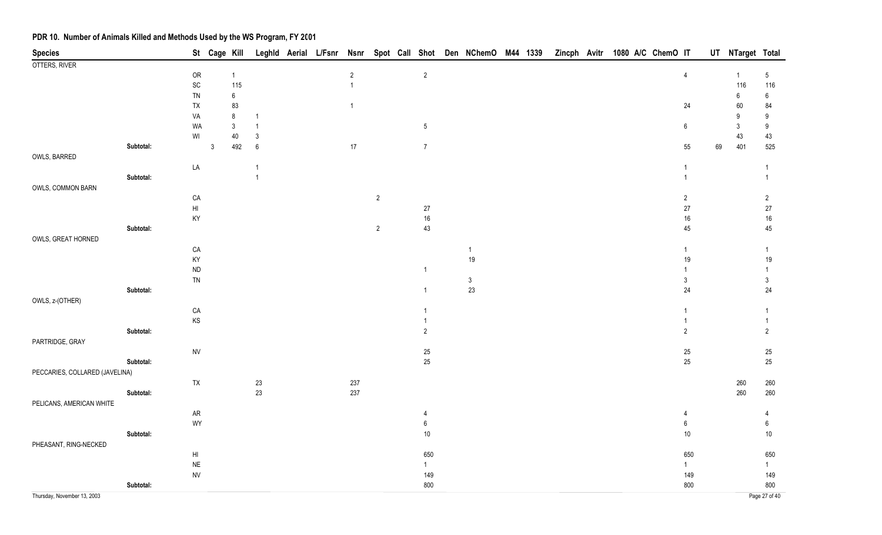## PDR 10. Number of Animals Killed and Methods Used by the WS Program, FY 2001

| Species | | St | Cage | Kill | Leghld | Aerial | L/Fsnr | Nsnr | Spot | Call | Shot | Den | NChemO | M44 | 1339 | Zincph | Avitr | 1080 | A/C | ChemO | IT | UT | NTarget | Total |
|---|---|---|---|---|---|---|---|---|---|---|---|---|---|---|---|---|---|---|---|---|---|---|---|---|
| OTTERS, RIVER | | | | | | | | | | | | | | | | | | | | | | | | |
| | | OR | | 1 | | | | 2 | | | 2 | | | | | | | | | | 4 | | 1 | 5 |
| | | SC | | 115 | | | | 1 | | | | | | | | | | | | | | | 116 | 116 |
| | | TN | | 6 | | | | | | | | | | | | | | | | | | | 6 | 6 |
| | | TX | | 83 | | | | 1 | | | | | | | | | | | | | 24 | | 60 | 84 |
| | | VA | | 8 | 1 | | | | | | | | | | | | | | | | | | 9 | 9 |
| | | WA | | 3 | 1 | | | | | | 5 | | | | | | | | | | 6 | | 3 | 9 |
| | | WI | | 40 | 3 | | | | | | | | | | | | | | | | | | 43 | 43 |
| | **Subtotal:** | | 3 | 492 | 6 | | | 17 | | | 7 | | | | | | | | | | 55 | 69 | 401 | 525 |
| OWLS, BARRED | | | | | | | | | | | | | | | | | | | | | | | | |
| | | LA | | | 1 | | | | | | | | | | | | | | | | 1 | | | 1 |
| | **Subtotal:** | | | | 1 | | | | | | | | | | | | | | | | 1 | | | 1 |
| OWLS, COMMON BARN | | | | | | | | | | | | | | | | | | | | | | | | |
| | | CA | | | | | | | 2 | | | | | | | | | | | | 2 | | | 2 |
| | | HI | | | | | | | | | 27 | | | | | | | | | | 27 | | | 27 |
| | | KY | | | | | | | | | 16 | | | | | | | | | | 16 | | | 16 |
| | **Subtotal:** | | | | | | | | 2 | | 43 | | | | | | | | | | 45 | | | 45 |
| OWLS, GREAT HORNED | | | | | | | | | | | | | | | | | | | | | | | | |
| | | CA | | | | | | | | | | | 1 | | | | | | | | 1 | | | 1 |
| | | KY | | | | | | | | | | | 19 | | | | | | | | 19 | | | 19 |
| | | ND | | | | | | | | | 1 | | | | | | | | | | 1 | | | 1 |
| | | TN | | | | | | | | | | | 3 | | | | | | | | 3 | | | 3 |
| | **Subtotal:** | | | | | | | | | | 1 | | 23 | | | | | | | | 24 | | | 24 |
| OWLS, z-(OTHER) | | | | | | | | | | | | | | | | | | | | | | | | |
| | | CA | | | | | | | | | 1 | | | | | | | | | | 1 | | | 1 |
| | | KS | | | | | | | | | 1 | | | | | | | | | | 1 | | | 1 |
| | **Subtotal:** | | | | | | | | | | 2 | | | | | | | | | | 2 | | | 2 |
| PARTRIDGE, GRAY | | | | | | | | | | | | | | | | | | | | | | | | |
| | | NV | | | | | | | | | 25 | | | | | | | | | | 25 | | | 25 |
| | **Subtotal:** | | | | | | | | | | 25 | | | | | | | | | | 25 | | | 25 |
| PECCARIES, COLLARED (JAVELINA) | | | | | | | | | | | | | | | | | | | | | | | | |
| | | TX | | | 23 | | | 237 | | | | | | | | | | | | | | | 260 | 260 |
| | **Subtotal:** | | | | 23 | | | 237 | | | | | | | | | | | | | | | 260 | 260 |
| PELICANS, AMERICAN WHITE | | | | | | | | | | | | | | | | | | | | | | | | |
| | | AR | | | | | | | | | 4 | | | | | | | | | | 4 | | | 4 |
| | | WY | | | | | | | | | 6 | | | | | | | | | | 6 | | | 6 |
| | **Subtotal:** | | | | | | | | | | 10 | | | | | | | | | | 10 | | | 10 |
| PHEASANT, RING-NECKED | | | | | | | | | | | | | | | | | | | | | | | | |
| | | HI | | | | | | | | | 650 | | | | | | | | | | 650 | | | 650 |
| | | NE | | | | | | | | | 1 | | | | | | | | | | 1 | | | 1 |
| | | NV | | | | | | | | | 149 | | | | | | | | | | 149 | | | 149 |
| | **Subtotal:** | | | | | | | | | | 800 | | | | | | | | | | 800 | | | 800 |

Thursday, November 13, 2003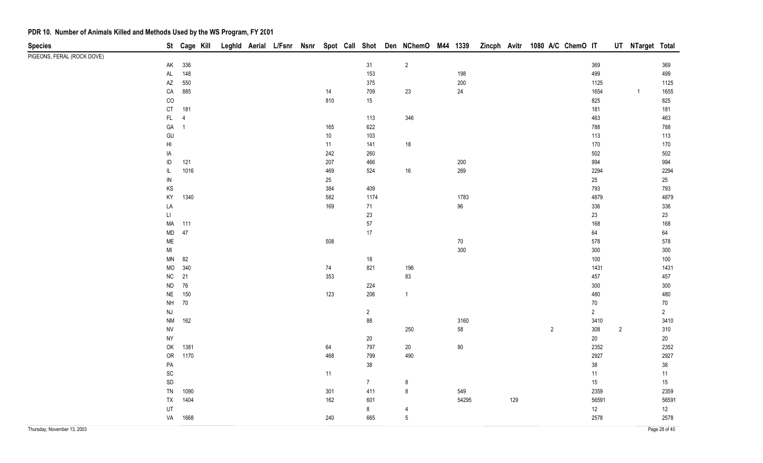## PDR 10. Number of Animals Killed and Methods Used by the WS Program, FY 2001

| Species | St | Cage | Kill | Leghld | Aerial | L/Fsnr | Nsnr | Spot | Call | Shot | Den | NChemO | M44 | 1339 | Zincph | Avitr | 1080 | A/C | ChemO | IT | UT | NTarget | Total |
|---|---|---|---|---|---|---|---|---|---|---|---|---|---|---|---|---|---|---|---|---|---|---|---|
| PIGEONS, FERAL (ROCK DOVE) | | | | | | | | | | | | | | | | | | | | | | | |
| | AK | 336 | | | | | | | | 31 | | 2 | | | | | | | | 369 | | | 369 |
| | AL | 148 | | | | | | | | 153 | | | | 198 | | | | | | 499 | | | 499 |
| | AZ | 550 | | | | | | | | 375 | | | | 200 | | | | | | 1125 | | | 1125 |
| | CA | 885 | | | | | | 14 | | 709 | | 23 | | 24 | | | | | | 1654 | | 1 | 1655 |
| | CO | | | | | | | 810 | | 15 | | | | | | | | | | 825 | | | 825 |
| | CT | 181 | | | | | | | | | | | | | | | | | | 181 | | | 181 |
| | FL | 4 | | | | | | | | 113 | | 346 | | | | | | | | 463 | | | 463 |
| | GA | 1 | | | | | | 165 | | 622 | | | | | | | | | | 788 | | | 788 |
| | GU | | | | | | | 10 | | 103 | | | | | | | | | | 113 | | | 113 |
| | HI | | | | | | | 11 | | 141 | | 18 | | | | | | | | 170 | | | 170 |
| | IA | | | | | | | 242 | | 260 | | | | | | | | | | 502 | | | 502 |
| | ID | 121 | | | | | | 207 | | 466 | | | | 200 | | | | | | 994 | | | 994 |
| | IL | 1016 | | | | | | 469 | | 524 | | 16 | | 269 | | | | | | 2294 | | | 2294 |
| | IN | | | | | | | 25 | | | | | | | | | | | | 25 | | | 25 |
| | KS | | | | | | | 384 | | 409 | | | | | | | | | | 793 | | | 793 |
| | KY | 1340 | | | | | | 582 | | 1174 | | | | 1783 | | | | | | 4879 | | | 4879 |
| | LA | | | | | | | 169 | | 71 | | | | 96 | | | | | | 336 | | | 336 |
| | LI | | | | | | | | | 23 | | | | | | | | | | 23 | | | 23 |
| | MA | 111 | | | | | | | | 57 | | | | | | | | | | 168 | | | 168 |
| | MD | 47 | | | | | | | | 17 | | | | | | | | | | 64 | | | 64 |
| | ME | | | | | | | 508 | | | | | | 70 | | | | | | 578 | | | 578 |
| | MI | | | | | | | | | | | | | 300 | | | | | | 300 | | | 300 |
| | MN | 82 | | | | | | | | 18 | | | | | | | | | | 100 | | | 100 |
| | MO | 340 | | | | | | 74 | | 821 | | 196 | | | | | | | | 1431 | | | 1431 |
| | NC | 21 | | | | | | 353 | | | | 83 | | | | | | | | 457 | | | 457 |
| | ND | 76 | | | | | | | | 224 | | | | | | | | | | 300 | | | 300 |
| | NE | 150 | | | | | | 123 | | 206 | | 1 | | | | | | | | 480 | | | 480 |
| | NH | 70 | | | | | | | | | | | | | | | | | | 70 | | | 70 |
| | NJ | | | | | | | | | 2 | | | | | | | | | | 2 | | | 2 |
| | NM | 162 | | | | | | | | 88 | | | | 3160 | | | | | | 3410 | | | 3410 |
| | NV | | | | | | | | | | | 250 | | 58 | | | | | 2 | 308 | 2 | | 310 |
| | NY | | | | | | | | | 20 | | | | | | | | | | 20 | | | 20 |
| | OK | 1381 | | | | | | 64 | | 797 | | 20 | | 90 | | | | | | 2352 | | | 2352 |
| | OR | 1170 | | | | | | 468 | | 799 | | 490 | | | | | | | | 2927 | | | 2927 |
| | PA | | | | | | | | | 38 | | | | | | | | | | 38 | | | 38 |
| | SC | | | | | | | 11 | | | | | | | | | | | | 11 | | | 11 |
| | SD | | | | | | | | | 7 | | 8 | | | | | | | | 15 | | | 15 |
| | TN | 1090 | | | | | | 301 | | 411 | | 8 | | 549 | | | | | | 2359 | | | 2359 |
| | TX | 1404 | | | | | | 162 | | 601 | | | | 54295 | | 129 | | | | 56591 | | | 56591 |
| | UT | | | | | | | | | 8 | | 4 | | | | | | | | 12 | | | 12 |
| | VA | 1668 | | | | | | 240 | | 665 | | 5 | | | | | | | | 2578 | | | 2578 |

Thursday, November 13, 2003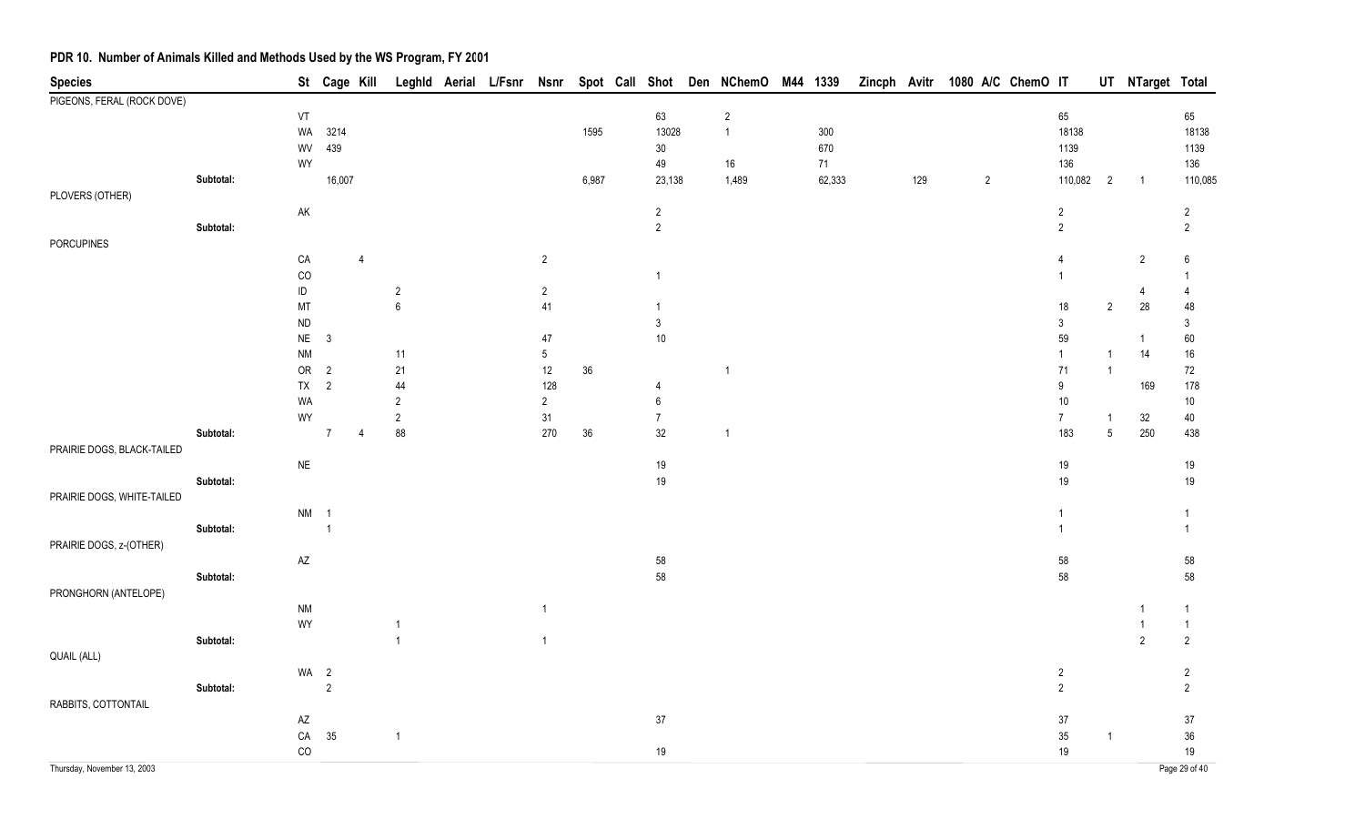## PDR 10. Number of Animals Killed and Methods Used by the WS Program, FY 2001

| Species | | St | Cage | Kill | Leghld | Aerial | L/Fsnr | Nsnr | Spot | Call | Shot | Den | NChemO | M44 | 1339 | Zincph | Avitr | 1080 | A/C | ChemO | IT | UT | NTarget | Total |
|---|---|---|---|---|---|---|---|---|---|---|---|---|---|---|---|---|---|---|---|---|---|---|---|---|
| PIGEONS, FERAL (ROCK DOVE) | | | | | | | | | | | | | | | | | | | | | | | | |
| | | VT | | | | | | | | | 63 | | 2 | | | | | | | | 65 | | | 65 |
| | | WA | 3214 | | | | | | 1595 | | 13028 | | 1 | | 300 | | | | | | 18138 | | | 18138 |
| | | WV | 439 | | | | | | | | 30 | | | | 670 | | | | | | 1139 | | | 1139 |
| | | WY | | | | | | | | | 49 | | 16 | | 71 | | | | | | 136 | | | 136 |
| | Subtotal: | | 16,007 | | | | | | 6,987 | | 23,138 | | 1,489 | | 62,333 | | 129 | | 2 | | 110,082 | 2 | 1 | 110,085 |
| PLOVERS (OTHER) | | | | | | | | | | | | | | | | | | | | | | | | |
| | | AK | | | | | | | | | 2 | | | | | | | | | | 2 | | | 2 |
| | Subtotal: | | | | | | | | | | 2 | | | | | | | | | | 2 | | | 2 |
| PORCUPINES | | | | | | | | | | | | | | | | | | | | | | | | |
| | | CA | | 4 | | | | 2 | | | | | | | | | | | | | 4 | | 2 | 6 |
| | | CO | | | | | | | | | 1 | | | | | | | | | | 1 | | | 1 |
| | | ID | | | 2 | | | 2 | | | | | | | | | | | | | | | 4 | 4 |
| | | MT | | | 6 | | | 41 | | | 1 | | | | | | | | | | 18 | 2 | 28 | 48 |
| | | ND | | | | | | | | | 3 | | | | | | | | | | 3 | | | 3 |
| | | NE | 3 | | | | | 47 | | | 10 | | | | | | | | | | 59 | | 1 | 60 |
| | | NM | | | 11 | | | 5 | | | | | | | | | | | | | 1 | 1 | 14 | 16 |
| | | OR | 2 | | 21 | | | 12 | 36 | | | | 1 | | | | | | | | 71 | 1 | | 72 |
| | | TX | 2 | | 44 | | | 128 | | | 4 | | | | | | | | | | 9 | | 169 | 178 |
| | | WA | | | 2 | | | 2 | | | 6 | | | | | | | | | | 10 | | | 10 |
| | | WY | | | 2 | | | 31 | | | 7 | | | | | | | | | | 7 | 1 | 32 | 40 |
| | Subtotal: | | 7 | 4 | 88 | | | 270 | 36 | | 32 | | 1 | | | | | | | | 183 | 5 | 250 | 438 |
| PRAIRIE DOGS, BLACK-TAILED | | | | | | | | | | | | | | | | | | | | | | | | |
| | | NE | | | | | | | | | 19 | | | | | | | | | | 19 | | | 19 |
| | Subtotal: | | | | | | | | | | 19 | | | | | | | | | | 19 | | | 19 |
| PRAIRIE DOGS, WHITE-TAILED | | | | | | | | | | | | | | | | | | | | | | | | |
| | | NM | 1 | | | | | | | | | | | | | | | | | | 1 | | | 1 |
| | Subtotal: | | 1 | | | | | | | | | | | | | | | | | | 1 | | | 1 |
| PRAIRIE DOGS, z-(OTHER) | | | | | | | | | | | | | | | | | | | | | | | | |
| | | AZ | | | | | | | | | 58 | | | | | | | | | | 58 | | | 58 |
| | Subtotal: | | | | | | | | | | 58 | | | | | | | | | | 58 | | | 58 |
| PRONGHORN (ANTELOPE) | | | | | | | | | | | | | | | | | | | | | | | | |
| | | NM | | | | | | 1 | | | | | | | | | | | | | | | 1 | 1 |
| | | WY | | | 1 | | | | | | | | | | | | | | | | | | 1 | 1 |
| | Subtotal: | | | | 1 | | | 1 | | | | | | | | | | | | | | | 2 | 2 |
| QUAIL (ALL) | | | | | | | | | | | | | | | | | | | | | | | | |
| | | WA | 2 | | | | | | | | | | | | | | | | | | 2 | | | 2 |
| | Subtotal: | | 2 | | | | | | | | | | | | | | | | | | 2 | | | 2 |
| RABBITS, COTTONTAIL | | | | | | | | | | | | | | | | | | | | | | | | |
| | | AZ | | | | | | | | | 37 | | | | | | | | | | 37 | | | 37 |
| | | CA | 35 | | 1 | | | | | | | | | | | | | | | | 35 | 1 | | 36 |
| | | CO | | | | | | | | | 19 | | | | | | | | | | 19 | | | 19 |

Thursday, November 13, 2003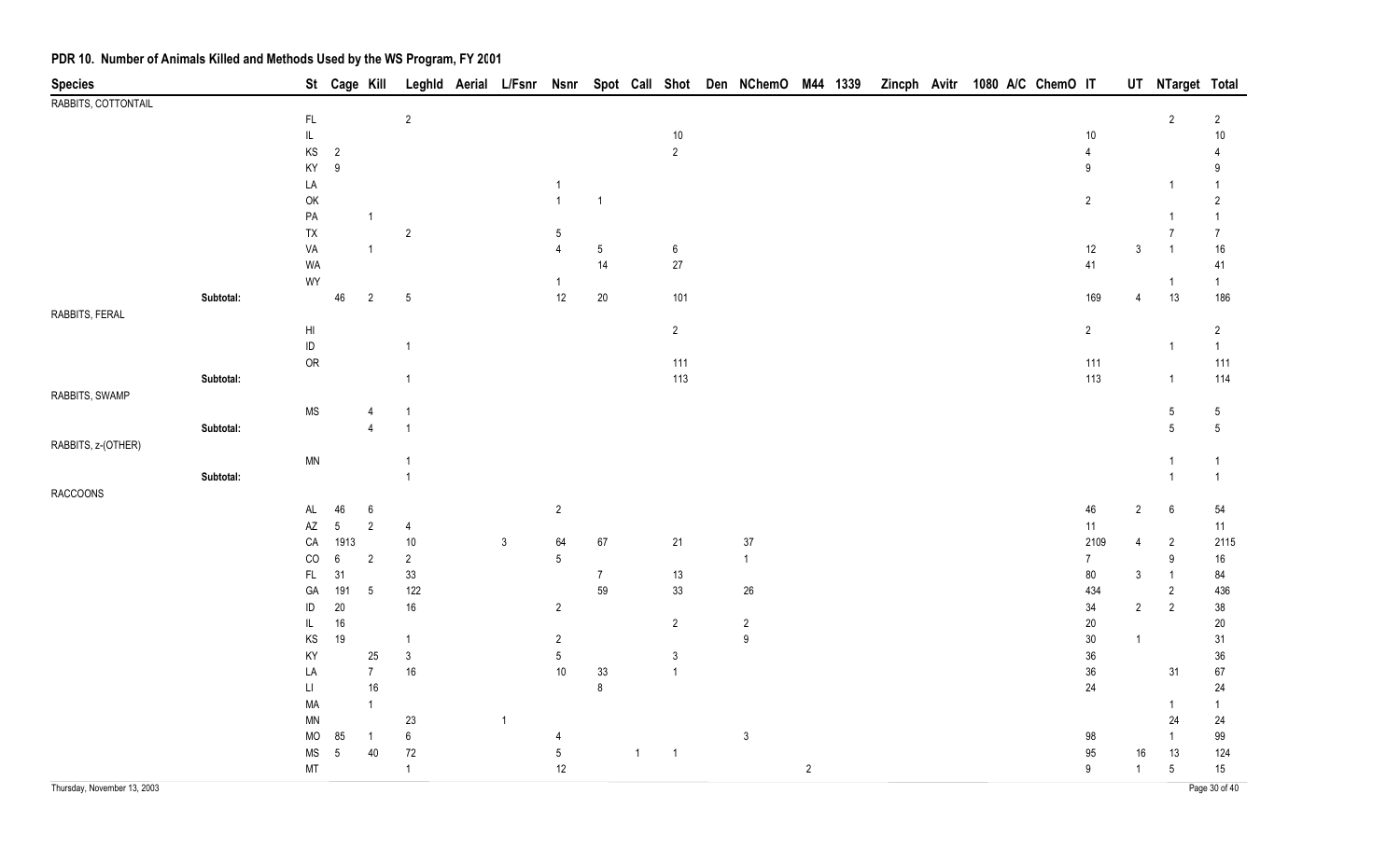## PDR 10. Number of Animals Killed and Methods Used by the WS Program, FY 2001

| Species | | St | Cage | Kill | Leghld | Aerial | L/Fsnr | Nsnr | Spot | Call | Shot | Den | NChemO | M44 | 1339 | Zincph | Avitr | 1080 | A/C | ChemO | IT | UT | NTarget | Total |
|---|---|---|---|---|---|---|---|---|---|---|---|---|---|---|---|---|---|---|---|---|---|---|---|---|
| RABBITS, COTTONTAIL | | | | | | | | | | | | | | | | | | | | | | | | |
| | | FL | | | 2 | | | | | | | | | | | | | | | | | | 2 | 2 |
| | | IL | | | | | | | | | 10 | | | | | | | | | | 10 | | | 10 |
| | | KS | 2 | | | | | | | | 2 | | | | | | | | | | 4 | | | 4 |
| | | KY | 9 | | | | | | | | | | | | | | | | | | 9 | | | 9 |
| | | LA | | | | | | 1 | | | | | | | | | | | | | | | 1 | 1 |
| | | OK | | | | | | 1 | 1 | | | | | | | | | | | | 2 | | | 2 |
| | | PA | | 1 | | | | | | | | | | | | | | | | | | | 1 | 1 |
| | | TX | | | 2 | | | 5 | | | | | | | | | | | | | | | 7 | 7 |
| | | VA | | 1 | | | | 4 | 5 | | 6 | | | | | | | | | | 12 | 3 | 1 | 16 |
| | | WA | | | | | | | 14 | | 27 | | | | | | | | | | 41 | | | 41 |
| | | WY | | | | | | 1 | | | | | | | | | | | | | | | 1 | 1 |
| | Subtotal: | | 46 | 2 | 5 | | | 12 | 20 | | 101 | | | | | | | | | | 169 | 4 | 13 | 186 |
| RABBITS, FERAL | | | | | | | | | | | | | | | | | | | | | | | | |
| | | HI | | | | | | | | | 2 | | | | | | | | | | 2 | | | 2 |
| | | ID | | | 1 | | | | | | | | | | | | | | | | | | 1 | 1 |
| | | OR | | | | | | | | | 111 | | | | | | | | | | 111 | | | 111 |
| | Subtotal: | | | | 1 | | | | | | 113 | | | | | | | | | | 113 | | 1 | 114 |
| RABBITS, SWAMP | | | | | | | | | | | | | | | | | | | | | | | | |
| | | MS | | 4 | 1 | | | | | | | | | | | | | | | | | | 5 | 5 |
| | Subtotal: | | | 4 | 1 | | | | | | | | | | | | | | | | | | 5 | 5 |
| RABBITS, z-(OTHER) | | | | | | | | | | | | | | | | | | | | | | | | |
| | | MN | | | 1 | | | | | | | | | | | | | | | | | | 1 | 1 |
| | Subtotal: | | | | 1 | | | | | | | | | | | | | | | | | | 1 | 1 |
| RACCOONS | | | | | | | | | | | | | | | | | | | | | | | | |
| | | AL | 46 | 6 | | | | 2 | | | | | | | | | | | | | 46 | 2 | 6 | 54 |
| | | AZ | 5 | 2 | 4 | | | | | | | | | | | | | | | | 11 | | | 11 |
| | | CA | 1913 | | 10 | | 3 | 64 | 67 | | 21 | | 37 | | | | | | | | 2109 | 4 | 2 | 2115 |
| | | CO | 6 | 2 | 2 | | | 5 | | | | | 1 | | | | | | | | 7 | | 9 | 16 |
| | | FL | 31 | | 33 | | | | 7 | | 13 | | | | | | | | | | 80 | 3 | 1 | 84 |
| | | GA | 191 | 5 | 122 | | | | 59 | | 33 | | 26 | | | | | | | | 434 | | 2 | 436 |
| | | ID | 20 | | 16 | | | 2 | | | | | | | | | | | | | 34 | 2 | 2 | 38 |
| | | IL | 16 | | | | | | | | 2 | | 2 | | | | | | | | 20 | | | 20 |
| | | KS | 19 | | 1 | | | 2 | | | | | 9 | | | | | | | | 30 | 1 | | 31 |
| | | KY | | 25 | 3 | | | 5 | | | 3 | | | | | | | | | | 36 | | | 36 |
| | | LA | | 7 | 16 | | | 10 | 33 | | 1 | | | | | | | | | | 36 | | 31 | 67 |
| | | LI | | 16 | | | | | 8 | | | | | | | | | | | | 24 | | | 24 |
| | | MA | | 1 | | | | | | | | | | | | | | | | | | | 1 | 1 |
| | | MN | | | 23 | | 1 | | | | | | | | | | | | | | | | 24 | 24 |
| | | MO | 85 | 1 | 6 | | | 4 | | | | | 3 | | | | | | | | 98 | | 1 | 99 |
| | | MS | 5 | 40 | 72 | | | 5 | | 1 | 1 | | | | | | | | | | 95 | 16 | 13 | 124 |
| | | MT | | | 1 | | | 12 | | | | | | 2 | | | | | | | 9 | 1 | 5 | 15 |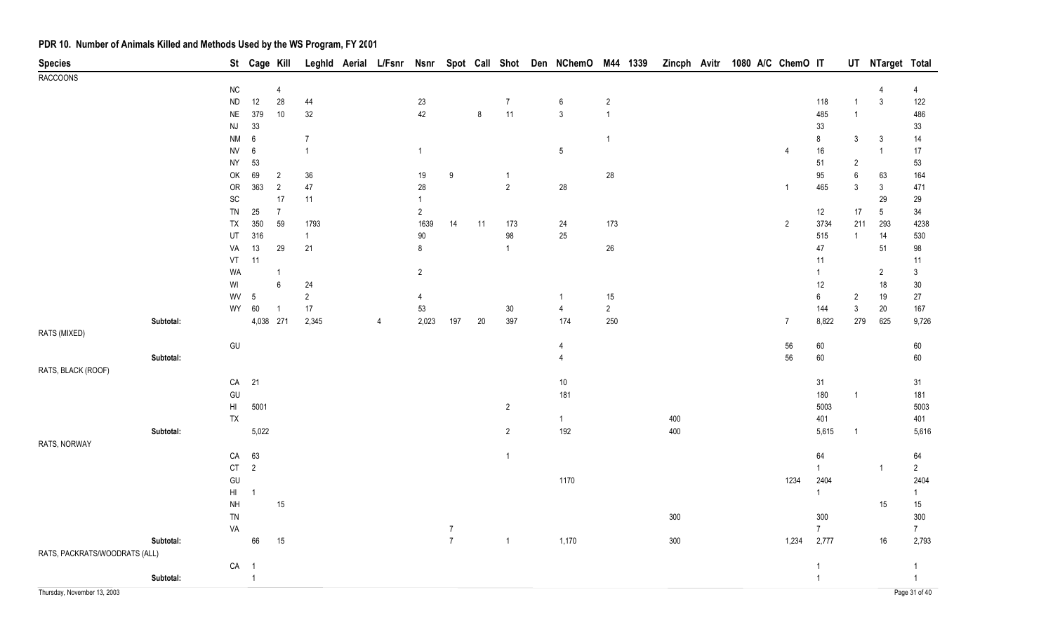## PDR 10. Number of Animals Killed and Methods Used by the WS Program, FY 2001

| Species | St | Cage | Kill | Leghld | Aerial | L/Fsnr | Nsnr | Spot | Call | Shot | Den | NChemO | M44 | 1339 | Zincph | Avitr | 1080 | A/C | ChemO | IT | UT | NTarget | Total |
|---|---|---|---|---|---|---|---|---|---|---|---|---|---|---|---|---|---|---|---|---|---|---|---|
| RACCOONS | | | | | | | | | | | | | | | | | | | | | | | |
| | NC | | 4 | | | | | | | | | | | | | | | | | | | 4 | 4 |
| | ND | 12 | 28 | 44 | | | 23 | | | 7 | | 6 | 2 | | | | | | | 118 | 1 | 3 | 122 |
| | NE | 379 | 10 | 32 | | | 42 | | 8 | 11 | | 3 | 1 | | | | | | | 485 | 1 | | 486 |
| | NJ | 33 | | | | | | | | | | | | | | | | | | 33 | | | 33 |
| | NM | 6 | | 7 | | | | | | | | | 1 | | | | | | | 8 | 3 | 3 | 14 |
| | NV | 6 | | 1 | | | 1 | | | | | 5 | | | | | | | 4 | 16 | | 1 | 17 |
| | NY | 53 | | | | | | | | | | | | | | | | | | 51 | 2 | | 53 |
| | OK | 69 | 2 | 36 | | | 19 | 9 | | 1 | | | 28 | | | | | | | 95 | 6 | 63 | 164 |
| | OR | 363 | 2 | 47 | | | 28 | | | 2 | | 28 | | | | | | | 1 | 465 | 3 | 3 | 471 |
| | SC | | 17 | 11 | | | 1 | | | | | | | | | | | | | | | 29 | 29 |
| | TN | 25 | 7 | | | | 2 | | | | | | | | | | | | | 12 | 17 | 5 | 34 |
| | TX | 350 | 59 | 1793 | | | 1639 | 14 | 11 | 173 | | 24 | 173 | | | | | | 2 | 3734 | 211 | 293 | 4238 |
| | UT | 316 | | 1 | | | 90 | | | 98 | | 25 | | | | | | | | 515 | 1 | 14 | 530 |
| | VA | 13 | 29 | 21 | | | 8 | | | 1 | | | 26 | | | | | | | 47 | | 51 | 98 |
| | VT | 11 | | | | | | | | | | | | | | | | | | 11 | | | 11 |
| | WA | | 1 | | | | 2 | | | | | | | | | | | | | 1 | | 2 | 3 |
| | WI | | 6 | 24 | | | | | | | | | | | | | | | | 12 | | 18 | 30 |
| | WV | 5 | | 2 | | | 4 | | | | | 1 | 15 | | | | | | | 6 | 2 | 19 | 27 |
| | WY | 60 | 1 | 17 | | | 53 | | | 30 | | 4 | 2 | | | | | | | 144 | 3 | 20 | 167 |
| Subtotal: | | 4,038 | 271 | 2,345 | | 4 | 2,023 | 197 | 20 | 397 | | 174 | 250 | | | | | | 7 | 8,822 | 279 | 625 | 9,726 |
| RATS (MIXED) | | | | | | | | | | | | | | | | | | | | | | | |
| | GU | | | | | | | | | | | 4 | | | | | | | 56 | 60 | | | 60 |
| Subtotal: | | | | | | | | | | | | 4 | | | | | | | 56 | 60 | | | 60 |
| RATS, BLACK (ROOF) | | | | | | | | | | | | | | | | | | | | | | | |
| | CA | 21 | | | | | | | | | | 10 | | | | | | | | 31 | | | 31 |
| | GU | | | | | | | | | | | 181 | | | | | | | | 180 | 1 | | 181 |
| | HI | 5001 | | | | | | | | 2 | | | | | | | | | | 5003 | | | 5003 |
| | TX | | | | | | | | | | | 1 | | | 400 | | | | | 401 | | | 401 |
| Subtotal: | | 5,022 | | | | | | | | 2 | | 192 | | | 400 | | | | | 5,615 | 1 | | 5,616 |
| RATS, NORWAY | | | | | | | | | | | | | | | | | | | | | | | |
| | CA | 63 | | | | | | | | 1 | | | | | | | | | | 64 | | | 64 |
| | CT | 2 | | | | | | | | | | | | | | | | | | 1 | | 1 | 2 |
| | GU | | | | | | | | | | | 1170 | | | | | | | 1234 | 2404 | | | 2404 |
| | HI | 1 | | | | | | | | | | | | | | | | | | 1 | | | 1 |
| | NH | | 15 | | | | | | | | | | | | | | | | | | | 15 | 15 |
| | TN | | | | | | | | | | | | | | 300 | | | | | 300 | | | 300 |
| | VA | | | | | | | 7 | | | | | | | | | | | | 7 | | | 7 |
| Subtotal: | | 66 | 15 | | | | | 7 | | 1 | | 1,170 | | | 300 | | | | 1,234 | 2,777 | | 16 | 2,793 |
| RATS, PACKRATS/WOODRATS (ALL) | | | | | | | | | | | | | | | | | | | | | | | |
| | CA | 1 | | | | | | | | | | | | | | | | | | 1 | | | 1 |
| Subtotal: | | 1 | | | | | | | | | | | | | | | | | | 1 | | | 1 |

Thursday, November 13, 2003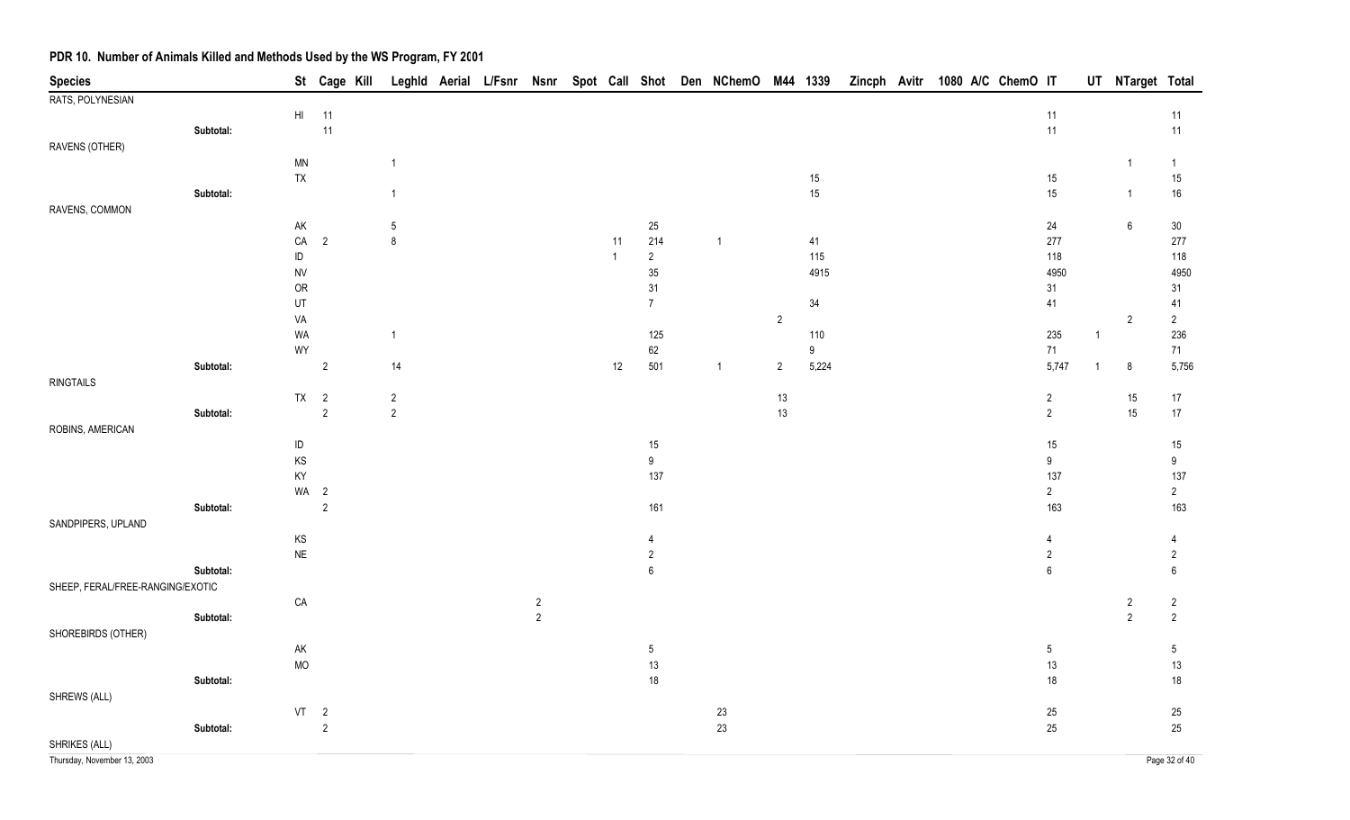## PDR 10. Number of Animals Killed and Methods Used by the WS Program, FY 2001

| Species | | St | Cage | Kill | Leghld | Aerial | L/Fsnr | Nsnr | Spot | Call | Shot | Den | NChemO | M44 | 1339 | Zincph | Avitr | 1080 | A/C | ChemO | IT | UT | NTarget | Total |
|---|---|---|---|---|---|---|---|---|---|---|---|---|---|---|---|---|---|---|---|---|---|---|---|---|
| RATS, POLYNESIAN | | | | | | | | | | | | | | | | | | | | | | | | |
| | | HI | 11 | | | | | | | | | | | | | | | | | | 11 | | | 11 |
| | Subtotal: | | 11 | | | | | | | | | | | | | | | | | | 11 | | | 11 |
| RAVENS (OTHER) | | | | | | | | | | | | | | | | | | | | | | | | |
| | | MN | | | 1 | | | | | | | | | | | | | | | | | | 1 | 1 |
| | | TX | | | | | | | | | | | | | 15 | | | | | | 15 | | | 15 |
| | Subtotal: | | | | 1 | | | | | | | | | | 15 | | | | | | 15 | | 1 | 16 |
| RAVENS, COMMON | | | | | | | | | | | | | | | | | | | | | | | | |
| | | AK | | | 5 | | | | | | 25 | | | | | | | | | | 24 | | 6 | 30 |
| | | CA | 2 | | 8 | | | | | 11 | 214 | | 1 | | 41 | | | | | | 277 | | | 277 |
| | | ID | | | | | | | | 1 | 2 | | | | 115 | | | | | | 118 | | | 118 |
| | | NV | | | | | | | | | 35 | | | | 4915 | | | | | | 4950 | | | 4950 |
| | | OR | | | | | | | | | 31 | | | | | | | | | | 31 | | | 31 |
| | | UT | | | | | | | | | 7 | | | | 34 | | | | | | 41 | | | 41 |
| | | VA | | | | | | | | | | | | 2 | | | | | | | | | 2 | 2 |
| | | WA | | | 1 | | | | | | 125 | | | | 110 | | | | | | 235 | 1 | | 236 |
| | | WY | | | | | | | | | 62 | | | | 9 | | | | | | 71 | | | 71 |
| | Subtotal: | | 2 | | 14 | | | | | 12 | 501 | | 1 | 2 | 5,224 | | | | | | 5,747 | 1 | 8 | 5,756 |
| RINGTAILS | | | | | | | | | | | | | | | | | | | | | | | | |
| | | TX | 2 | | 2 | | | | | | | | | 13 | | | | | | | 2 | | 15 | 17 |
| | Subtotal: | | 2 | | 2 | | | | | | | | | 13 | | | | | | | 2 | | 15 | 17 |
| ROBINS, AMERICAN | | | | | | | | | | | | | | | | | | | | | | | | |
| | | ID | | | | | | | | | 15 | | | | | | | | | | 15 | | | 15 |
| | | KS | | | | | | | | | 9 | | | | | | | | | | 9 | | | 9 |
| | | KY | | | | | | | | | 137 | | | | | | | | | | 137 | | | 137 |
| | | WA | 2 | | | | | | | | | | | | | | | | | | 2 | | | 2 |
| | Subtotal: | | 2 | | | | | | | | 161 | | | | | | | | | | 163 | | | 163 |
| SANDPIPERS, UPLAND | | | | | | | | | | | | | | | | | | | | | | | | |
| | | KS | | | | | | | | | 4 | | | | | | | | | | 4 | | | 4 |
| | | NE | | | | | | | | | 2 | | | | | | | | | | 2 | | | 2 |
| | Subtotal: | | | | | | | | | | 6 | | | | | | | | | | 6 | | | 6 |
| SHEEP, FERAL/FREE-RANGING/EXOTIC | | | | | | | | | | | | | | | | | | | | | | | | |
| | | CA | | | | | | 2 | | | | | | | | | | | | | | | 2 | 2 |
| | Subtotal: | | | | | | | 2 | | | | | | | | | | | | | | | 2 | 2 |
| SHOREBIRDS (OTHER) | | | | | | | | | | | | | | | | | | | | | | | | |
| | | AK | | | | | | | | | 5 | | | | | | | | | | 5 | | | 5 |
| | | MO | | | | | | | | | 13 | | | | | | | | | | 13 | | | 13 |
| | Subtotal: | | | | | | | | | | 18 | | | | | | | | | | 18 | | | 18 |
| SHREWS (ALL) | | | | | | | | | | | | | | | | | | | | | | | | |
| | | VT | 2 | | | | | | | | | | 23 | | | | | | | | 25 | | | 25 |
| | Subtotal: | | 2 | | | | | | | | | | 23 | | | | | | | | 25 | | | 25 |
| SHRIKES (ALL) | | | | | | | | | | | | | | | | | | | | | | | | |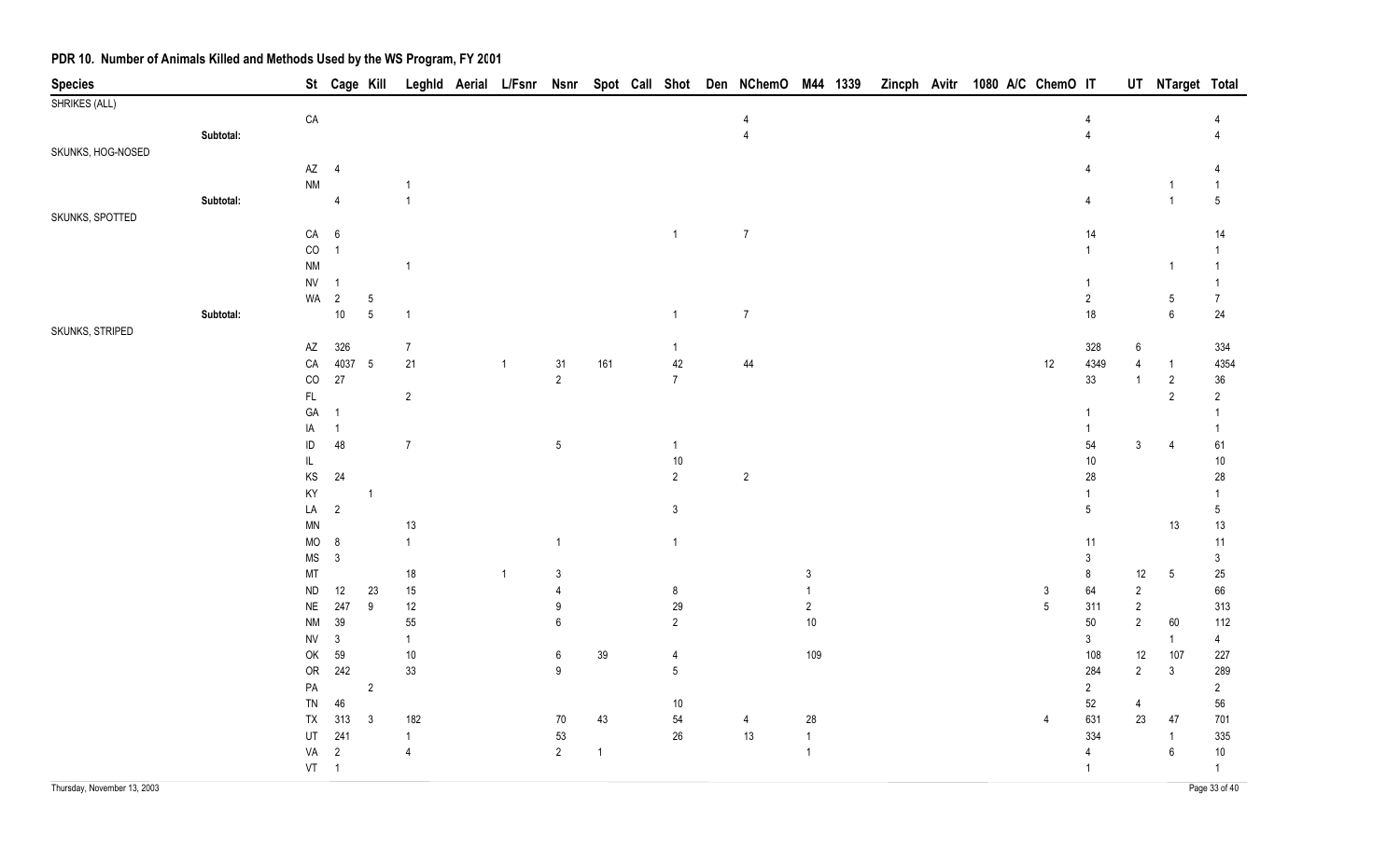## PDR 10. Number of Animals Killed and Methods Used by the WS Program, FY 2001

| Species | | St | Cage | Kill | Leghld | Aerial | L/Fsnr | Nsnr | Spot | Call | Shot | Den | NChemO | M44 | 1339 | Zincph | Avitr | 1080 | A/C | ChemO | IT | UT | NTarget | Total |
|---|---|---|---|---|---|---|---|---|---|---|---|---|---|---|---|---|---|---|---|---|---|---|---|---|
| SHRIKES (ALL) | | | | | | | | | | | | | | | | | | | | | | | | |
| | | CA | | | | | | | | | | | 4 | | | | | | | | 4 | | | 4 |
| | Subtotal: | | | | | | | | | | | | 4 | | | | | | | | 4 | | | 4 |
| SKUNKS, HOG-NOSED | | | | | | | | | | | | | | | | | | | | | | | | |
| | | AZ | 4 | | | | | | | | | | | | | | | | | | 4 | | | 4 |
| | | NM | | | 1 | | | | | | | | | | | | | | | | | | 1 | 1 |
| | Subtotal: | | 4 | | 1 | | | | | | | | | | | | | | | | 4 | | 1 | 5 |
| SKUNKS, SPOTTED | | | | | | | | | | | | | | | | | | | | | | | | |
| | | CA | 6 | | | | | | | | 1 | | 7 | | | | | | | | 14 | | | 14 |
| | | CO | 1 | | | | | | | | | | | | | | | | | | 1 | | | 1 |
| | | NM | | | 1 | | | | | | | | | | | | | | | | | | 1 | 1 |
| | | NV | 1 | | | | | | | | | | | | | | | | | | 1 | | | 1 |
| | | WA | 2 | 5 | | | | | | | | | | | | | | | | | 2 | | 5 | 7 |
| | Subtotal: | | 10 | 5 | 1 | | | | | | 1 | | 7 | | | | | | | | 18 | | 6 | 24 |
| SKUNKS, STRIPED | | | | | | | | | | | | | | | | | | | | | | | | |
| | | AZ | 326 | | 7 | | | | | | 1 | | | | | | | | | | 328 | 6 | | 334 |
| | | CA | 4037 | 5 | 21 | | 1 | 31 | 161 | | 42 | | 44 | | | | | | | 12 | 4349 | 4 | 1 | 4354 |
| | | CO | 27 | | | | | 2 | | | 7 | | | | | | | | | | 33 | 1 | 2 | 36 |
| | | FL | | | 2 | | | | | | | | | | | | | | | | | | 2 | 2 |
| | | GA | 1 | | | | | | | | | | | | | | | | | | 1 | | | 1 |
| | | IA | 1 | | | | | | | | | | | | | | | | | | 1 | | | 1 |
| | | ID | 48 | | 7 | | | 5 | | | 1 | | | | | | | | | | 54 | 3 | 4 | 61 |
| | | IL | | | | | | | | | 10 | | | | | | | | | | 10 | | | 10 |
| | | KS | 24 | | | | | | | | 2 | | 2 | | | | | | | | 28 | | | 28 |
| | | KY | | 1 | | | | | | | | | | | | | | | | | 1 | | | 1 |
| | | LA | 2 | | | | | | | | 3 | | | | | | | | | | 5 | | | 5 |
| | | MN | | | 13 | | | | | | | | | | | | | | | | | | 13 | 13 |
| | | MO | 8 | | 1 | | | 1 | | | 1 | | | | | | | | | | 11 | | | 11 |
| | | MS | 3 | | | | | | | | | | | | | | | | | | 3 | | | 3 |
| | | MT | | | 18 | | 1 | 3 | | | | | | 3 | | | | | | | 8 | 12 | 5 | 25 |
| | | ND | 12 | 23 | 15 | | | 4 | | | 8 | | | 1 | | | | | | 3 | 64 | 2 | | 66 |
| | | NE | 247 | 9 | 12 | | | 9 | | | 29 | | | 2 | | | | | | 5 | 311 | 2 | | 313 |
| | | NM | 39 | | 55 | | | 6 | | | 2 | | | 10 | | | | | | | 50 | 2 | 60 | 112 |
| | | NV | 3 | | 1 | | | | | | | | | | | | | | | | 3 | | 1 | 4 |
| | | OK | 59 | | 10 | | | 6 | 39 | | 4 | | | 109 | | | | | | | 108 | 12 | 107 | 227 |
| | | OR | 242 | | 33 | | | 9 | | | 5 | | | | | | | | | | 284 | 2 | 3 | 289 |
| | | PA | | 2 | | | | | | | | | | | | | | | | | 2 | | | 2 |
| | | TN | 46 | | | | | | | | 10 | | | | | | | | | | 52 | 4 | | 56 |
| | | TX | 313 | 3 | 182 | | | 70 | 43 | | 54 | | 4 | 28 | | | | | | 4 | 631 | 23 | 47 | 701 |
| | | UT | 241 | | 1 | | | 53 | | | 26 | | 13 | 1 | | | | | | | 334 | | 1 | 335 |
| | | VA | 2 | | 4 | | | 2 | 1 | | | | | 1 | | | | | | | 4 | | 6 | 10 |
| | | VT | 1 | | | | | | | | | | | | | | | | | | 1 | | | 1 |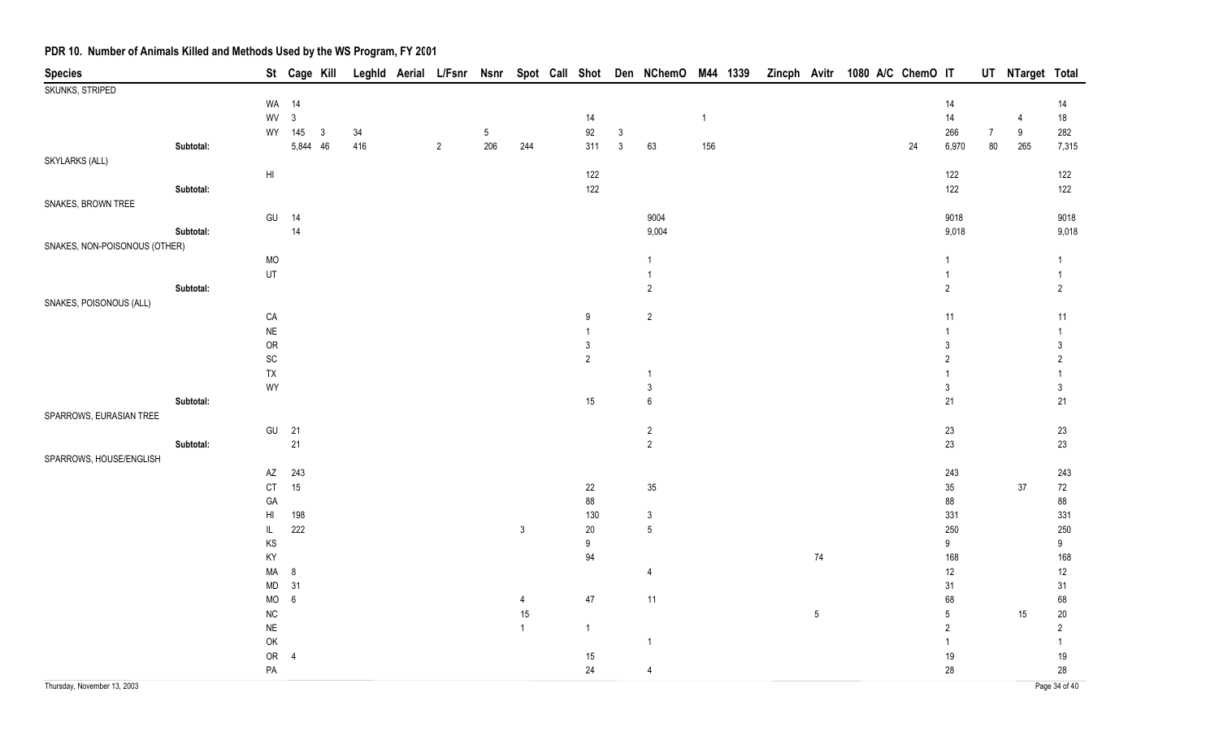## PDR 10. Number of Animals Killed and Methods Used by the WS Program, FY 2001

| Species | St | Cage | Kill | LegHld | Aerial | L/Fsnr | Nsnr | Spot | Call | Shot | Den | NChemO | M44 | 1339 | Zincph | Avitr | 1080 | A/C | ChemO | IT | UT | NTarget | Total |
|---|---|---|---|---|---|---|---|---|---|---|---|---|---|---|---|---|---|---|---|---|---|---|---|
| SKUNKS, STRIPED | | | | | | | | | | | | | | | | | | | | | | | |
| | WA | 14 | | | | | | | | | | | | | | | | | | 14 | | | 14 |
| | WV | 3 | | | | | | | | 14 | | | 1 | | | | | | | 14 | | 4 | 18 |
| | WY | 145 | 3 | 34 | | | 5 | | | 92 | 3 | | | | | | | | | 266 | 7 | 9 | 282 |
| Subtotal: | | 5,844 | 46 | 416 | | 2 | 206 | 244 | | 311 | 3 | 63 | 156 | | | | | | 24 | 6,970 | 80 | 265 | 7,315 |
| SKYLARKS (ALL) | | | | | | | | | | | | | | | | | | | | | | | |
| | HI | | | | | | | | | 122 | | | | | | | | | | 122 | | | 122 |
| Subtotal: | | | | | | | | | | 122 | | | | | | | | | | 122 | | | 122 |
| SNAKES, BROWN TREE | | | | | | | | | | | | | | | | | | | | | | | |
| | GU | 14 | | | | | | | | | | 9004 | | | | | | | | 9018 | | | 9018 |
| Subtotal: | | 14 | | | | | | | | | | 9,004 | | | | | | | | 9,018 | | | 9,018 |
| SNAKES, NON-POISONOUS (OTHER) | | | | | | | | | | | | | | | | | | | | | | | |
| | MO | | | | | | | | | | | 1 | | | | | | | | 1 | | | 1 |
| | UT | | | | | | | | | | | 1 | | | | | | | | 1 | | | 1 |
| Subtotal: | | | | | | | | | | | | 2 | | | | | | | | 2 | | | 2 |
| SNAKES, POISONOUS (ALL) | | | | | | | | | | | | | | | | | | | | | | | |
| | CA | | | | | | | | | 9 | | 2 | | | | | | | | 11 | | | 11 |
| | NE | | | | | | | | | 1 | | | | | | | | | | 1 | | | 1 |
| | OR | | | | | | | | | 3 | | | | | | | | | | 3 | | | 3 |
| | SC | | | | | | | | | 2 | | | | | | | | | | 2 | | | 2 |
| | TX | | | | | | | | | | | 1 | | | | | | | | 1 | | | 1 |
| | WY | | | | | | | | | | | 3 | | | | | | | | 3 | | | 3 |
| Subtotal: | | | | | | | | | | 15 | | 6 | | | | | | | | 21 | | | 21 |
| SPARROWS, EURASIAN TREE | | | | | | | | | | | | | | | | | | | | | | | |
| | GU | 21 | | | | | | | | | | 2 | | | | | | | | 23 | | | 23 |
| Subtotal: | | 21 | | | | | | | | | | 2 | | | | | | | | 23 | | | 23 |
| SPARROWS, HOUSE/ENGLISH | | | | | | | | | | | | | | | | | | | | | | | |
| | AZ | 243 | | | | | | | | | | | | | | | | | | 243 | | | 243 |
| | CT | 15 | | | | | | | | 22 | | 35 | | | | | | | | 35 | | 37 | 72 |
| | GA | | | | | | | | | 88 | | | | | | | | | | 88 | | | 88 |
| | HI | 198 | | | | | | | | 130 | | 3 | | | | | | | | 331 | | | 331 |
| | IL | 222 | | | | | | 3 | | 20 | | 5 | | | | | | | | 250 | | | 250 |
| | KS | | | | | | | | | 9 | | | | | | | | | | 9 | | | 9 |
| | KY | | | | | | | | | 94 | | | | | | 74 | | | | 168 | | | 168 |
| | MA | 8 | | | | | | | | | | 4 | | | | | | | | 12 | | | 12 |
| | MD | 31 | | | | | | | | | | | | | | | | | | 31 | | | 31 |
| | MO | 6 | | | | | | 4 | | 47 | | 11 | | | | | | | | 68 | | | 68 |
| | NC | | | | | | | 15 | | | | | | | | 5 | | | | 5 | | 15 | 20 |
| | NE | | | | | | | 1 | | 1 | | | | | | | | | | 2 | | | 2 |
| | OK | | | | | | | | | | | 1 | | | | | | | | 1 | | | 1 |
| | OR | 4 | | | | | | | | 15 | | | | | | | | | | 19 | | | 19 |
| | PA | | | | | | | | | 24 | | 4 | | | | | | | | 28 | | | 28 |

Thursday, November 13, 2003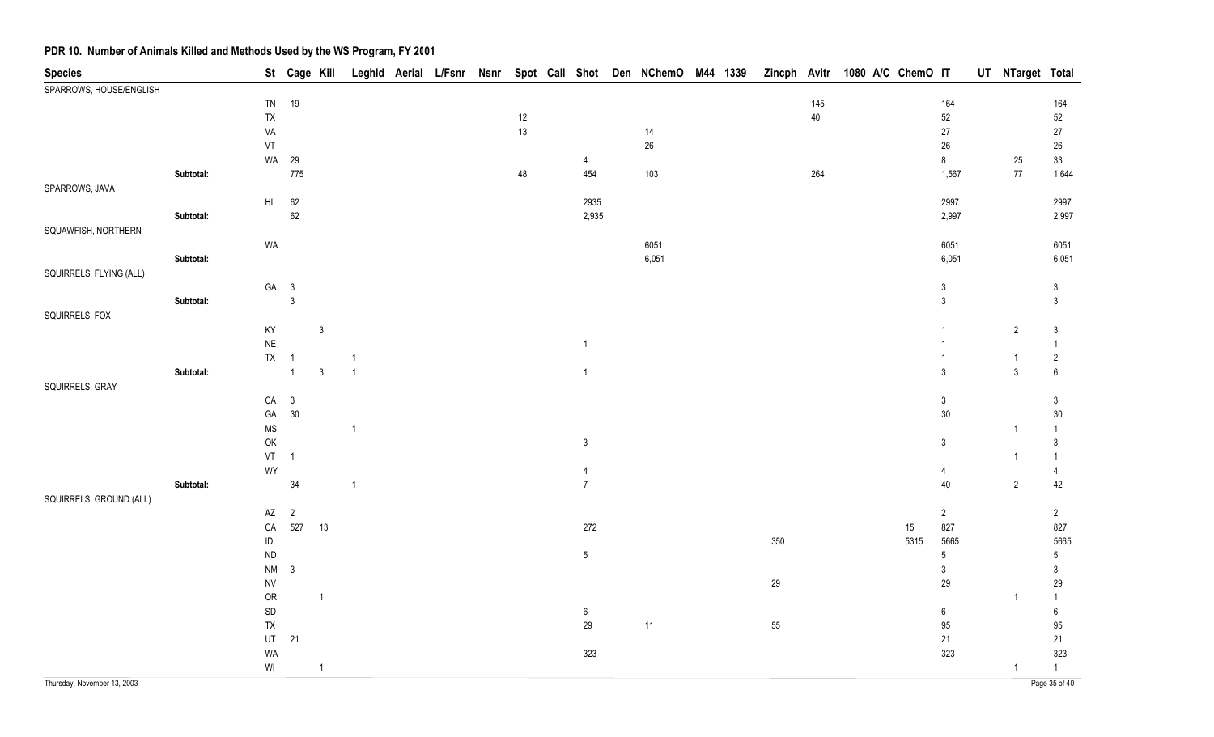# PDR 10. Number of Animals Killed and Methods Used by the WS Program, FY 2001

| Species | | St | Cage | Kill | Leghld | Aerial | L/Fsnr | Nsnr | Spot | Call | Shot | Den | NChemO | M44 | 1339 | Zincph | Avitr | 1080 | A/C | ChemO | IT | UT | NTarget | Total |
|---|---|---|---|---|---|---|---|---|---|---|---|---|---|---|---|---|---|---|---|---|---|---|---|---|
| SPARROWS, HOUSE/ENGLISH | | | | | | | | | | | | | | | | | | | | | | | | |
| | | TN | 19 | | | | | | | | | | | | | | 145 | | | | 164 | | | 164 |
| | | TX | | | | | | | 12 | | | | | | | | 40 | | | | 52 | | | 52 |
| | | VA | | | | | | | 13 | | | | 14 | | | | | | | | 27 | | | 27 |
| | | VT | | | | | | | | | | | 26 | | | | | | | | 26 | | | 26 |
| | | WA | 29 | | | | | | | | 4 | | | | | | | | | | 8 | | 25 | 33 |
| | Subtotal: | | 775 | | | | | | 48 | | 454 | | 103 | | | | 264 | | | | 1,567 | | 77 | 1,644 |
| SPARROWS, JAVA | | | | | | | | | | | | | | | | | | | | | | | | |
| | | HI | 62 | | | | | | | | 2935 | | | | | | | | | | 2997 | | | 2997 |
| | Subtotal: | | 62 | | | | | | | | 2,935 | | | | | | | | | | 2,997 | | | 2,997 |
| SQUAWFISH, NORTHERN | | | | | | | | | | | | | | | | | | | | | | | | |
| | | WA | | | | | | | | | | | 6051 | | | | | | | | 6051 | | | 6051 |
| | Subtotal: | | | | | | | | | | | | 6,051 | | | | | | | | 6,051 | | | 6,051 |
| SQUIRRELS, FLYING (ALL) | | | | | | | | | | | | | | | | | | | | | | | | |
| | | GA | 3 | | | | | | | | | | | | | | | | | | 3 | | | 3 |
| | Subtotal: | | 3 | | | | | | | | | | | | | | | | | | 3 | | | 3 |
| SQUIRRELS, FOX | | | | | | | | | | | | | | | | | | | | | | | | |
| | | KY | | 3 | | | | | | | | | | | | | | | | | 1 | | 2 | 3 |
| | | NE | | | | | | | | | 1 | | | | | | | | | | 1 | | | 1 |
| | | TX | 1 | | 1 | | | | | | | | | | | | | | | | 1 | | 1 | 2 |
| | Subtotal: | | 1 | 3 | 1 | | | | | | 1 | | | | | | | | | | 3 | | 3 | 6 |
| SQUIRRELS, GRAY | | | | | | | | | | | | | | | | | | | | | | | | |
| | | CA | 3 | | | | | | | | | | | | | | | | | | 3 | | | 3 |
| | | GA | 30 | | | | | | | | | | | | | | | | | | 30 | | | 30 |
| | | MS | | | 1 | | | | | | | | | | | | | | | | | | 1 | 1 |
| | | OK | | | | | | | | | 3 | | | | | | | | | | 3 | | | 3 |
| | | VT | 1 | | | | | | | | | | | | | | | | | | | | 1 | 1 |
| | | WY | | | | | | | | | 4 | | | | | | | | | | 4 | | | 4 |
| | Subtotal: | | 34 | | 1 | | | | | | 7 | | | | | | | | | | 40 | | 2 | 42 |
| SQUIRRELS, GROUND (ALL) | | | | | | | | | | | | | | | | | | | | | | | | |
| | | AZ | 2 | | | | | | | | | | | | | | | | | | 2 | | | 2 |
| | | CA | 527 | 13 | | | | | | | 272 | | | | | | | | | 15 | 827 | | | 827 |
| | | ID | | | | | | | | | | | | | | 350 | | | | 5315 | 5665 | | | 5665 |
| | | ND | | | | | | | | | 5 | | | | | | | | | | 5 | | | 5 |
| | | NM | 3 | | | | | | | | | | | | | | | | | | 3 | | | 3 |
| | | NV | | | | | | | | | | | | | | 29 | | | | | 29 | | | 29 |
| | | OR | | 1 | | | | | | | | | | | | | | | | | | | 1 | 1 |
| | | SD | | | | | | | | | 6 | | | | | | | | | | 6 | | | 6 |
| | | TX | | | | | | | | | 29 | | 11 | | | 55 | | | | | 95 | | | 95 |
| | | UT | 21 | | | | | | | | | | | | | | | | | | 21 | | | 21 |
| | | WA | | | | | | | | | 323 | | | | | | | | | | 323 | | | 323 |
| | | WI | | 1 | | | | | | | | | | | | | | | | | | | 1 | 1 |

Thursday, November 13, 2003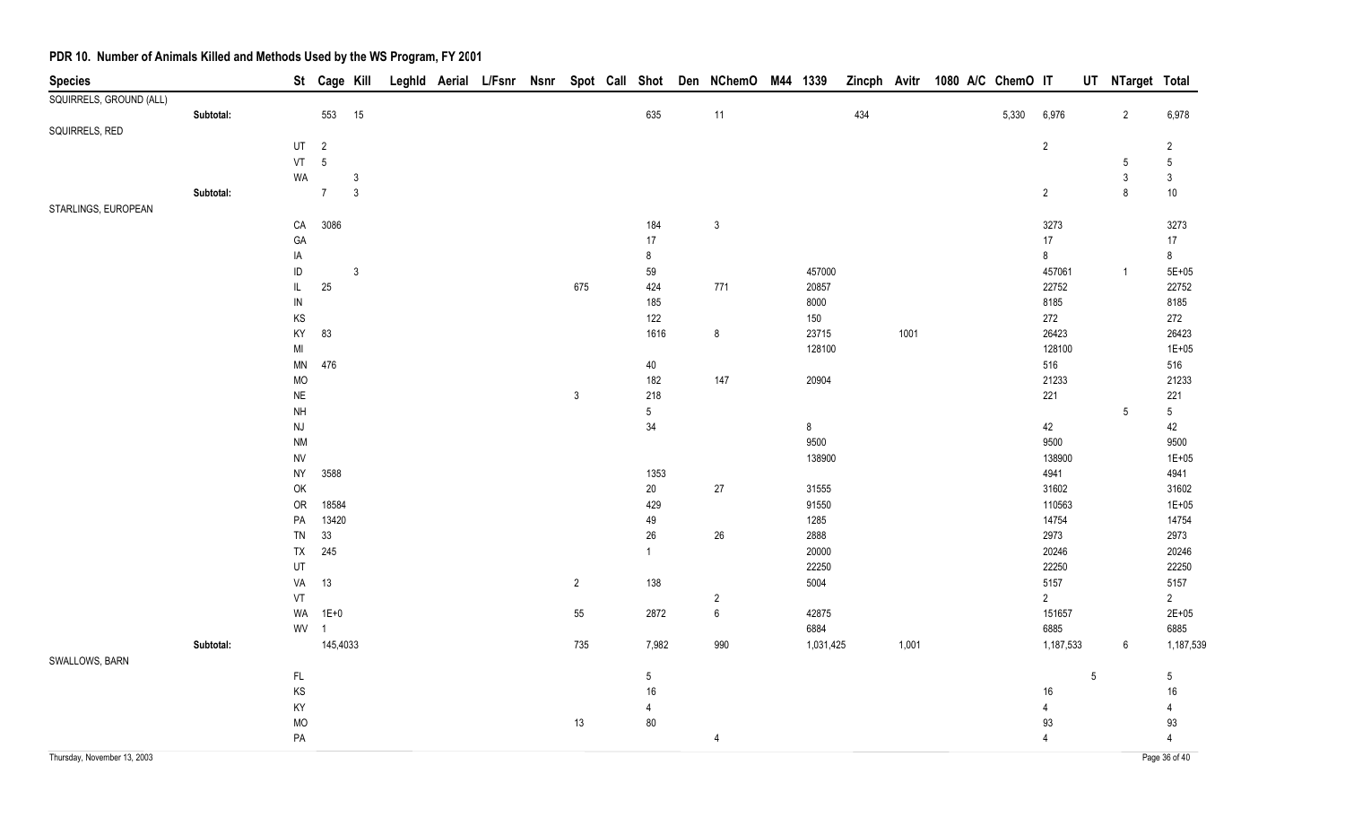## PDR 10. Number of Animals Killed and Methods Used by the WS Program, FY 2001

| Species | | St | Cage | Kill | Leghld | Aerial | L/Fsnr | Nsnr | Spot | Call | Shot | Den | NChemO | M44 | 1339 | Zincph | Avitr | 1080 | A/C | ChemO | IT | UT | NTarget | Total |
|---|---|---|---|---|---|---|---|---|---|---|---|---|---|---|---|---|---|---|---|---|---|---|---|---|
| SQUIRRELS, GROUND (ALL) | | | | | | | | | | | | | | | | | | | | | | | | |
| | Subtotal: | | 553 | 15 | | | | | | | 635 | | 11 | | | 434 | | | | 5,330 | 6,976 | | 2 | 6,978 |
| SQUIRRELS, RED | | | | | | | | | | | | | | | | | | | | | | | | |
| | | UT | 2 | | | | | | | | | | | | | | | | | | 2 | | | 2 |
| | | VT | 5 | | | | | | | | | | | | | | | | | | | | 5 | 5 |
| | | WA | | 3 | | | | | | | | | | | | | | | | | | | 3 | 3 |
| | Subtotal: | | 7 | 3 | | | | | | | | | | | | | | | | | 2 | | 8 | 10 |
| STARLINGS, EUROPEAN | | | | | | | | | | | | | | | | | | | | | | | | |
| | | CA | 3086 | | | | | | | | 184 | | 3 | | | | | | | | 3273 | | | 3273 |
| | | GA | | | | | | | | | 17 | | | | | | | | | | 17 | | | 17 |
| | | IA | | | | | | | | | 8 | | | | | | | | | | 8 | | | 8 |
| | | ID | | 3 | | | | | | | 59 | | | | 457000 | | | | | | 457061 | | 1 | 5E+05 |
| | | IL | 25 | | | | | | 675 | | 424 | | 771 | | 20857 | | | | | | 22752 | | | 22752 |
| | | IN | | | | | | | | | 185 | | | | 8000 | | | | | | 8185 | | | 8185 |
| | | KS | | | | | | | | | 122 | | | | 150 | | | | | | 272 | | | 272 |
| | | KY | 83 | | | | | | | | 1616 | | 8 | | 23715 | | 1001 | | | | 26423 | | | 26423 |
| | | MI | | | | | | | | | | | | | 128100 | | | | | | 128100 | | | 1E+05 |
| | | MN | 476 | | | | | | | | 40 | | | | | | | | | | 516 | | | 516 |
| | | MO | | | | | | | | | 182 | | 147 | | 20904 | | | | | | 21233 | | | 21233 |
| | | NE | | | | | | | 3 | | 218 | | | | | | | | | | 221 | | | 221 |
| | | NH | | | | | | | | | 5 | | | | | | | | | | | | 5 | 5 |
| | | NJ | | | | | | | | | 34 | | | | 8 | | | | | | 42 | | | 42 |
| | | NM | | | | | | | | | | | | | 9500 | | | | | | 9500 | | | 9500 |
| | | NV | | | | | | | | | | | | | 138900 | | | | | | 138900 | | | 1E+05 |
| | | NY | 3588 | | | | | | | | 1353 | | | | | | | | | | 4941 | | | 4941 |
| | | OK | | | | | | | | | 20 | | 27 | | 31555 | | | | | | 31602 | | | 31602 |
| | | OR | 18584 | | | | | | | | 429 | | | | 91550 | | | | | | 110563 | | | 1E+05 |
| | | PA | 13420 | | | | | | | | 49 | | | | 1285 | | | | | | 14754 | | | 14754 |
| | | TN | 33 | | | | | | | | 26 | | 26 | | 2888 | | | | | | 2973 | | | 2973 |
| | | TX | 245 | | | | | | | | 1 | | | | 20000 | | | | | | 20246 | | | 20246 |
| | | UT | | | | | | | | | | | | | 22250 | | | | | | 22250 | | | 22250 |
| | | VA | 13 | | | | | | 2 | | 138 | | | | 5004 | | | | | | 5157 | | | 5157 |
| | | VT | | | | | | | | | | | 2 | | | | | | | | 2 | | | 2 |
| | | WA | 1E+0 | | | | | | 55 | | 2872 | | 6 | | 42875 | | | | | | 151657 | | | 2E+05 |
| | | WV | 1 | | | | | | | | | | | | 6884 | | | | | | 6885 | | | 6885 |
| | Subtotal: | | 145,4033 | | | | | | 735 | | 7,982 | | 990 | | 1,031,425 | | 1,001 | | | | 1,187,533 | | 6 | 1,187,539 |
| SWALLOWS, BARN | | | | | | | | | | | | | | | | | | | | | | | | |
| | | FL | | | | | | | | | 5 | | | | | | | | | | | 5 | | 5 |
| | | KS | | | | | | | | | 16 | | | | | | | | | | 16 | | | 16 |
| | | KY | | | | | | | | | 4 | | | | | | | | | | 4 | | | 4 |
| | | MO | | | | | | | 13 | | 80 | | | | | | | | | | 93 | | | 93 |
| | | PA | | | | | | | | | | | 4 | | | | | | | | 4 | | | 4 |

Thursday, November 13, 2003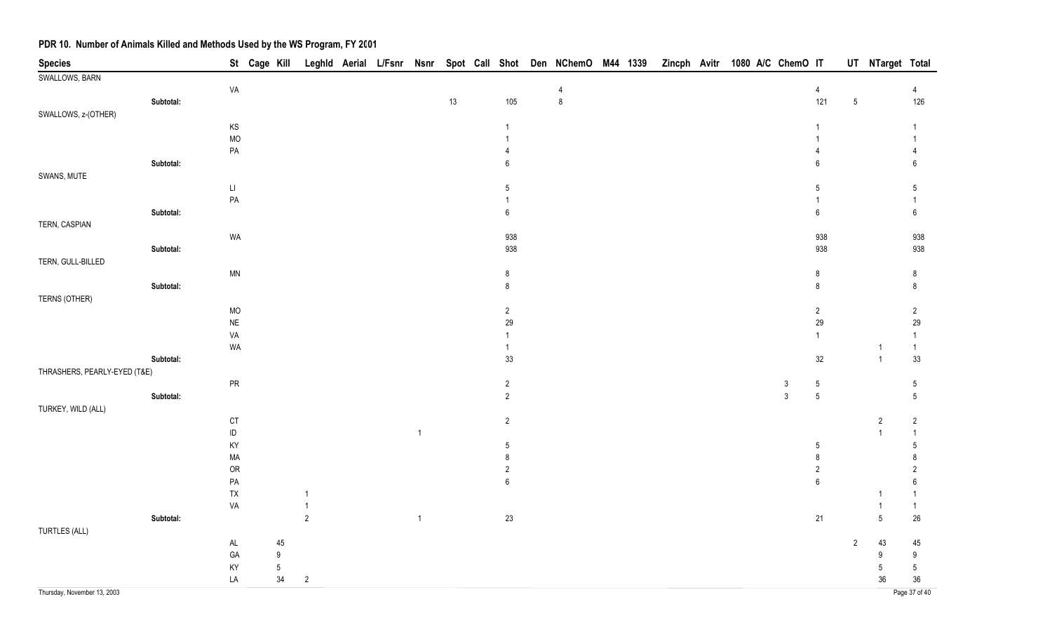# PDR 10. Number of Animals Killed and Methods Used by the WS Program, FY 2001

| Species | | St | Cage | Kill | Leghld | Aerial | L/Fsnr | Nsnr | Spot | Call | Shot | Den | NChemO | M44 | 1339 | Zincph | Avitr | 1080 | A/C | ChemO | IT | UT | NTarget | Total |
|---|---|---|---|---|---|---|---|---|---|---|---|---|---|---|---|---|---|---|---|---|---|---|---|---|
| SWALLOWS, BARN | | | | | | | | | | | | | | | | | | | | | | | | |
| | | VA | | | | | | | | | | | 4 | | | | | | | | 4 | | | 4 |
| | Subtotal: | | | | | | | | 13 | | 105 | | 8 | | | | | | | | 121 | 5 | | 126 |
| SWALLOWS, z-(OTHER) | | | | | | | | | | | | | | | | | | | | | | | | |
| | | KS | | | | | | | | | 1 | | | | | | | | | | 1 | | | 1 |
| | | MO | | | | | | | | | 1 | | | | | | | | | | 1 | | | 1 |
| | | PA | | | | | | | | | 4 | | | | | | | | | | 4 | | | 4 |
| | Subtotal: | | | | | | | | | | 6 | | | | | | | | | | 6 | | | 6 |
| SWANS, MUTE | | | | | | | | | | | | | | | | | | | | | | | | |
| | | LI | | | | | | | | | 5 | | | | | | | | | | 5 | | | 5 |
| | | PA | | | | | | | | | 1 | | | | | | | | | | 1 | | | 1 |
| | Subtotal: | | | | | | | | | | 6 | | | | | | | | | | 6 | | | 6 |
| TERN, CASPIAN | | | | | | | | | | | | | | | | | | | | | | | | |
| | | WA | | | | | | | | | 938 | | | | | | | | | | 938 | | | 938 |
| | Subtotal: | | | | | | | | | | 938 | | | | | | | | | | 938 | | | 938 |
| TERN, GULL-BILLED | | | | | | | | | | | | | | | | | | | | | | | | |
| | | MN | | | | | | | | | 8 | | | | | | | | | | 8 | | | 8 |
| | Subtotal: | | | | | | | | | | 8 | | | | | | | | | | 8 | | | 8 |
| TERNS (OTHER) | | | | | | | | | | | | | | | | | | | | | | | | |
| | | MO | | | | | | | | | 2 | | | | | | | | | | 2 | | | 2 |
| | | NE | | | | | | | | | 29 | | | | | | | | | | 29 | | | 29 |
| | | VA | | | | | | | | | 1 | | | | | | | | | | 1 | | | 1 |
| | | WA | | | | | | | | | 1 | | | | | | | | | | | | 1 | 1 |
| | Subtotal: | | | | | | | | | | 33 | | | | | | | | | | 32 | | 1 | 33 |
| THRASHERS, PEARLY-EYED (T&E) | | | | | | | | | | | | | | | | | | | | | | | | |
| | | PR | | | | | | | | | 2 | | | | | | | | | 3 | 5 | | | 5 |
| | Subtotal: | | | | | | | | | | 2 | | | | | | | | | 3 | 5 | | | 5 |
| TURKEY, WILD (ALL) | | | | | | | | | | | | | | | | | | | | | | | | |
| | | CT | | | | | | | | | 2 | | | | | | | | | | | | 2 | 2 |
| | | ID | | | | | | 1 | | | | | | | | | | | | | | | 1 | 1 |
| | | KY | | | | | | | | | 5 | | | | | | | | | | 5 | | | 5 |
| | | MA | | | | | | | | | 8 | | | | | | | | | | 8 | | | 8 |
| | | OR | | | | | | | | | 2 | | | | | | | | | | 2 | | | 2 |
| | | PA | | | | | | | | | 6 | | | | | | | | | | 6 | | | 6 |
| | | TX | | | 1 | | | | | | | | | | | | | | | | | | 1 | 1 |
| | | VA | | | 1 | | | | | | | | | | | | | | | | | | 1 | 1 |
| | Subtotal: | | | | 2 | | | 1 | | | 23 | | | | | | | | | | 21 | | 5 | 26 |
| TURTLES (ALL) | | | | | | | | | | | | | | | | | | | | | | | | |
| | | AL | | 45 | | | | | | | | | | | | | | | | | | 2 | 43 | 45 |
| | | GA | | 9 | | | | | | | | | | | | | | | | | | | 9 | 9 |
| | | KY | | 5 | | | | | | | | | | | | | | | | | | | 5 | 5 |
| | | LA | | 34 | 2 | | | | | | | | | | | | | | | | | | 36 | 36 |

Thursday, November 13, 2003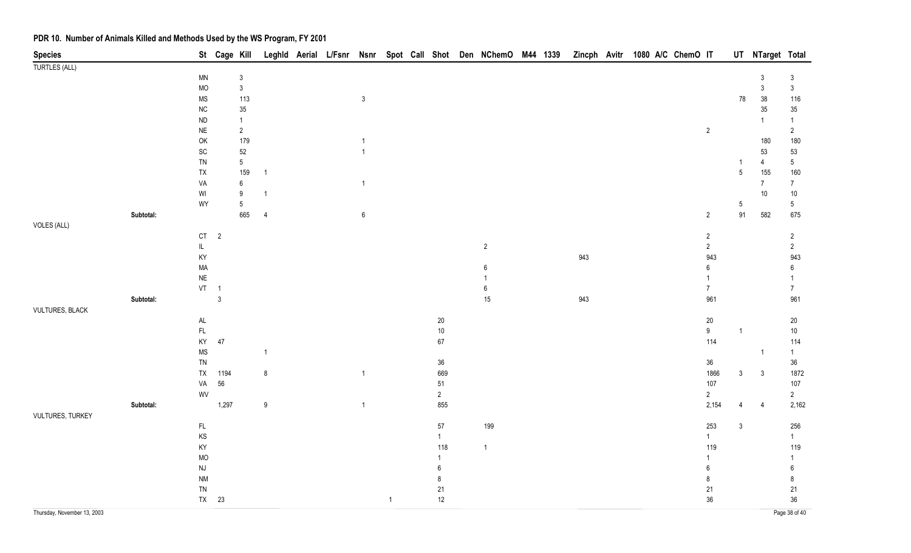# PDR 10. Number of Animals Killed and Methods Used by the WS Program, FY 2001

| Species | | St | Cage | Kill | Leghld | Aerial | L/Fsnr | Nsnr | Spot | Call | Shot | Den | NChemO | M44 | 1339 | Zincph | Avitr | 1080 | A/C | ChemO | IT | UT | NTarget | Total |
|---|---|---|---|---|---|---|---|---|---|---|---|---|---|---|---|---|---|---|---|---|---|---|---|---|
| TURTLES (ALL) | | | | | | | | | | | | | | | | | | | | | | | | |
| | | MN | | 3 | | | | | | | | | | | | | | | | | | | 3 | 3 |
| | | MO | | 3 | | | | | | | | | | | | | | | | | | | 3 | 3 |
| | | MS | | 113 | | | | 3 | | | | | | | | | | | | | | 78 | 38 | 116 |
| | | NC | | 35 | | | | | | | | | | | | | | | | | | | 35 | 35 |
| | | ND | | 1 | | | | | | | | | | | | | | | | | | | 1 | 1 |
| | | NE | | 2 | | | | | | | | | | | | | | | | | 2 | | | 2 |
| | | OK | | 179 | | | | 1 | | | | | | | | | | | | | | | 180 | 180 |
| | | SC | | 52 | | | | 1 | | | | | | | | | | | | | | | 53 | 53 |
| | | TN | | 5 | | | | | | | | | | | | | | | | | | 1 | 4 | 5 |
| | | TX | | 159 | 1 | | | | | | | | | | | | | | | | | 5 | 155 | 160 |
| | | VA | | 6 | | | | 1 | | | | | | | | | | | | | | | 7 | 7 |
| | | WI | | 9 | 1 | | | | | | | | | | | | | | | | | | 10 | 10 |
| | | WY | | 5 | | | | | | | | | | | | | | | | | | 5 | | 5 |
| | Subtotal: | | | 665 | 4 | | | 6 | | | | | | | | | | | | | 2 | 91 | 582 | 675 |
| VOLES (ALL) | | | | | | | | | | | | | | | | | | | | | | | | |
| | | CT | 2 | | | | | | | | | | | | | | | | | | 2 | | | 2 |
| | | IL | | | | | | | | | | | 2 | | | | | | | | 2 | | | 2 |
| | | KY | | | | | | | | | | | | | | 943 | | | | | 943 | | | 943 |
| | | MA | | | | | | | | | | | 6 | | | | | | | | 6 | | | 6 |
| | | NE | | | | | | | | | | | 1 | | | | | | | | 1 | | | 1 |
| | | VT | 1 | | | | | | | | | | 6 | | | | | | | | 7 | | | 7 |
| | Subtotal: | | 3 | | | | | | | | | | 15 | | | 943 | | | | | 961 | | | 961 |
| VULTURES, BLACK | | | | | | | | | | | | | | | | | | | | | | | | |
| | | AL | | | | | | | | | 20 | | | | | | | | | | 20 | | | 20 |
| | | FL | | | | | | | | | 10 | | | | | | | | | | 9 | 1 | | 10 |
| | | KY | 47 | | | | | | | | 67 | | | | | | | | | | 114 | | | 114 |
| | | MS | | | 1 | | | | | | | | | | | | | | | | | | 1 | 1 |
| | | TN | | | | | | | | | 36 | | | | | | | | | | 36 | | | 36 |
| | | TX | 1194 | | 8 | | | 1 | | | 669 | | | | | | | | | | 1866 | 3 | 3 | 1872 |
| | | VA | 56 | | | | | | | | 51 | | | | | | | | | | 107 | | | 107 |
| | | WV | | | | | | | | | 2 | | | | | | | | | | 2 | | | 2 |
| | Subtotal: | | 1,297 | | 9 | | | 1 | | | 855 | | | | | | | | | | 2,154 | 4 | 4 | 2,162 |
| VULTURES, TURKEY | | | | | | | | | | | | | | | | | | | | | | | | |
| | | FL | | | | | | | | | 57 | | 199 | | | | | | | | 253 | 3 | | 256 |
| | | KS | | | | | | | | | 1 | | | | | | | | | | 1 | | | 1 |
| | | KY | | | | | | | | | 118 | | 1 | | | | | | | | 119 | | | 119 |
| | | MO | | | | | | | | | 1 | | | | | | | | | | 1 | | | 1 |
| | | NJ | | | | | | | | | 6 | | | | | | | | | | 6 | | | 6 |
| | | NM | | | | | | | | | 8 | | | | | | | | | | 8 | | | 8 |
| | | TN | | | | | | | | | 21 | | | | | | | | | | 21 | | | 21 |
| | | TX | 23 | | | | | | 1 | | 12 | | | | | | | | | | 36 | | | 36 |

Thursday, November 13, 2003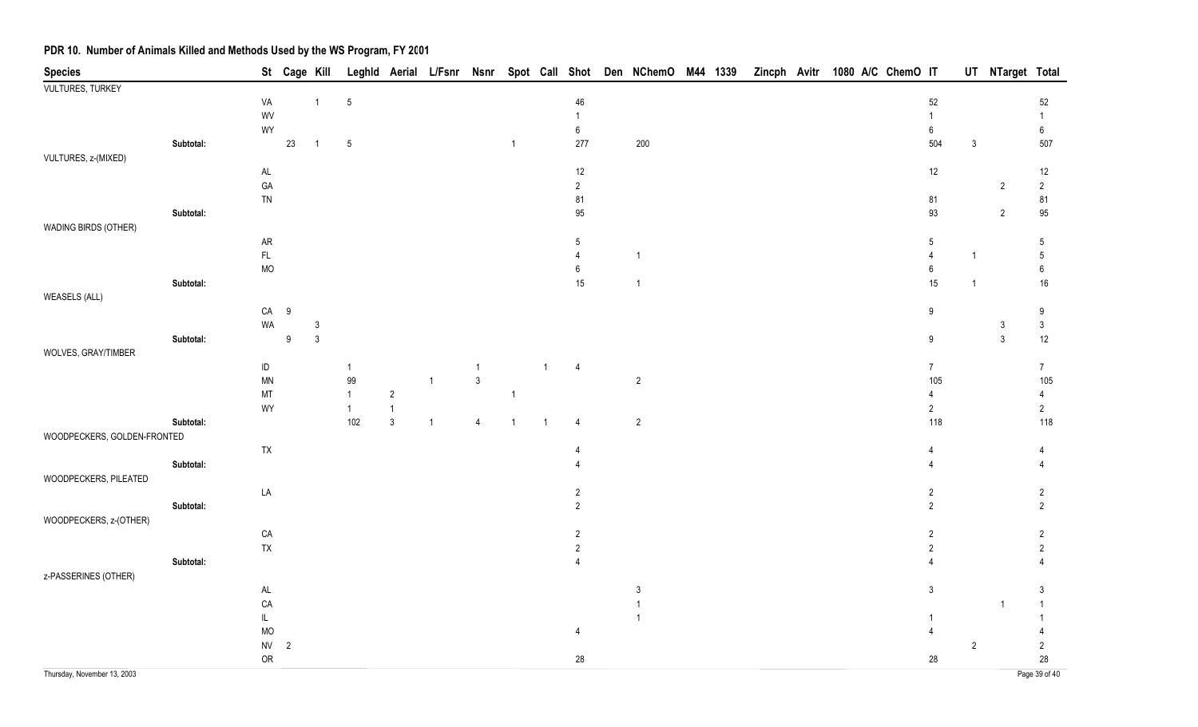# PDR 10. Number of Animals Killed and Methods Used by the WS Program, FY 2001

| Species | | St | Cage | Kill | Leghld | Aerial | L/Fsnr | Nsnr | Spot | Call | Shot | Den | NChemO | M44 | 1339 | Zincph | Avitr | 1080 | A/C | ChemO | IT | UT | NTarget | Total |
|---|---|---|---|---|---|---|---|---|---|---|---|---|---|---|---|---|---|---|---|---|---|---|---|---|
| VULTURES, TURKEY | | | | | | | | | | | | | | | | | | | | | | | | |
| | | VA | | 1 | 5 | | | | | | 46 | | | | | | | | | | 52 | | | 52 |
| | | WV | | | | | | | | | 1 | | | | | | | | | | 1 | | | 1 |
| | | WY | | | | | | | | | 6 | | | | | | | | | | 6 | | | 6 |
| | Subtotal: | | 23 | 1 | 5 | | | | 1 | | 277 | | 200 | | | | | | | | 504 | 3 | | 507 |
| VULTURES, z-(MIXED) | | | | | | | | | | | | | | | | | | | | | | | | |
| | | AL | | | | | | | | | 12 | | | | | | | | | | 12 | | | 12 |
| | | GA | | | | | | | | | 2 | | | | | | | | | | | | 2 | 2 |
| | | TN | | | | | | | | | 81 | | | | | | | | | | 81 | | | 81 |
| | Subtotal: | | | | | | | | | | 95 | | | | | | | | | | 93 | | 2 | 95 |
| WADING BIRDS (OTHER) | | | | | | | | | | | | | | | | | | | | | | | | |
| | | AR | | | | | | | | | 5 | | | | | | | | | | 5 | | | 5 |
| | | FL | | | | | | | | | 4 | | 1 | | | | | | | | 4 | 1 | | 5 |
| | | MO | | | | | | | | | 6 | | | | | | | | | | 6 | | | 6 |
| | Subtotal: | | | | | | | | | | 15 | | 1 | | | | | | | | 15 | 1 | | 16 |
| WEASELS (ALL) | | | | | | | | | | | | | | | | | | | | | | | | |
| | | CA | 9 | | | | | | | | | | | | | | | | | | 9 | | | 9 |
| | | WA | | 3 | | | | | | | | | | | | | | | | | | | 3 | 3 |
| | Subtotal: | | 9 | 3 | | | | | | | | | | | | | | | | | 9 | | 3 | 12 |
| WOLVES, GRAY/TIMBER | | | | | | | | | | | | | | | | | | | | | | | | |
| | | ID | | | 1 | | | 1 | | 1 | 4 | | | | | | | | | | 7 | | | 7 |
| | | MN | | | 99 | | 1 | 3 | | | | | 2 | | | | | | | | 105 | | | 105 |
| | | MT | | | 1 | 2 | | | 1 | | | | | | | | | | | | 4 | | | 4 |
| | | WY | | | 1 | 1 | | | | | | | | | | | | | | | 2 | | | 2 |
| | Subtotal: | | | | 102 | 3 | 1 | 4 | 1 | 1 | 4 | | 2 | | | | | | | | 118 | | | 118 |
| WOODPECKERS, GOLDEN-FRONTED | | | | | | | | | | | | | | | | | | | | | | | | |
| | | TX | | | | | | | | | 4 | | | | | | | | | | 4 | | | 4 |
| | Subtotal: | | | | | | | | | | 4 | | | | | | | | | | 4 | | | 4 |
| WOODPECKERS, PILEATED | | | | | | | | | | | | | | | | | | | | | | | | |
| | | LA | | | | | | | | | 2 | | | | | | | | | | 2 | | | 2 |
| | Subtotal: | | | | | | | | | | 2 | | | | | | | | | | 2 | | | 2 |
| WOODPECKERS, z-(OTHER) | | | | | | | | | | | | | | | | | | | | | | | | |
| | | CA | | | | | | | | | 2 | | | | | | | | | | 2 | | | 2 |
| | | TX | | | | | | | | | 2 | | | | | | | | | | 2 | | | 2 |
| | Subtotal: | | | | | | | | | | 4 | | | | | | | | | | 4 | | | 4 |
| z-PASSERINES (OTHER) | | | | | | | | | | | | | | | | | | | | | | | | |
| | | AL | | | | | | | | | | | 3 | | | | | | | | 3 | | | 3 |
| | | CA | | | | | | | | | | | 1 | | | | | | | | | | 1 | 1 |
| | | IL | | | | | | | | | | | 1 | | | | | | | | 1 | | | 1 |
| | | MO | | | | | | | | | 4 | | | | | | | | | | 4 | | | 4 |
| | | NV | 2 | | | | | | | | | | | | | | | | | | | 2 | | 2 |
| | | OR | | | | | | | | | 28 | | | | | | | | | | 28 | | | 28 |

Thursday, November 13, 2003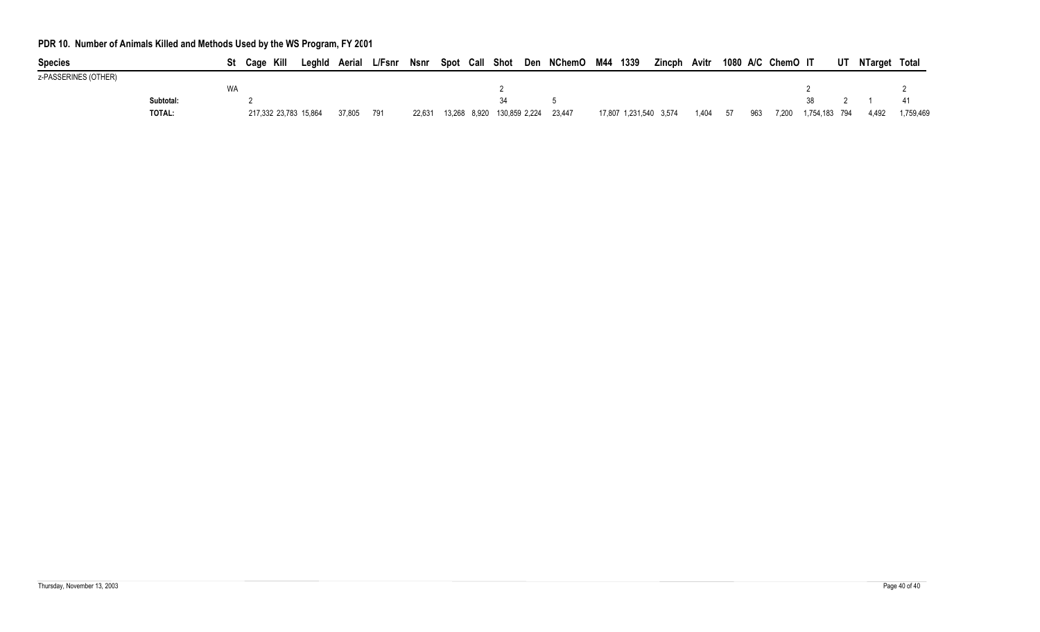## PDR 10. Number of Animals Killed and Methods Used by the WS Program, FY 2001

| Species | | St | Cage | Kill | Leghld | Aerial | L/Fsnr | Nsnr | Spot | Call | Shot | Den | NChemO | M44 | 1339 | Zincph | Avitr | 1080 | A/C | ChemO | IT | UT | NTarget | Total |
|---|---|---|---|---|---|---|---|---|---|---|---|---|---|---|---|---|---|---|---|---|---|---|---|---|
| z-PASSERINES (OTHER) | | | | | | | | | | | | | | | | | | | | | | | | |
| | | WA | 2 | | | | | | | | 2 | | | | | | | | | | 2 | | | 2 |
| | **Subtotal:** | | 2 | | | | | | | | 34 | | 5 | | | | | | | | 38 | 2 | 1 | 41 |
| | **TOTAL:** | | 217,332 | 23,783 | 15,864 | 37,805 | 791 | 22,631 | 13,268 | 8,920 | 130,859 | 2,224 | 23,447 | 17,807 | 1,231,540 | 3,574 | 1,404 | 57 | 963 | 7,200 | 1,754,183 | 794 | 4,492 | 1,759,469 |

Thursday, November 13, 2003